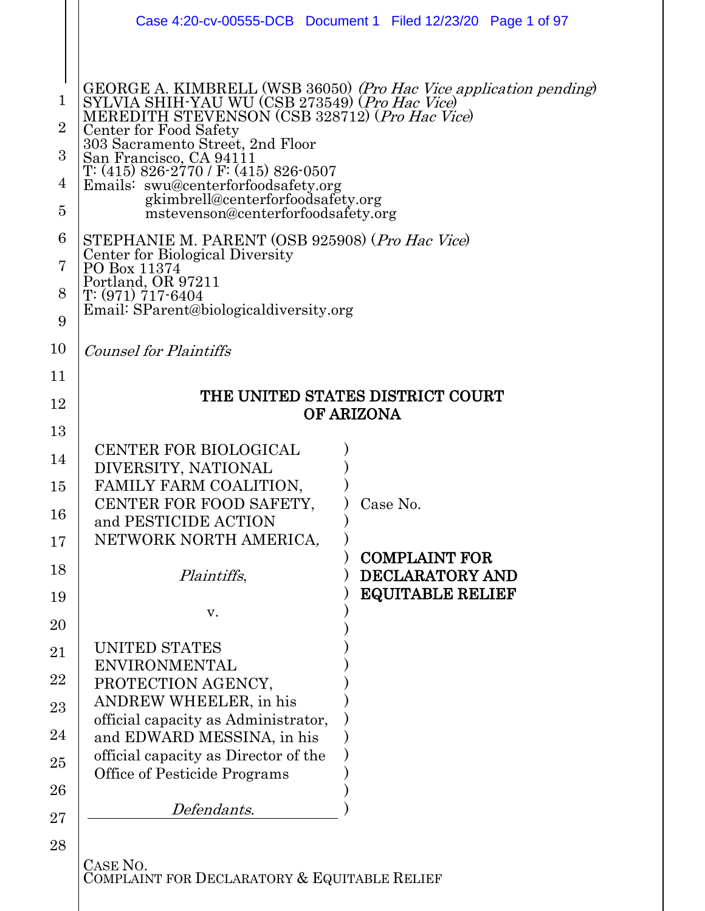GEORGE A. KIMBRELL (WSB 36050) *(Pro Hac Vice application pending)*
SYLVIA SHIH-YAU WU (CSB 273549) (*Pro Hac Vice*)
MEREDITH STEVENSON (CSB 328712) (*Pro Hac Vice*)
Center for Food Safety
303 Sacramento Street, 2nd Floor
San Francisco, CA 94111
T: (415) 826-2770 / F: (415) 826-0507
Emails: swu@centerforfoodsafety.org
gkimbrell@centerforfoodsafety.org
mstevenson@centerforfoodsafety.org

STEPHANIE M. PARENT (OSB 925908) (*Pro Hac Vice*)
Center for Biological Diversity
PO Box 11374
Portland, OR 97211
T: (971) 717-6404
Email: SParent@biologicaldiversity.org

*Counsel for Plaintiffs*

**THE UNITED STATES DISTRICT COURT OF ARIZONA**

CENTER FOR BIOLOGICAL DIVERSITY, NATIONAL FAMILY FARM COALITION, CENTER FOR FOOD SAFETY, and PESTICIDE ACTION NETWORK NORTH AMERICA,

*Plaintiffs*,

v.

UNITED STATES ENVIRONMENTAL PROTECTION AGENCY, ANDREW WHEELER, in his official capacity as Administrator, and EDWARD MESSINA, in his official capacity as Director of the Office of Pesticide Programs

*Defendants*.

Case No.

**COMPLAINT FOR DECLARATORY AND EQUITABLE RELIEF**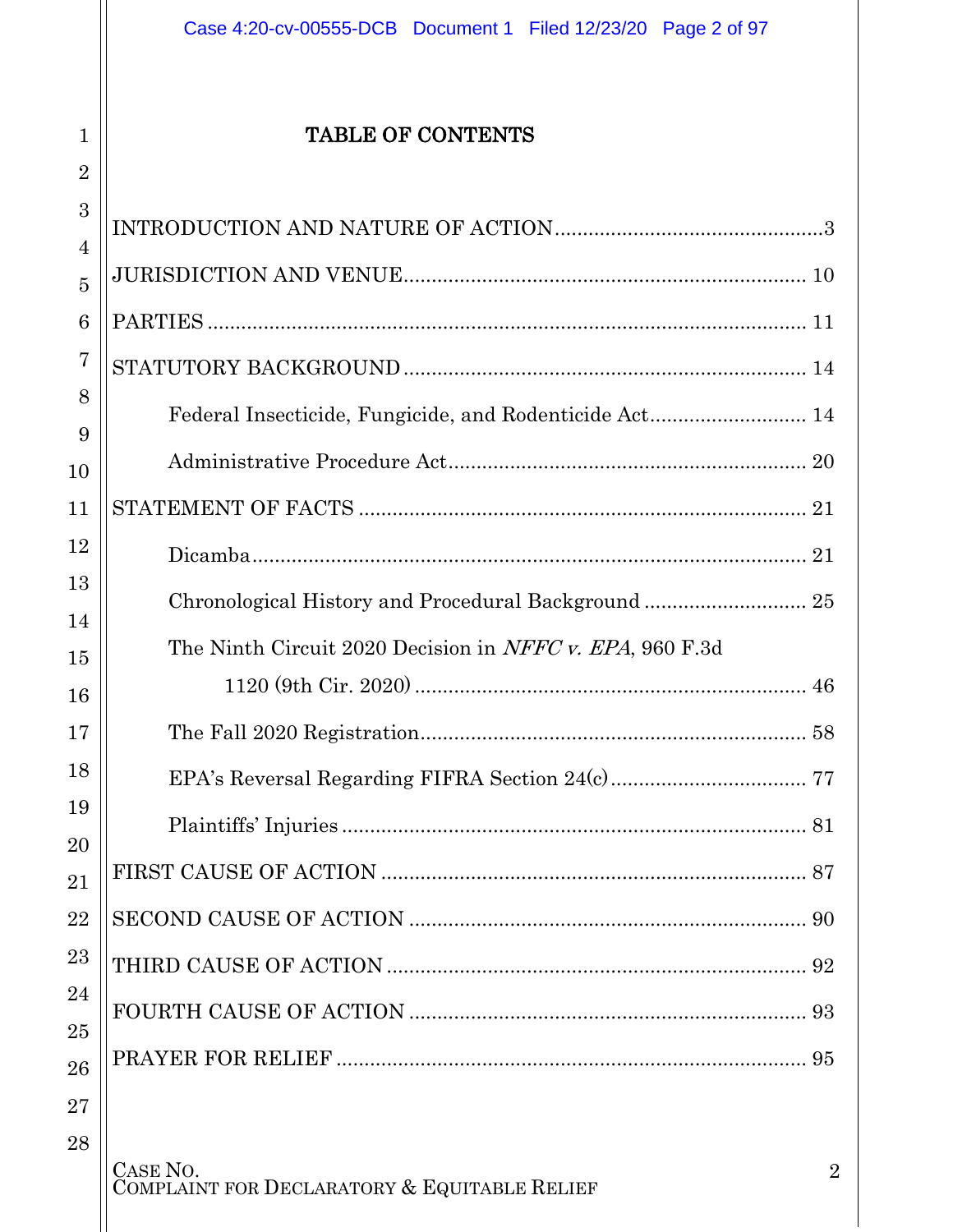# TABLE OF CONTENTS

INTRODUCTION AND NATURE OF ACTION ........................................ 3

JURISDICTION AND VENUE ........................................ 10

PARTIES ........................................ 11

STATUTORY BACKGROUND ........................................ 14

- Federal Insecticide, Fungicide, and Rodenticide Act ........................................ 14
- Administrative Procedure Act ........................................ 20

STATEMENT OF FACTS ........................................ 21

- Dicamba ........................................ 21
- Chronological History and Procedural Background ........................................ 25
- The Ninth Circuit 2020 Decision in *NFFC v. EPA*, 960 F.3d 1120 (9th Cir. 2020) ........................................ 46
- The Fall 2020 Registration ........................................ 58
- EPA's Reversal Regarding FIFRA Section 24(c) ........................................ 77
- Plaintiffs' Injuries ........................................ 81

FIRST CAUSE OF ACTION ........................................ 87

SECOND CAUSE OF ACTION ........................................ 90

THIRD CAUSE OF ACTION ........................................ 92

FOURTH CAUSE OF ACTION ........................................ 93

PRAYER FOR RELIEF ........................................ 95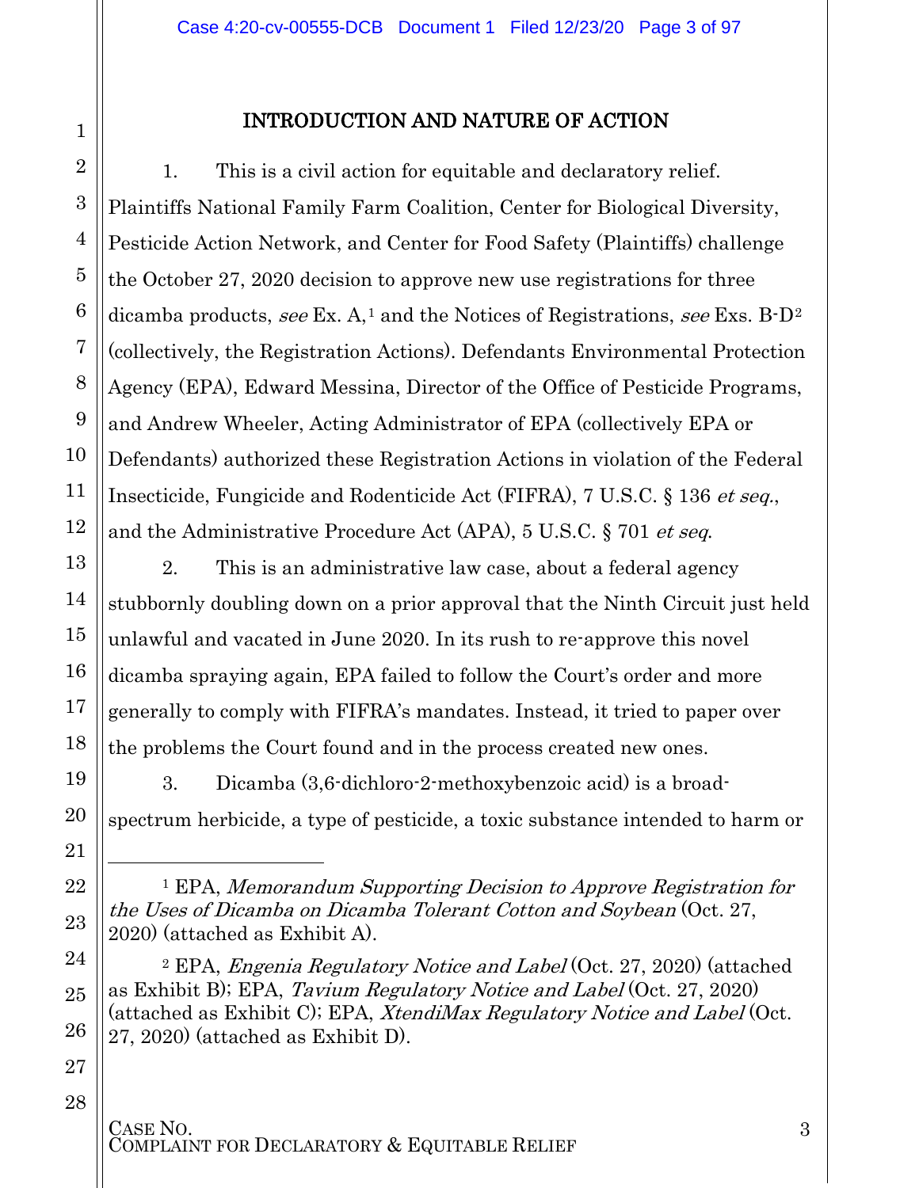## INTRODUCTION AND NATURE OF ACTION

1. This is a civil action for equitable and declaratory relief. Plaintiffs National Family Farm Coalition, Center for Biological Diversity, Pesticide Action Network, and Center for Food Safety (Plaintiffs) challenge the October 27, 2020 decision to approve new use registrations for three dicamba products, *see* Ex. A,[1] and the Notices of Registrations, *see* Exs. B-D[2] (collectively, the Registration Actions). Defendants Environmental Protection Agency (EPA), Edward Messina, Director of the Office of Pesticide Programs, and Andrew Wheeler, Acting Administrator of EPA (collectively EPA or Defendants) authorized these Registration Actions in violation of the Federal Insecticide, Fungicide and Rodenticide Act (FIFRA), 7 U.S.C. § 136 *et seq.*, and the Administrative Procedure Act (APA), 5 U.S.C. § 701 *et seq.*

2. This is an administrative law case, about a federal agency stubbornly doubling down on a prior approval that the Ninth Circuit just held unlawful and vacated in June 2020. In its rush to re-approve this novel dicamba spraying again, EPA failed to follow the Court's order and more generally to comply with FIFRA's mandates. Instead, it tried to paper over the problems the Court found and in the process created new ones.

3. Dicamba (3,6-dichloro-2-methoxybenzoic acid) is a broad-spectrum herbicide, a type of pesticide, a toxic substance intended to harm or

---

[1] EPA, *Memorandum Supporting Decision to Approve Registration for the Uses of Dicamba on Dicamba Tolerant Cotton and Soybean* (Oct. 27, 2020) (attached as Exhibit A).

[2] EPA, *Engenia Regulatory Notice and Label* (Oct. 27, 2020) (attached as Exhibit B); EPA, *Tavium Regulatory Notice and Label* (Oct. 27, 2020) (attached as Exhibit C); EPA, *XtendiMax Regulatory Notice and Label* (Oct. 27, 2020) (attached as Exhibit D).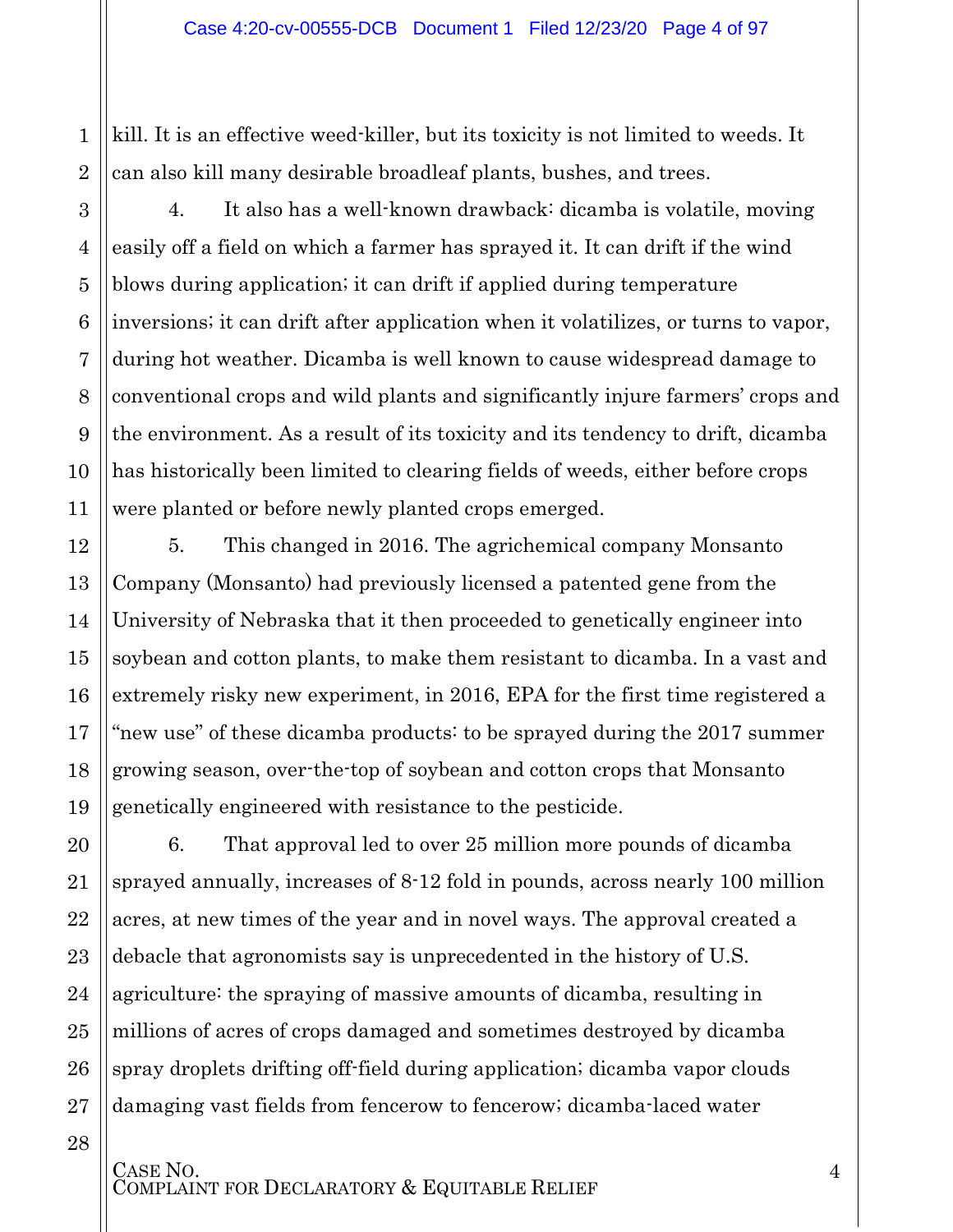kill. It is an effective weed-killer, but its toxicity is not limited to weeds. It can also kill many desirable broadleaf plants, bushes, and trees.

4. It also has a well-known drawback: dicamba is volatile, moving easily off a field on which a farmer has sprayed it. It can drift if the wind blows during application; it can drift if applied during temperature inversions; it can drift after application when it volatilizes, or turns to vapor, during hot weather. Dicamba is well known to cause widespread damage to conventional crops and wild plants and significantly injure farmers' crops and the environment. As a result of its toxicity and its tendency to drift, dicamba has historically been limited to clearing fields of weeds, either before crops were planted or before newly planted crops emerged.

5. This changed in 2016. The agrichemical company Monsanto Company (Monsanto) had previously licensed a patented gene from the University of Nebraska that it then proceeded to genetically engineer into soybean and cotton plants, to make them resistant to dicamba. In a vast and extremely risky new experiment, in 2016, EPA for the first time registered a "new use" of these dicamba products: to be sprayed during the 2017 summer growing season, over-the-top of soybean and cotton crops that Monsanto genetically engineered with resistance to the pesticide.

6. That approval led to over 25 million more pounds of dicamba sprayed annually, increases of 8-12 fold in pounds, across nearly 100 million acres, at new times of the year and in novel ways. The approval created a debacle that agronomists say is unprecedented in the history of U.S. agriculture: the spraying of massive amounts of dicamba, resulting in millions of acres of crops damaged and sometimes destroyed by dicamba spray droplets drifting off-field during application; dicamba vapor clouds damaging vast fields from fencerow to fencerow; dicamba-laced water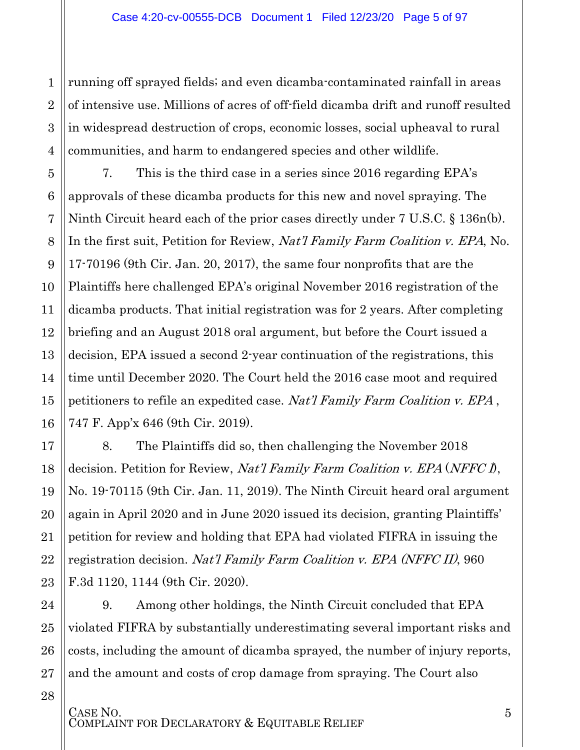running off sprayed fields; and even dicamba-contaminated rainfall in areas of intensive use. Millions of acres of off-field dicamba drift and runoff resulted in widespread destruction of crops, economic losses, social upheaval to rural communities, and harm to endangered species and other wildlife.

7. This is the third case in a series since 2016 regarding EPA's approvals of these dicamba products for this new and novel spraying. The Ninth Circuit heard each of the prior cases directly under 7 U.S.C. § 136n(b). In the first suit, Petition for Review, *Nat'l Family Farm Coalition v. EPA*, No. 17-70196 (9th Cir. Jan. 20, 2017), the same four nonprofits that are the Plaintiffs here challenged EPA's original November 2016 registration of the dicamba products. That initial registration was for 2 years. After completing briefing and an August 2018 oral argument, but before the Court issued a decision, EPA issued a second 2-year continuation of the registrations, this time until December 2020. The Court held the 2016 case moot and required petitioners to refile an expedited case. *Nat'l Family Farm Coalition v. EPA* , 747 F. App'x 646 (9th Cir. 2019).

8. The Plaintiffs did so, then challenging the November 2018 decision. Petition for Review, *Nat'l Family Farm Coalition v. EPA* (*NFFC I*), No. 19-70115 (9th Cir. Jan. 11, 2019). The Ninth Circuit heard oral argument again in April 2020 and in June 2020 issued its decision, granting Plaintiffs' petition for review and holding that EPA had violated FIFRA in issuing the registration decision. *Nat'l Family Farm Coalition v. EPA (NFFC II)*, 960 F.3d 1120, 1144 (9th Cir. 2020).

9. Among other holdings, the Ninth Circuit concluded that EPA violated FIFRA by substantially underestimating several important risks and costs, including the amount of dicamba sprayed, the number of injury reports, and the amount and costs of crop damage from spraying. The Court also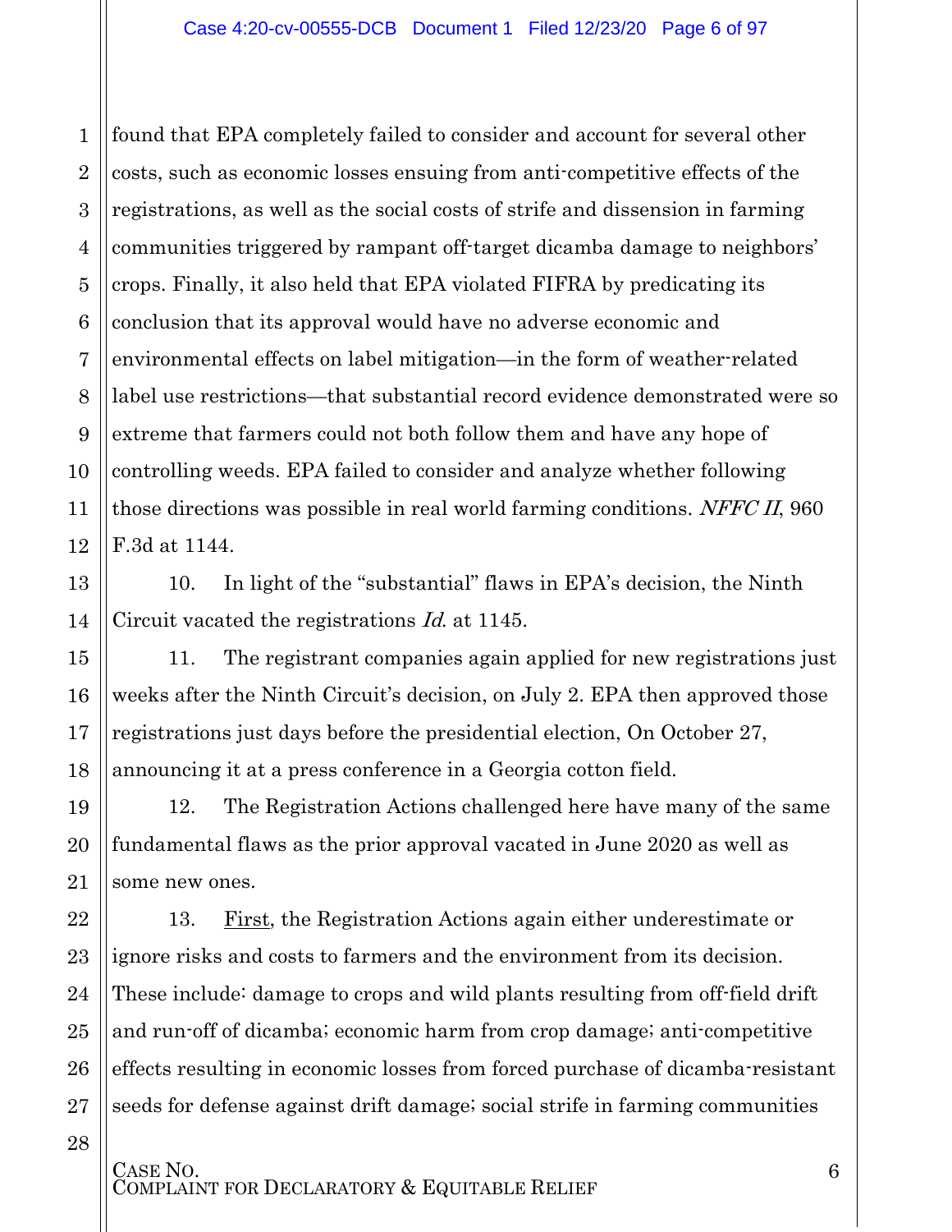found that EPA completely failed to consider and account for several other costs, such as economic losses ensuing from anti-competitive effects of the registrations, as well as the social costs of strife and dissension in farming communities triggered by rampant off-target dicamba damage to neighbors' crops. Finally, it also held that EPA violated FIFRA by predicating its conclusion that its approval would have no adverse economic and environmental effects on label mitigation—in the form of weather-related label use restrictions—that substantial record evidence demonstrated were so extreme that farmers could not both follow them and have any hope of controlling weeds. EPA failed to consider and analyze whether following those directions was possible in real world farming conditions. *NFFC II*, 960 F.3d at 1144.

10. In light of the "substantial" flaws in EPA's decision, the Ninth Circuit vacated the registrations *Id.* at 1145.

11. The registrant companies again applied for new registrations just weeks after the Ninth Circuit's decision, on July 2. EPA then approved those registrations just days before the presidential election, On October 27, announcing it at a press conference in a Georgia cotton field.

12. The Registration Actions challenged here have many of the same fundamental flaws as the prior approval vacated in June 2020 as well as some new ones.

13. First, the Registration Actions again either underestimate or ignore risks and costs to farmers and the environment from its decision. These include: damage to crops and wild plants resulting from off-field drift and run-off of dicamba; economic harm from crop damage; anti-competitive effects resulting in economic losses from forced purchase of dicamba-resistant seeds for defense against drift damage; social strife in farming communities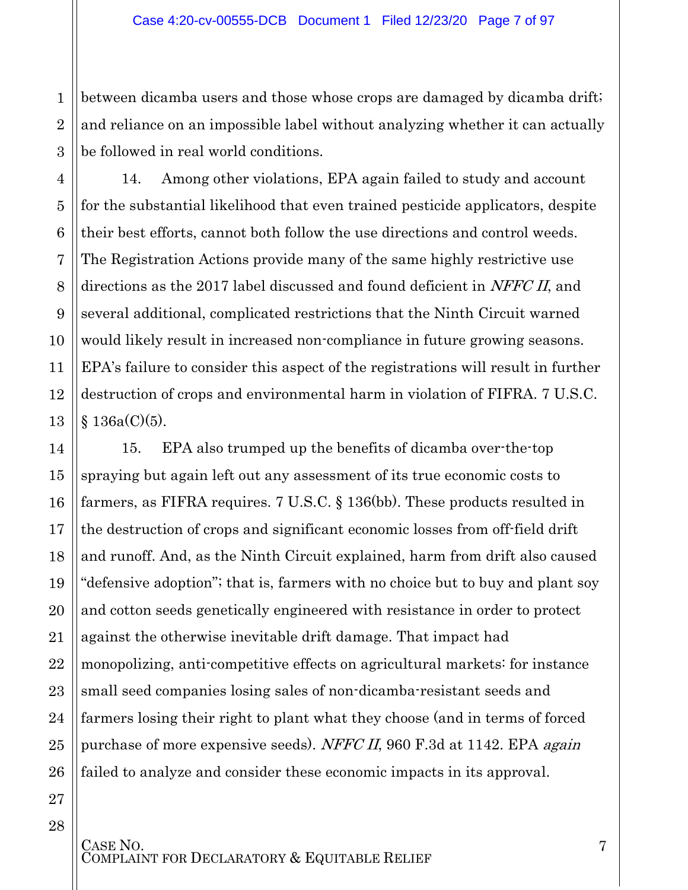between dicamba users and those whose crops are damaged by dicamba drift; and reliance on an impossible label without analyzing whether it can actually be followed in real world conditions.

14. Among other violations, EPA again failed to study and account for the substantial likelihood that even trained pesticide applicators, despite their best efforts, cannot both follow the use directions and control weeds. The Registration Actions provide many of the same highly restrictive use directions as the 2017 label discussed and found deficient in *NFFC II*, and several additional, complicated restrictions that the Ninth Circuit warned would likely result in increased non-compliance in future growing seasons. EPA's failure to consider this aspect of the registrations will result in further destruction of crops and environmental harm in violation of FIFRA. 7 U.S.C. § 136a(C)(5).

15. EPA also trumped up the benefits of dicamba over-the-top spraying but again left out any assessment of its true economic costs to farmers, as FIFRA requires. 7 U.S.C. § 136(bb). These products resulted in the destruction of crops and significant economic losses from off-field drift and runoff. And, as the Ninth Circuit explained, harm from drift also caused "defensive adoption"; that is, farmers with no choice but to buy and plant soy and cotton seeds genetically engineered with resistance in order to protect against the otherwise inevitable drift damage. That impact had monopolizing, anti-competitive effects on agricultural markets: for instance small seed companies losing sales of non-dicamba-resistant seeds and farmers losing their right to plant what they choose (and in terms of forced purchase of more expensive seeds). *NFFC II*, 960 F.3d at 1142. EPA *again* failed to analyze and consider these economic impacts in its approval.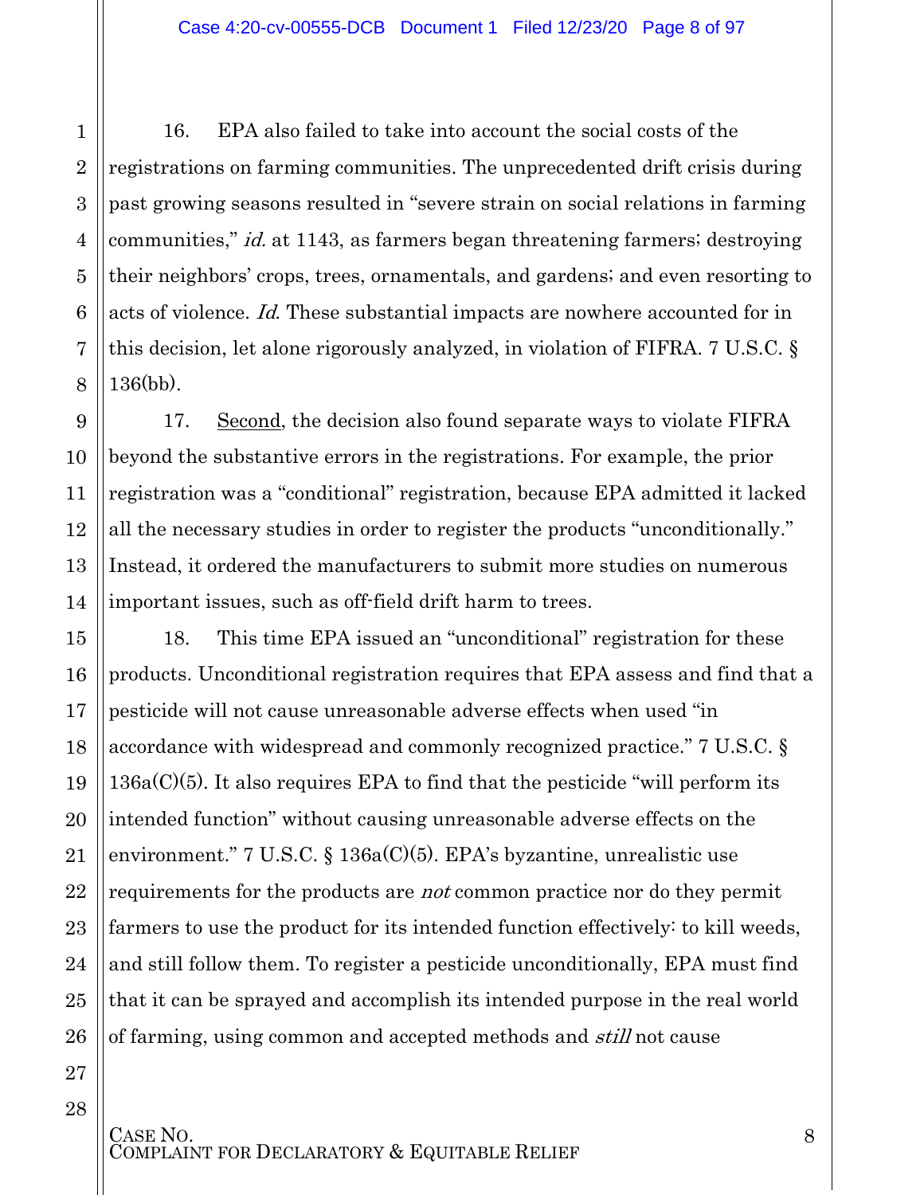16. EPA also failed to take into account the social costs of the registrations on farming communities. The unprecedented drift crisis during past growing seasons resulted in "severe strain on social relations in farming communities," *id.* at 1143, as farmers began threatening farmers; destroying their neighbors' crops, trees, ornamentals, and gardens; and even resorting to acts of violence. *Id.* These substantial impacts are nowhere accounted for in this decision, let alone rigorously analyzed, in violation of FIFRA. 7 U.S.C. § 136(bb).

17. Second, the decision also found separate ways to violate FIFRA beyond the substantive errors in the registrations. For example, the prior registration was a "conditional" registration, because EPA admitted it lacked all the necessary studies in order to register the products "unconditionally." Instead, it ordered the manufacturers to submit more studies on numerous important issues, such as off-field drift harm to trees.

18. This time EPA issued an "unconditional" registration for these products. Unconditional registration requires that EPA assess and find that a pesticide will not cause unreasonable adverse effects when used "in accordance with widespread and commonly recognized practice." 7 U.S.C. § 136a(C)(5). It also requires EPA to find that the pesticide "will perform its intended function" without causing unreasonable adverse effects on the environment." 7 U.S.C. § 136a(C)(5). EPA's byzantine, unrealistic use requirements for the products are *not* common practice nor do they permit farmers to use the product for its intended function effectively: to kill weeds, and still follow them. To register a pesticide unconditionally, EPA must find that it can be sprayed and accomplish its intended purpose in the real world of farming, using common and accepted methods and *still* not cause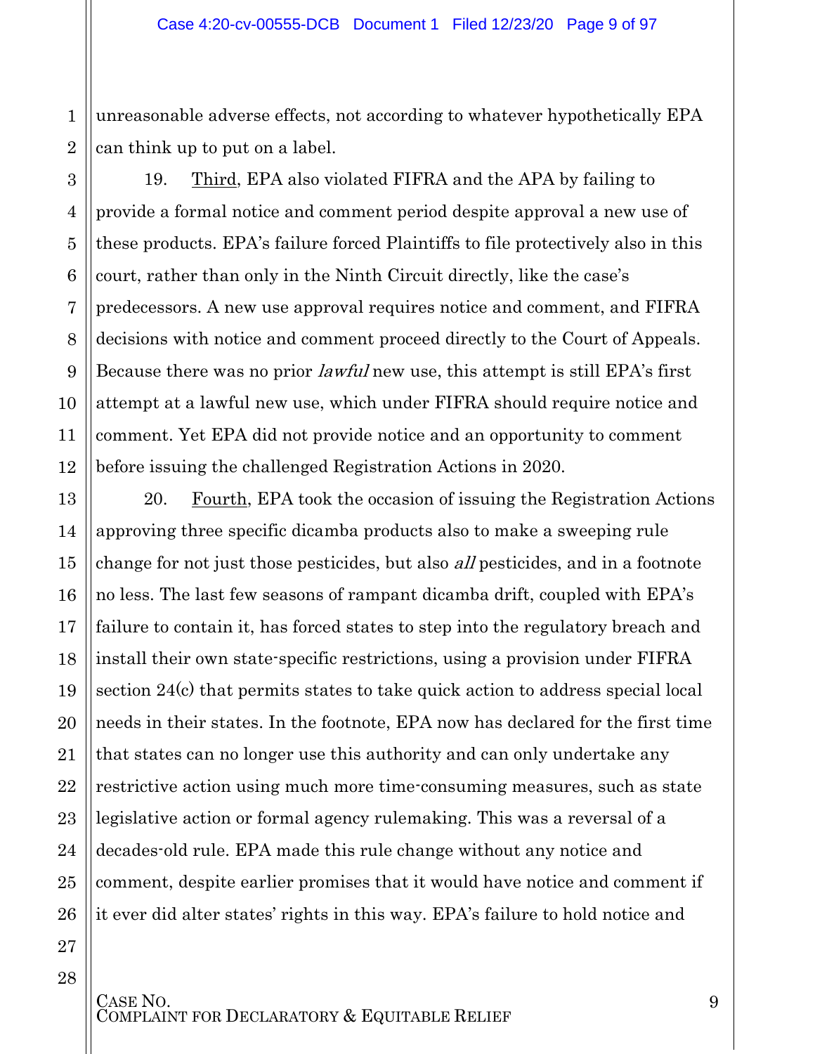unreasonable adverse effects, not according to whatever hypothetically EPA can think up to put on a label.

19. Third, EPA also violated FIFRA and the APA by failing to provide a formal notice and comment period despite approval a new use of these products. EPA's failure forced Plaintiffs to file protectively also in this court, rather than only in the Ninth Circuit directly, like the case's predecessors. A new use approval requires notice and comment, and FIFRA decisions with notice and comment proceed directly to the Court of Appeals. Because there was no prior *lawful* new use, this attempt is still EPA's first attempt at a lawful new use, which under FIFRA should require notice and comment. Yet EPA did not provide notice and an opportunity to comment before issuing the challenged Registration Actions in 2020.

20. Fourth, EPA took the occasion of issuing the Registration Actions approving three specific dicamba products also to make a sweeping rule change for not just those pesticides, but also *all* pesticides, and in a footnote no less. The last few seasons of rampant dicamba drift, coupled with EPA's failure to contain it, has forced states to step into the regulatory breach and install their own state-specific restrictions, using a provision under FIFRA section 24(c) that permits states to take quick action to address special local needs in their states. In the footnote, EPA now has declared for the first time that states can no longer use this authority and can only undertake any restrictive action using much more time-consuming measures, such as state legislative action or formal agency rulemaking. This was a reversal of a decades-old rule. EPA made this rule change without any notice and comment, despite earlier promises that it would have notice and comment if it ever did alter states' rights in this way. EPA's failure to hold notice and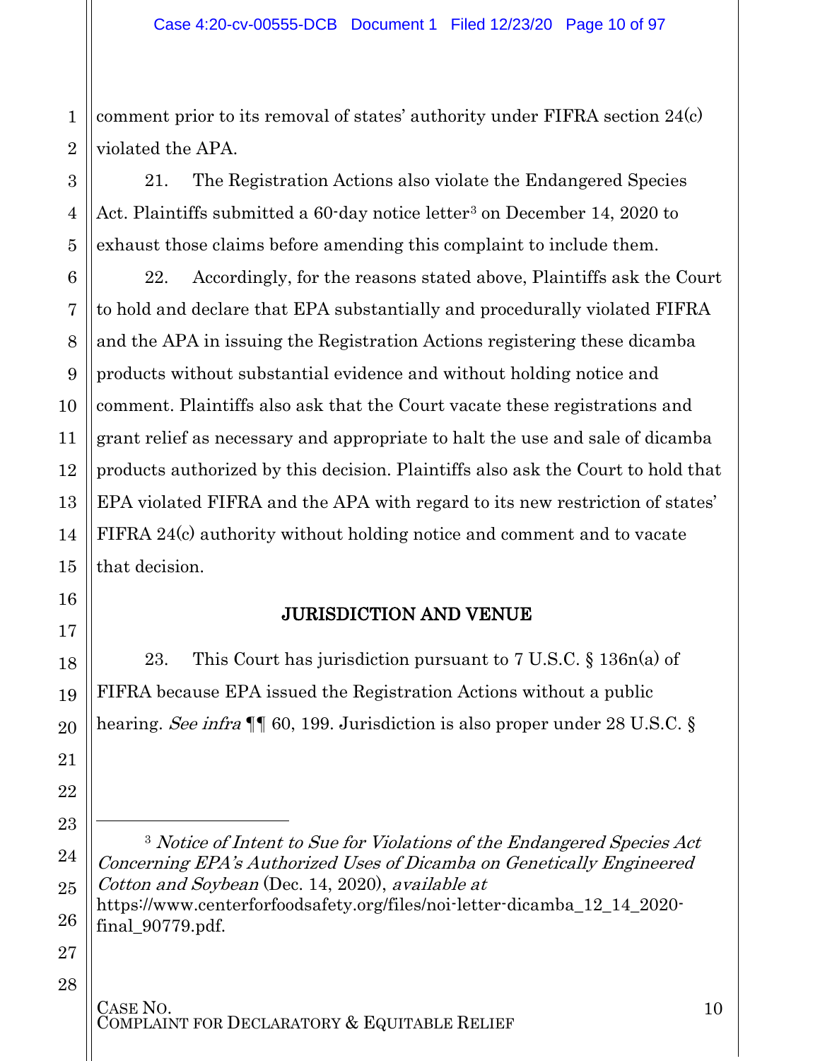comment prior to its removal of states' authority under FIFRA section 24(c) violated the APA.

21. The Registration Actions also violate the Endangered Species Act. Plaintiffs submitted a 60-day notice letter[3] on December 14, 2020 to exhaust those claims before amending this complaint to include them.

22. Accordingly, for the reasons stated above, Plaintiffs ask the Court to hold and declare that EPA substantially and procedurally violated FIFRA and the APA in issuing the Registration Actions registering these dicamba products without substantial evidence and without holding notice and comment. Plaintiffs also ask that the Court vacate these registrations and grant relief as necessary and appropriate to halt the use and sale of dicamba products authorized by this decision. Plaintiffs also ask the Court to hold that EPA violated FIFRA and the APA with regard to its new restriction of states' FIFRA 24(c) authority without holding notice and comment and to vacate that decision.

## JURISDICTION AND VENUE

23. This Court has jurisdiction pursuant to 7 U.S.C. § 136n(a) of FIFRA because EPA issued the Registration Actions without a public hearing. *See infra* ¶¶ 60, 199. Jurisdiction is also proper under 28 U.S.C. §

---

[3] *Notice of Intent to Sue for Violations of the Endangered Species Act Concerning EPA's Authorized Uses of Dicamba on Genetically Engineered Cotton and Soybean* (Dec. 14, 2020), *available at* https://www.centerforfoodsafety.org/files/noi-letter-dicamba_12_14_2020-final_90779.pdf.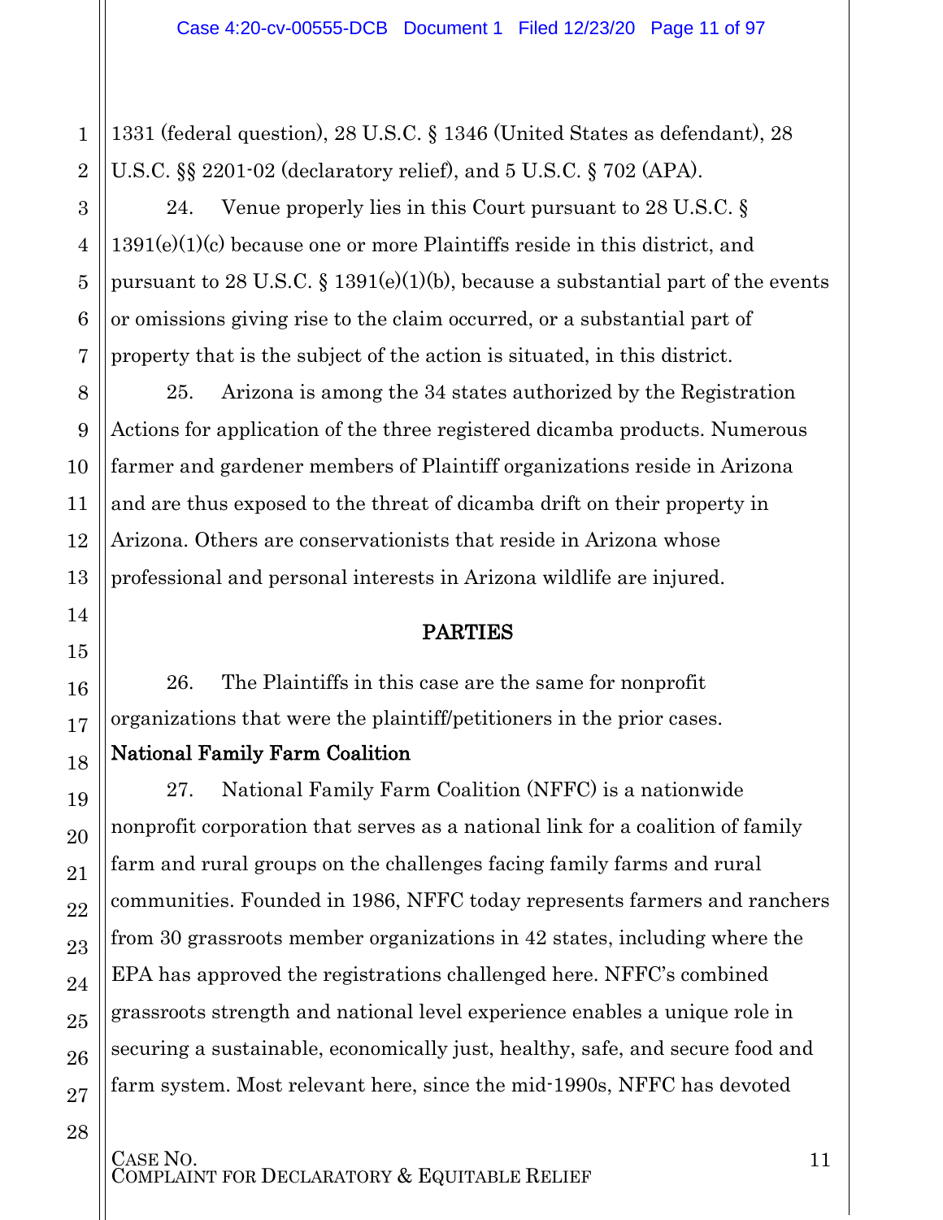1331 (federal question), 28 U.S.C. § 1346 (United States as defendant), 28 U.S.C. §§ 2201-02 (declaratory relief), and 5 U.S.C. § 702 (APA).

24. Venue properly lies in this Court pursuant to 28 U.S.C. § 1391(e)(1)(c) because one or more Plaintiffs reside in this district, and pursuant to 28 U.S.C. § 1391(e)(1)(b), because a substantial part of the events or omissions giving rise to the claim occurred, or a substantial part of property that is the subject of the action is situated, in this district.

25. Arizona is among the 34 states authorized by the Registration Actions for application of the three registered dicamba products. Numerous farmer and gardener members of Plaintiff organizations reside in Arizona and are thus exposed to the threat of dicamba drift on their property in Arizona. Others are conservationists that reside in Arizona whose professional and personal interests in Arizona wildlife are injured.

## PARTIES

26. The Plaintiffs in this case are the same for nonprofit organizations that were the plaintiff/petitioners in the prior cases.

### National Family Farm Coalition

27. National Family Farm Coalition (NFFC) is a nationwide nonprofit corporation that serves as a national link for a coalition of family farm and rural groups on the challenges facing family farms and rural communities. Founded in 1986, NFFC today represents farmers and ranchers from 30 grassroots member organizations in 42 states, including where the EPA has approved the registrations challenged here. NFFC's combined grassroots strength and national level experience enables a unique role in securing a sustainable, economically just, healthy, safe, and secure food and farm system. Most relevant here, since the mid-1990s, NFFC has devoted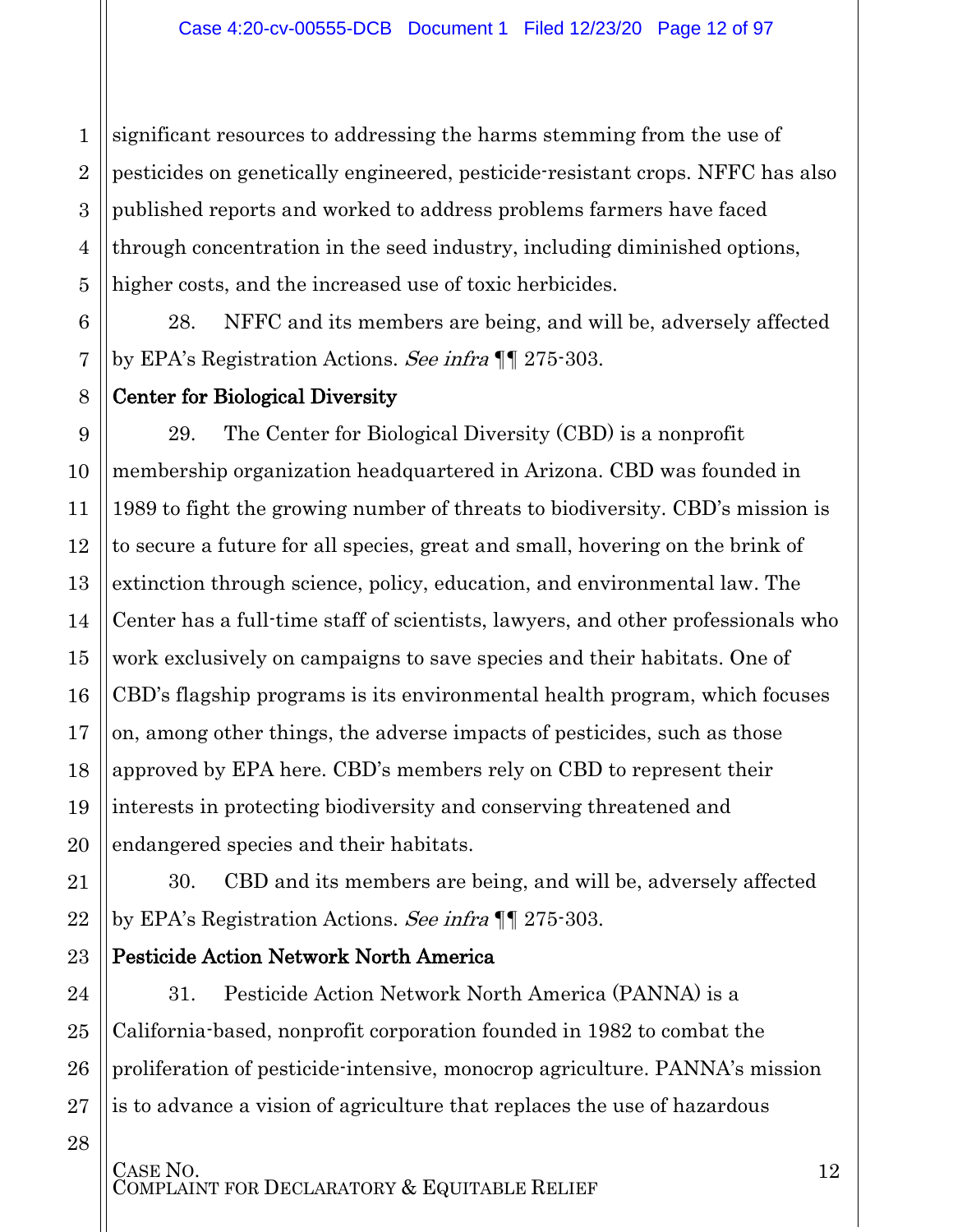significant resources to addressing the harms stemming from the use of pesticides on genetically engineered, pesticide-resistant crops. NFFC has also published reports and worked to address problems farmers have faced through concentration in the seed industry, including diminished options, higher costs, and the increased use of toxic herbicides.

28. NFFC and its members are being, and will be, adversely affected by EPA's Registration Actions. *See infra* ¶¶ 275-303.

**Center for Biological Diversity**

29. The Center for Biological Diversity (CBD) is a nonprofit membership organization headquartered in Arizona. CBD was founded in 1989 to fight the growing number of threats to biodiversity. CBD's mission is to secure a future for all species, great and small, hovering on the brink of extinction through science, policy, education, and environmental law. The Center has a full-time staff of scientists, lawyers, and other professionals who work exclusively on campaigns to save species and their habitats. One of CBD's flagship programs is its environmental health program, which focuses on, among other things, the adverse impacts of pesticides, such as those approved by EPA here. CBD's members rely on CBD to represent their interests in protecting biodiversity and conserving threatened and endangered species and their habitats.

30. CBD and its members are being, and will be, adversely affected by EPA's Registration Actions. *See infra* ¶¶ 275-303.

**Pesticide Action Network North America**

31. Pesticide Action Network North America (PANNA) is a California-based, nonprofit corporation founded in 1982 to combat the proliferation of pesticide-intensive, monocrop agriculture. PANNA's mission is to advance a vision of agriculture that replaces the use of hazardous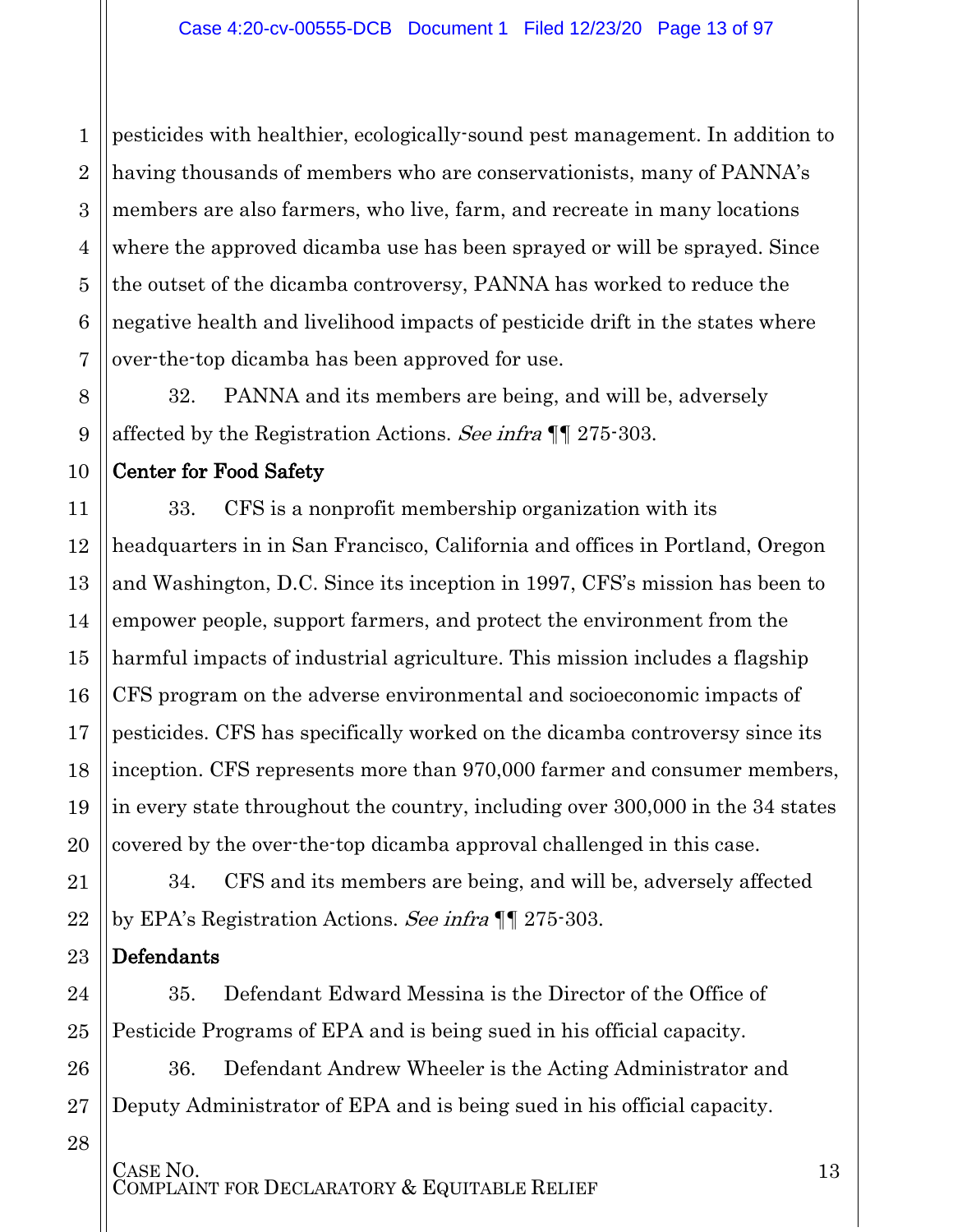pesticides with healthier, ecologically-sound pest management. In addition to having thousands of members who are conservationists, many of PANNA's members are also farmers, who live, farm, and recreate in many locations where the approved dicamba use has been sprayed or will be sprayed. Since the outset of the dicamba controversy, PANNA has worked to reduce the negative health and livelihood impacts of pesticide drift in the states where over-the-top dicamba has been approved for use.

32. PANNA and its members are being, and will be, adversely affected by the Registration Actions. *See infra* ¶¶ 275-303.

**Center for Food Safety**

33. CFS is a nonprofit membership organization with its headquarters in in San Francisco, California and offices in Portland, Oregon and Washington, D.C. Since its inception in 1997, CFS's mission has been to empower people, support farmers, and protect the environment from the harmful impacts of industrial agriculture. This mission includes a flagship CFS program on the adverse environmental and socioeconomic impacts of pesticides. CFS has specifically worked on the dicamba controversy since its inception. CFS represents more than 970,000 farmer and consumer members, in every state throughout the country, including over 300,000 in the 34 states covered by the over-the-top dicamba approval challenged in this case.

34. CFS and its members are being, and will be, adversely affected by EPA's Registration Actions. *See infra* ¶¶ 275-303.

**Defendants**

35. Defendant Edward Messina is the Director of the Office of Pesticide Programs of EPA and is being sued in his official capacity.

36. Defendant Andrew Wheeler is the Acting Administrator and Deputy Administrator of EPA and is being sued in his official capacity.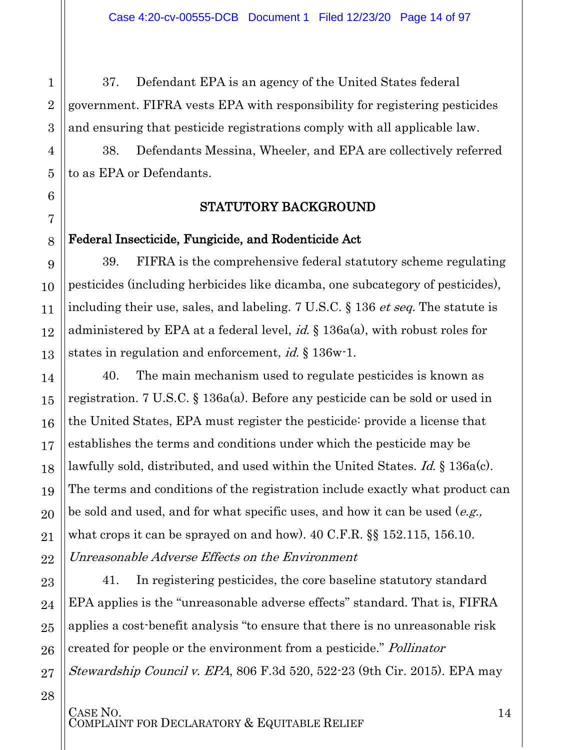37. Defendant EPA is an agency of the United States federal government. FIFRA vests EPA with responsibility for registering pesticides and ensuring that pesticide registrations comply with all applicable law.

38. Defendants Messina, Wheeler, and EPA are collectively referred to as EPA or Defendants.

## STATUTORY BACKGROUND

### Federal Insecticide, Fungicide, and Rodenticide Act

39. FIFRA is the comprehensive federal statutory scheme regulating pesticides (including herbicides like dicamba, one subcategory of pesticides), including their use, sales, and labeling. 7 U.S.C. § 136 *et seq.* The statute is administered by EPA at a federal level, *id.* § 136a(a), with robust roles for states in regulation and enforcement, *id.* § 136w-1.

40. The main mechanism used to regulate pesticides is known as registration. 7 U.S.C. § 136a(a). Before any pesticide can be sold or used in the United States, EPA must register the pesticide: provide a license that establishes the terms and conditions under which the pesticide may be lawfully sold, distributed, and used within the United States. *Id.* § 136a(c). The terms and conditions of the registration include exactly what product can be sold and used, and for what specific uses, and how it can be used (*e.g.,* what crops it can be sprayed on and how). 40 C.F.R. §§ 152.115, 156.10.

*Unreasonable Adverse Effects on the Environment*

41. In registering pesticides, the core baseline statutory standard EPA applies is the "unreasonable adverse effects" standard. That is, FIFRA applies a cost-benefit analysis "to ensure that there is no unreasonable risk created for people or the environment from a pesticide." *Pollinator Stewardship Council v. EPA*, 806 F.3d 520, 522-23 (9th Cir. 2015). EPA may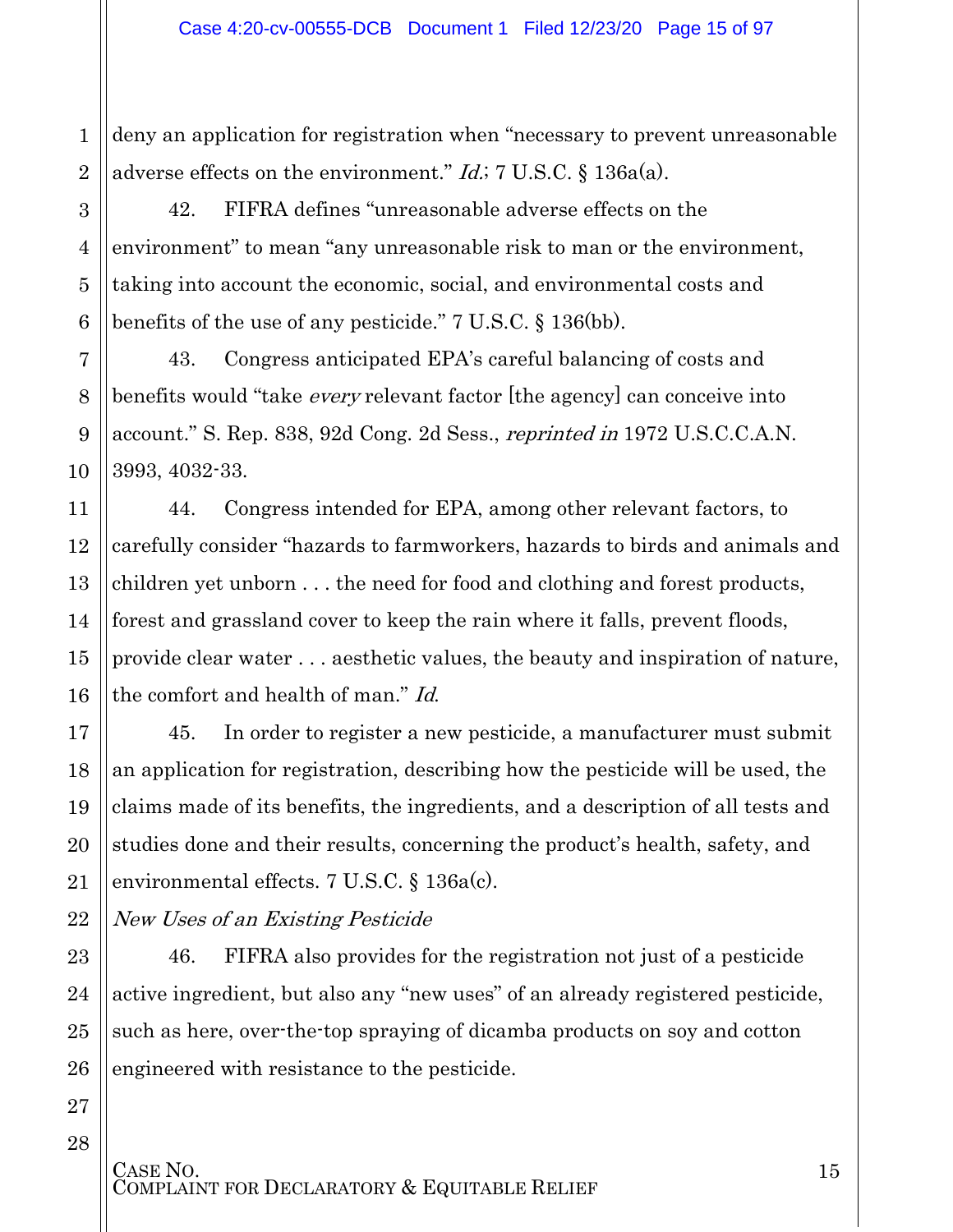deny an application for registration when "necessary to prevent unreasonable adverse effects on the environment." *Id.*; 7 U.S.C. § 136a(a).

42. FIFRA defines "unreasonable adverse effects on the environment" to mean "any unreasonable risk to man or the environment, taking into account the economic, social, and environmental costs and benefits of the use of any pesticide." 7 U.S.C. § 136(bb).

43. Congress anticipated EPA's careful balancing of costs and benefits would "take *every* relevant factor [the agency] can conceive into account." S. Rep. 838, 92d Cong. 2d Sess., *reprinted in* 1972 U.S.C.C.A.N. 3993, 4032-33.

44. Congress intended for EPA, among other relevant factors, to carefully consider "hazards to farmworkers, hazards to birds and animals and children yet unborn . . . the need for food and clothing and forest products, forest and grassland cover to keep the rain where it falls, prevent floods, provide clear water . . . aesthetic values, the beauty and inspiration of nature, the comfort and health of man." *Id.*

45. In order to register a new pesticide, a manufacturer must submit an application for registration, describing how the pesticide will be used, the claims made of its benefits, the ingredients, and a description of all tests and studies done and their results, concerning the product's health, safety, and environmental effects. 7 U.S.C. § 136a(c).

*New Uses of an Existing Pesticide*

46. FIFRA also provides for the registration not just of a pesticide active ingredient, but also any "new uses" of an already registered pesticide, such as here, over-the-top spraying of dicamba products on soy and cotton engineered with resistance to the pesticide.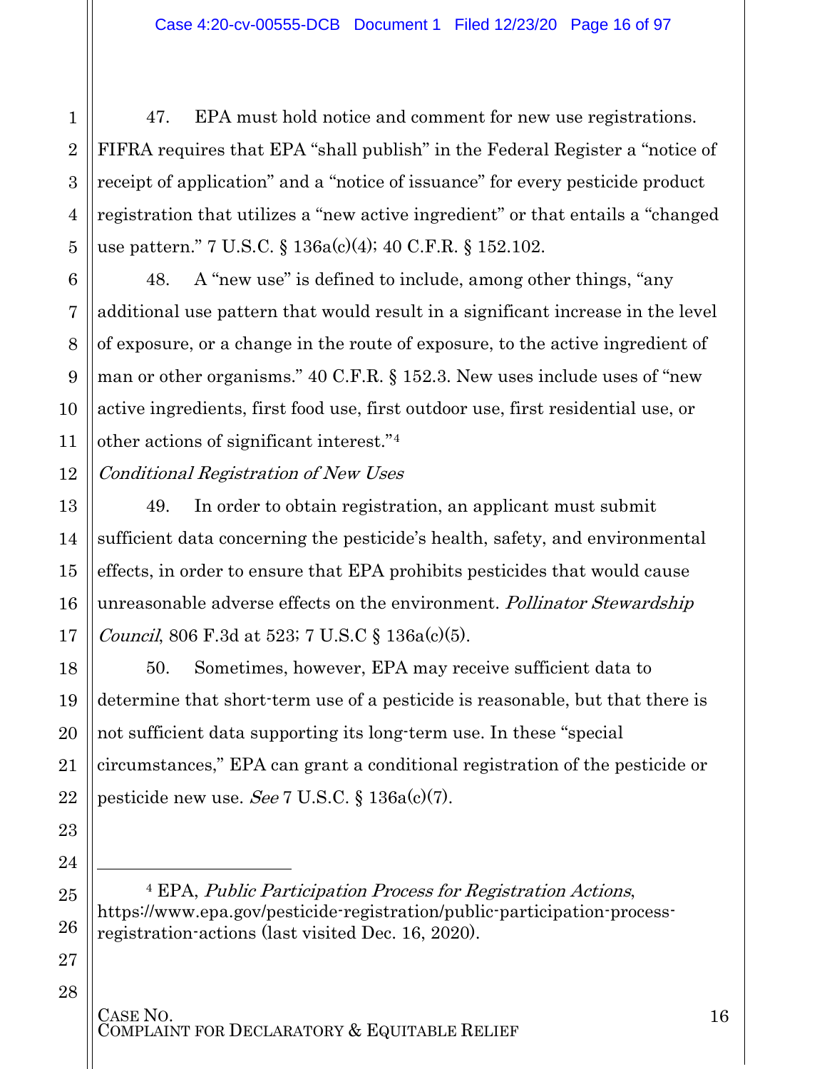47. EPA must hold notice and comment for new use registrations. FIFRA requires that EPA "shall publish" in the Federal Register a "notice of receipt of application" and a "notice of issuance" for every pesticide product registration that utilizes a "new active ingredient" or that entails a "changed use pattern." 7 U.S.C. § 136a(c)(4); 40 C.F.R. § 152.102.

48. A "new use" is defined to include, among other things, "any additional use pattern that would result in a significant increase in the level of exposure, or a change in the route of exposure, to the active ingredient of man or other organisms." 40 C.F.R. § 152.3. New uses include uses of "new active ingredients, first food use, first outdoor use, first residential use, or other actions of significant interest."[4]

*Conditional Registration of New Uses*

49. In order to obtain registration, an applicant must submit sufficient data concerning the pesticide's health, safety, and environmental effects, in order to ensure that EPA prohibits pesticides that would cause unreasonable adverse effects on the environment. *Pollinator Stewardship Council*, 806 F.3d at 523; 7 U.S.C § 136a(c)(5).

50. Sometimes, however, EPA may receive sufficient data to determine that short-term use of a pesticide is reasonable, but that there is not sufficient data supporting its long-term use. In these "special circumstances," EPA can grant a conditional registration of the pesticide or pesticide new use. *See* 7 U.S.C. § 136a(c)(7).

---

[4] EPA, *Public Participation Process for Registration Actions*, https://www.epa.gov/pesticide-registration/public-participation-process-registration-actions (last visited Dec. 16, 2020).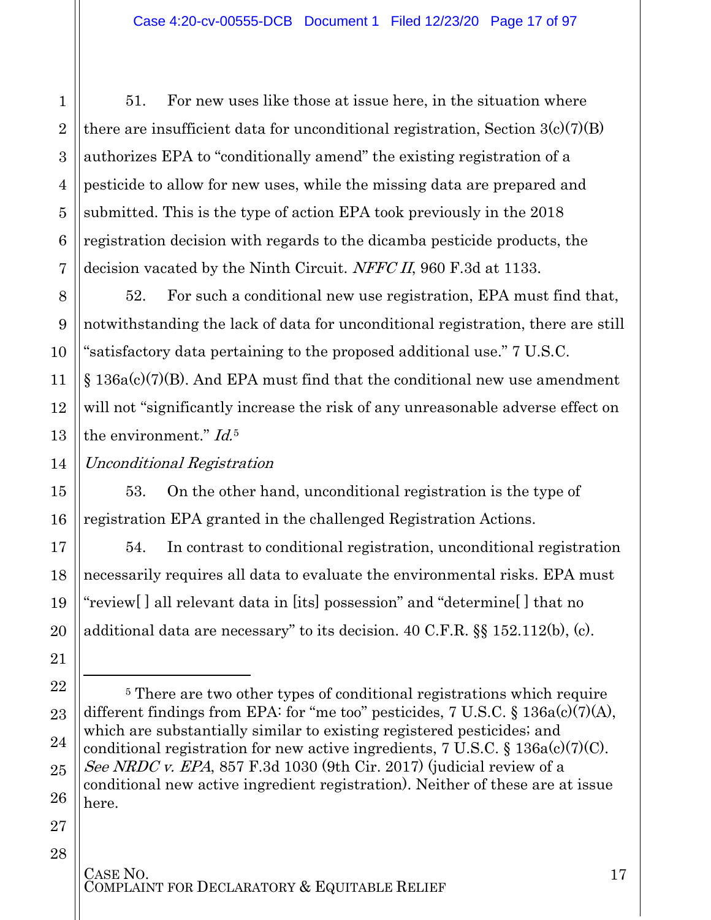51. For new uses like those at issue here, in the situation where there are insufficient data for unconditional registration, Section 3(c)(7)(B) authorizes EPA to "conditionally amend" the existing registration of a pesticide to allow for new uses, while the missing data are prepared and submitted. This is the type of action EPA took previously in the 2018 registration decision with regards to the dicamba pesticide products, the decision vacated by the Ninth Circuit. *NFFC II*, 960 F.3d at 1133.

52. For such a conditional new use registration, EPA must find that, notwithstanding the lack of data for unconditional registration, there are still "satisfactory data pertaining to the proposed additional use." 7 U.S.C. § 136a(c)(7)(B). And EPA must find that the conditional new use amendment will not "significantly increase the risk of any unreasonable adverse effect on the environment." *Id.*[5]

*Unconditional Registration*

53. On the other hand, unconditional registration is the type of registration EPA granted in the challenged Registration Actions.

54. In contrast to conditional registration, unconditional registration necessarily requires all data to evaluate the environmental risks. EPA must "review[ ] all relevant data in [its] possession" and "determine[ ] that no additional data are necessary" to its decision. 40 C.F.R. §§ 152.112(b), (c).

---

[5] There are two other types of conditional registrations which require different findings from EPA: for "me too" pesticides, 7 U.S.C. § 136a(c)(7)(A), which are substantially similar to existing registered pesticides; and conditional registration for new active ingredients, 7 U.S.C. § 136a(c)(7)(C). *See NRDC v. EPA*, 857 F.3d 1030 (9th Cir. 2017) (judicial review of a conditional new active ingredient registration). Neither of these are at issue here.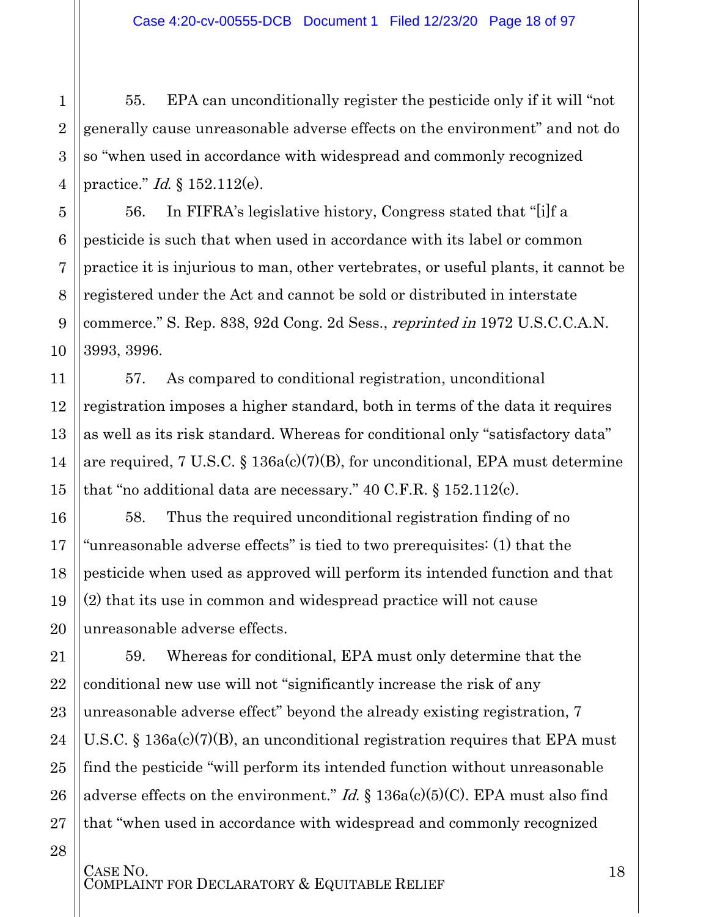55. EPA can unconditionally register the pesticide only if it will "not generally cause unreasonable adverse effects on the environment" and not do so "when used in accordance with widespread and commonly recognized practice." *Id.* § 152.112(e).

56. In FIFRA's legislative history, Congress stated that "[i]f a pesticide is such that when used in accordance with its label or common practice it is injurious to man, other vertebrates, or useful plants, it cannot be registered under the Act and cannot be sold or distributed in interstate commerce." S. Rep. 838, 92d Cong. 2d Sess., *reprinted in* 1972 U.S.C.C.A.N. 3993, 3996.

57. As compared to conditional registration, unconditional registration imposes a higher standard, both in terms of the data it requires as well as its risk standard. Whereas for conditional only "satisfactory data" are required, 7 U.S.C. § 136a(c)(7)(B), for unconditional, EPA must determine that "no additional data are necessary." 40 C.F.R. § 152.112(c).

58. Thus the required unconditional registration finding of no "unreasonable adverse effects" is tied to two prerequisites: (1) that the pesticide when used as approved will perform its intended function and that (2) that its use in common and widespread practice will not cause unreasonable adverse effects.

59. Whereas for conditional, EPA must only determine that the conditional new use will not "significantly increase the risk of any unreasonable adverse effect" beyond the already existing registration, 7 U.S.C. § 136a(c)(7)(B), an unconditional registration requires that EPA must find the pesticide "will perform its intended function without unreasonable adverse effects on the environment." *Id.* § 136a(c)(5)(C). EPA must also find that "when used in accordance with widespread and commonly recognized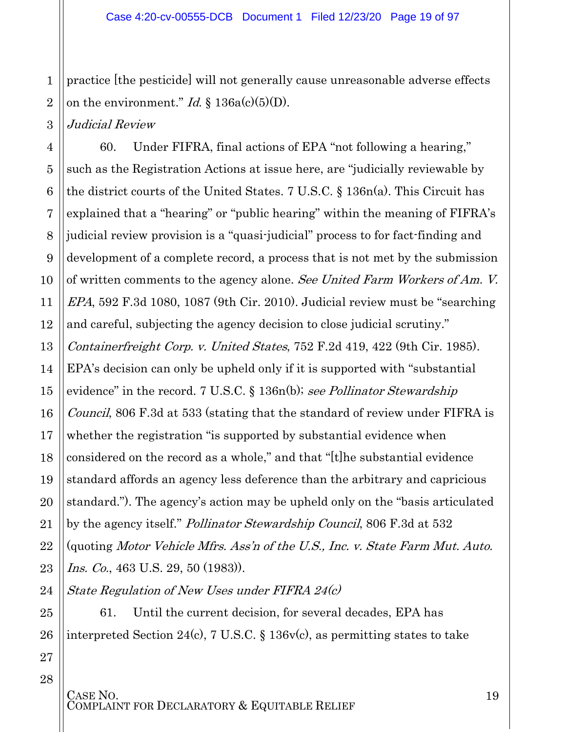practice [the pesticide] will not generally cause unreasonable adverse effects on the environment." *Id.* § 136a(c)(5)(D).

*Judicial Review*

60. Under FIFRA, final actions of EPA "not following a hearing," such as the Registration Actions at issue here, are "judicially reviewable by the district courts of the United States. 7 U.S.C. § 136n(a). This Circuit has explained that a "hearing" or "public hearing" within the meaning of FIFRA's judicial review provision is a "quasi-judicial" process to for fact-finding and development of a complete record, a process that is not met by the submission of written comments to the agency alone. *See United Farm Workers of Am. V. EPA*, 592 F.3d 1080, 1087 (9th Cir. 2010). Judicial review must be "searching and careful, subjecting the agency decision to close judicial scrutiny." *Containerfreight Corp. v. United States*, 752 F.2d 419, 422 (9th Cir. 1985). EPA's decision can only be upheld only if it is supported with "substantial evidence" in the record. 7 U.S.C. § 136n(b); *see Pollinator Stewardship Council*, 806 F.3d at 533 (stating that the standard of review under FIFRA is whether the registration "is supported by substantial evidence when considered on the record as a whole," and that "[t]he substantial evidence standard affords an agency less deference than the arbitrary and capricious standard."). The agency's action may be upheld only on the "basis articulated by the agency itself." *Pollinator Stewardship Council*, 806 F.3d at 532 (quoting *Motor Vehicle Mfrs. Ass'n of the U.S., Inc. v. State Farm Mut. Auto. Ins. Co.*, 463 U.S. 29, 50 (1983)).

*State Regulation of New Uses under FIFRA 24(c)*

61. Until the current decision, for several decades, EPA has interpreted Section 24(c), 7 U.S.C. § 136v(c), as permitting states to take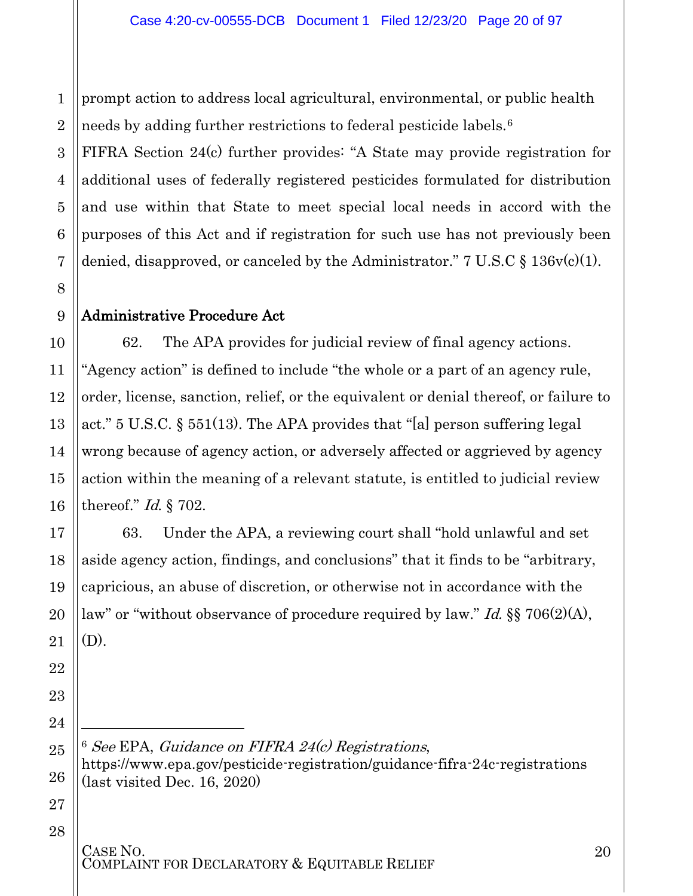prompt action to address local agricultural, environmental, or public health needs by adding further restrictions to federal pesticide labels.[6]

FIFRA Section 24(c) further provides: "A State may provide registration for additional uses of federally registered pesticides formulated for distribution and use within that State to meet special local needs in accord with the purposes of this Act and if registration for such use has not previously been denied, disapproved, or canceled by the Administrator." 7 U.S.C § 136v(c)(1).

**Administrative Procedure Act**

62. The APA provides for judicial review of final agency actions. "Agency action" is defined to include "the whole or a part of an agency rule, order, license, sanction, relief, or the equivalent or denial thereof, or failure to act." 5 U.S.C. § 551(13). The APA provides that "[a] person suffering legal wrong because of agency action, or adversely affected or aggrieved by agency action within the meaning of a relevant statute, is entitled to judicial review thereof." *Id.* § 702.

63. Under the APA, a reviewing court shall "hold unlawful and set aside agency action, findings, and conclusions" that it finds to be "arbitrary, capricious, an abuse of discretion, or otherwise not in accordance with the law" or "without observance of procedure required by law." *Id.* §§ 706(2)(A), (D).

---

[6] *See* EPA, *Guidance on FIFRA 24(c) Registrations*, https://www.epa.gov/pesticide-registration/guidance-fifra-24c-registrations (last visited Dec. 16, 2020)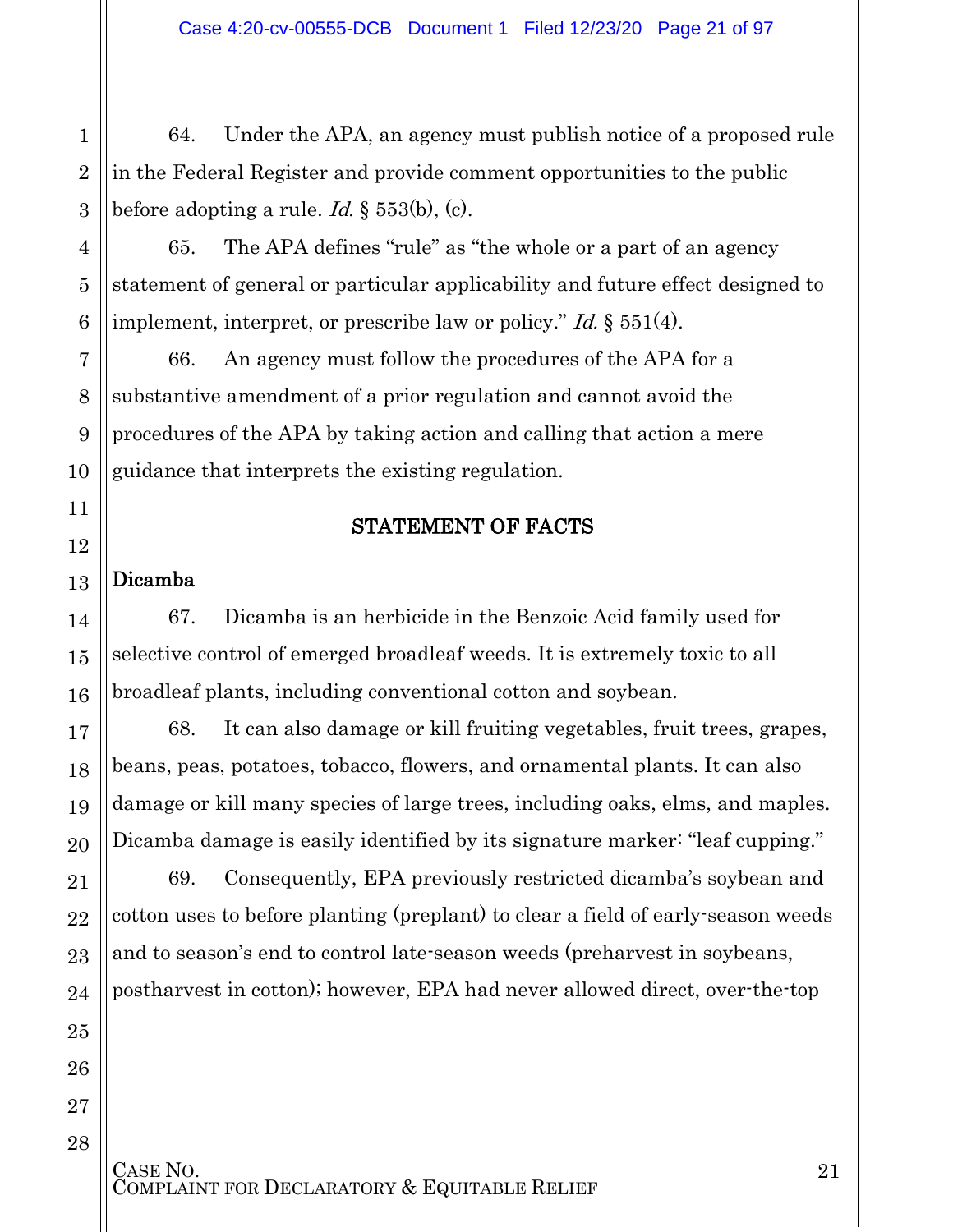64. Under the APA, an agency must publish notice of a proposed rule in the Federal Register and provide comment opportunities to the public before adopting a rule. *Id.* § 553(b), (c).

65. The APA defines "rule" as "the whole or a part of an agency statement of general or particular applicability and future effect designed to implement, interpret, or prescribe law or policy." *Id.* § 551(4).

66. An agency must follow the procedures of the APA for a substantive amendment of a prior regulation and cannot avoid the procedures of the APA by taking action and calling that action a mere guidance that interprets the existing regulation.

## STATEMENT OF FACTS

### Dicamba

67. Dicamba is an herbicide in the Benzoic Acid family used for selective control of emerged broadleaf weeds. It is extremely toxic to all broadleaf plants, including conventional cotton and soybean.

68. It can also damage or kill fruiting vegetables, fruit trees, grapes, beans, peas, potatoes, tobacco, flowers, and ornamental plants. It can also damage or kill many species of large trees, including oaks, elms, and maples. Dicamba damage is easily identified by its signature marker: "leaf cupping."

69. Consequently, EPA previously restricted dicamba's soybean and cotton uses to before planting (preplant) to clear a field of early-season weeds and to season's end to control late-season weeds (preharvest in soybeans, postharvest in cotton); however, EPA had never allowed direct, over-the-top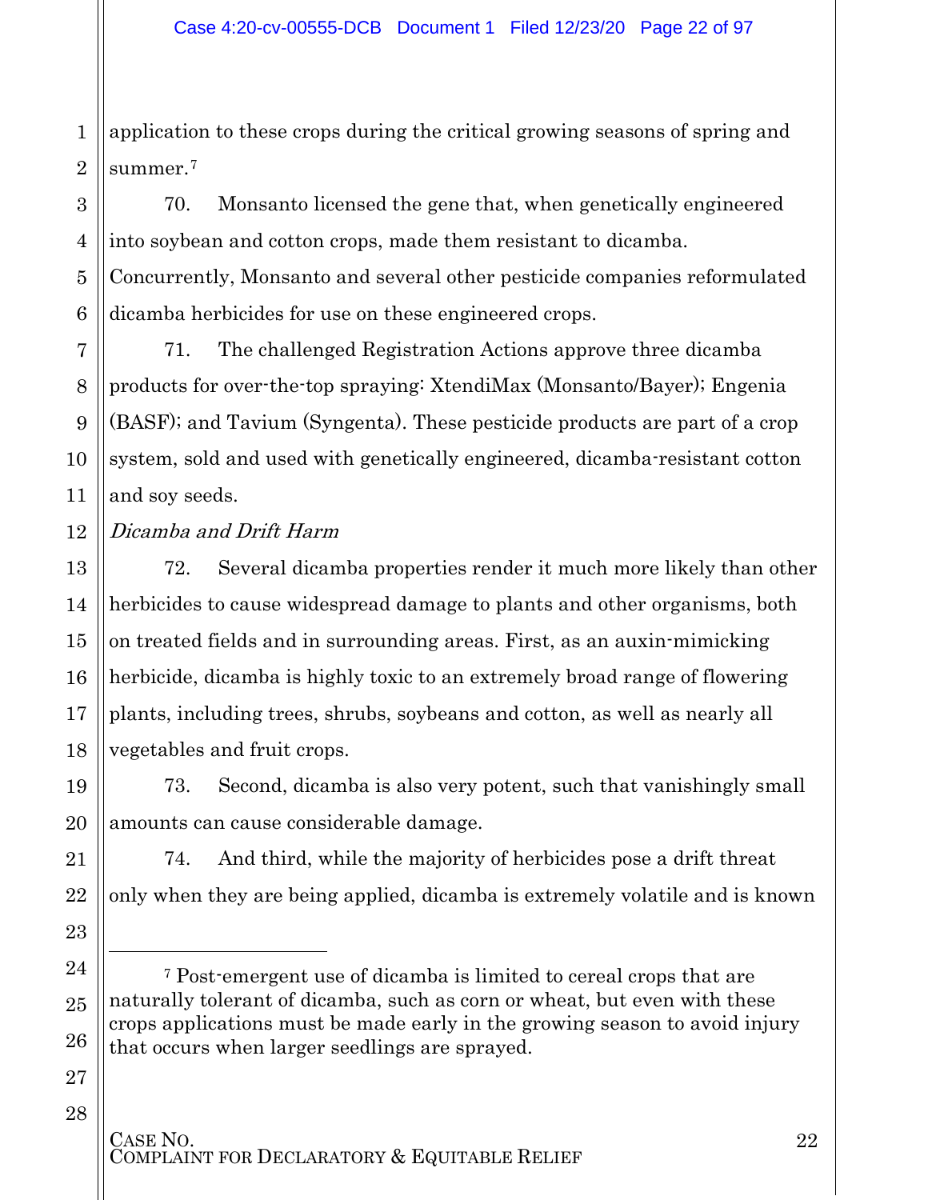application to these crops during the critical growing seasons of spring and summer.[7]

70. Monsanto licensed the gene that, when genetically engineered into soybean and cotton crops, made them resistant to dicamba. Concurrently, Monsanto and several other pesticide companies reformulated dicamba herbicides for use on these engineered crops.

71. The challenged Registration Actions approve three dicamba products for over-the-top spraying: XtendiMax (Monsanto/Bayer); Engenia (BASF); and Tavium (Syngenta). These pesticide products are part of a crop system, sold and used with genetically engineered, dicamba-resistant cotton and soy seeds.

*Dicamba and Drift Harm*

72. Several dicamba properties render it much more likely than other herbicides to cause widespread damage to plants and other organisms, both on treated fields and in surrounding areas. First, as an auxin-mimicking herbicide, dicamba is highly toxic to an extremely broad range of flowering plants, including trees, shrubs, soybeans and cotton, as well as nearly all vegetables and fruit crops.

73. Second, dicamba is also very potent, such that vanishingly small amounts can cause considerable damage.

74. And third, while the majority of herbicides pose a drift threat only when they are being applied, dicamba is extremely volatile and is known

---

[7] Post-emergent use of dicamba is limited to cereal crops that are naturally tolerant of dicamba, such as corn or wheat, but even with these crops applications must be made early in the growing season to avoid injury that occurs when larger seedlings are sprayed.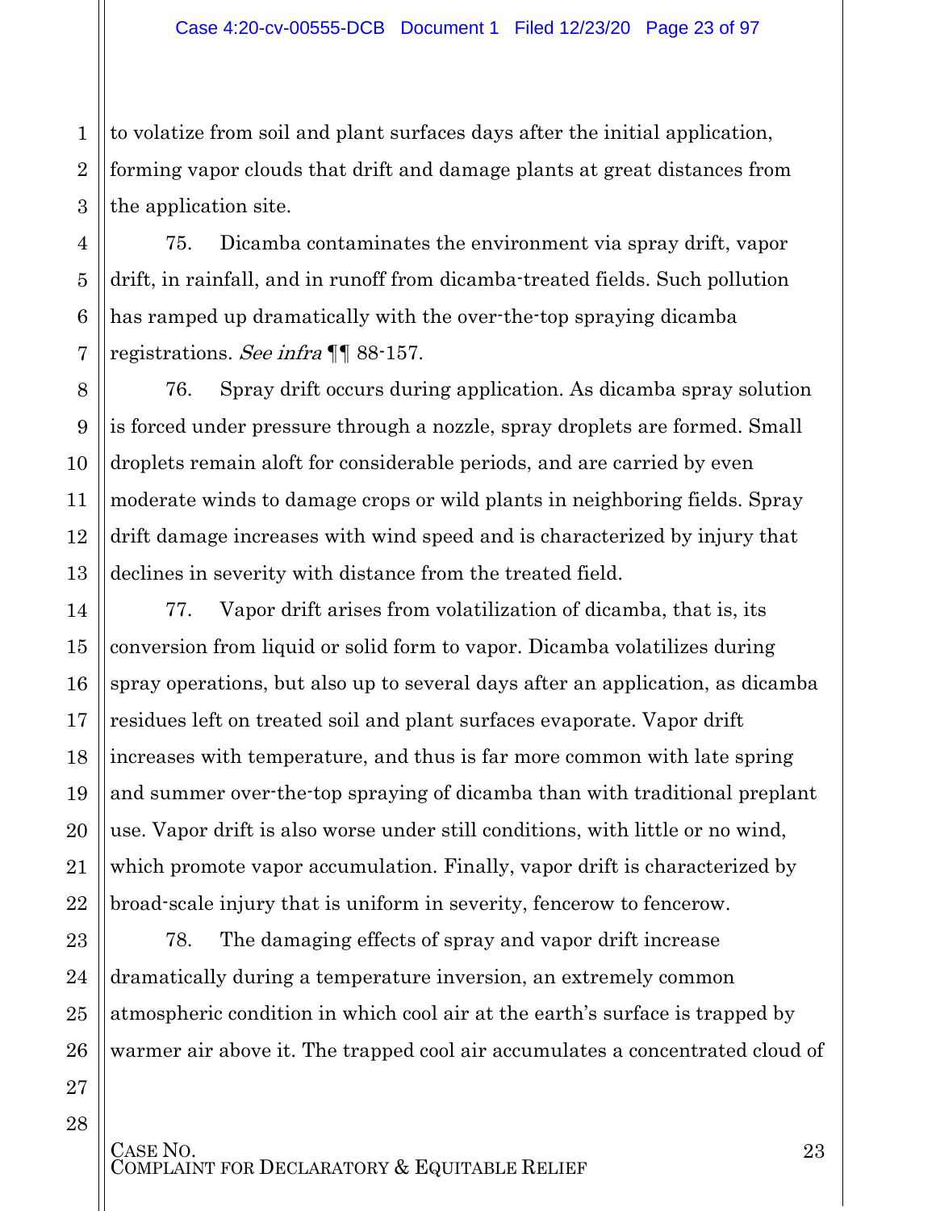to volatize from soil and plant surfaces days after the initial application, forming vapor clouds that drift and damage plants at great distances from the application site.

75. Dicamba contaminates the environment via spray drift, vapor drift, in rainfall, and in runoff from dicamba-treated fields. Such pollution has ramped up dramatically with the over-the-top spraying dicamba registrations. *See infra* ¶¶ 88-157.

76. Spray drift occurs during application. As dicamba spray solution is forced under pressure through a nozzle, spray droplets are formed. Small droplets remain aloft for considerable periods, and are carried by even moderate winds to damage crops or wild plants in neighboring fields. Spray drift damage increases with wind speed and is characterized by injury that declines in severity with distance from the treated field.

77. Vapor drift arises from volatilization of dicamba, that is, its conversion from liquid or solid form to vapor. Dicamba volatilizes during spray operations, but also up to several days after an application, as dicamba residues left on treated soil and plant surfaces evaporate. Vapor drift increases with temperature, and thus is far more common with late spring and summer over-the-top spraying of dicamba than with traditional preplant use. Vapor drift is also worse under still conditions, with little or no wind, which promote vapor accumulation. Finally, vapor drift is characterized by broad-scale injury that is uniform in severity, fencerow to fencerow.

78. The damaging effects of spray and vapor drift increase dramatically during a temperature inversion, an extremely common atmospheric condition in which cool air at the earth's surface is trapped by warmer air above it. The trapped cool air accumulates a concentrated cloud of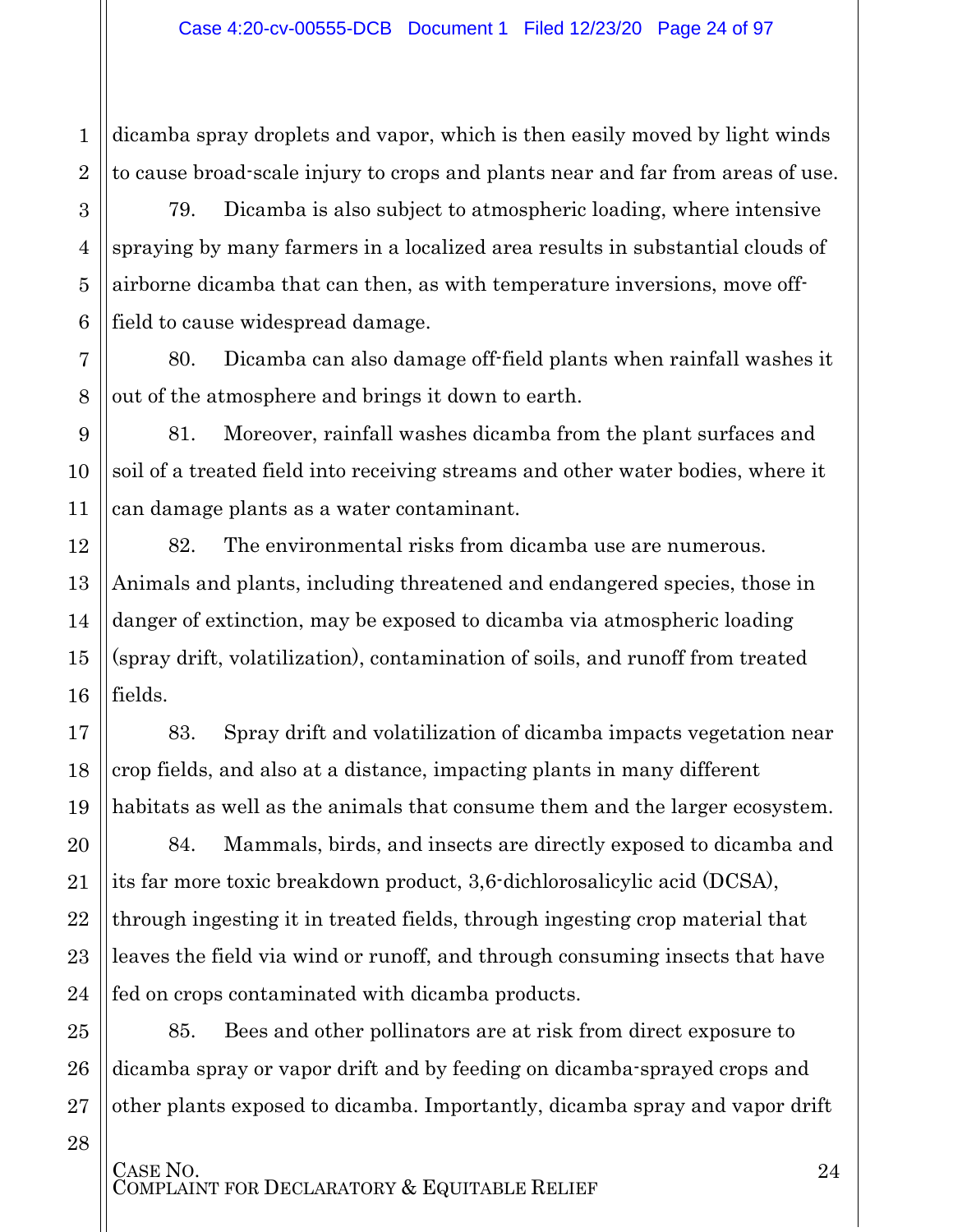dicamba spray droplets and vapor, which is then easily moved by light winds to cause broad-scale injury to crops and plants near and far from areas of use.

79. Dicamba is also subject to atmospheric loading, where intensive spraying by many farmers in a localized area results in substantial clouds of airborne dicamba that can then, as with temperature inversions, move off-field to cause widespread damage.

80. Dicamba can also damage off-field plants when rainfall washes it out of the atmosphere and brings it down to earth.

81. Moreover, rainfall washes dicamba from the plant surfaces and soil of a treated field into receiving streams and other water bodies, where it can damage plants as a water contaminant.

82. The environmental risks from dicamba use are numerous. Animals and plants, including threatened and endangered species, those in danger of extinction, may be exposed to dicamba via atmospheric loading (spray drift, volatilization), contamination of soils, and runoff from treated fields.

83. Spray drift and volatilization of dicamba impacts vegetation near crop fields, and also at a distance, impacting plants in many different habitats as well as the animals that consume them and the larger ecosystem.

84. Mammals, birds, and insects are directly exposed to dicamba and its far more toxic breakdown product, 3,6-dichlorosalicylic acid (DCSA), through ingesting it in treated fields, through ingesting crop material that leaves the field via wind or runoff, and through consuming insects that have fed on crops contaminated with dicamba products.

85. Bees and other pollinators are at risk from direct exposure to dicamba spray or vapor drift and by feeding on dicamba-sprayed crops and other plants exposed to dicamba. Importantly, dicamba spray and vapor drift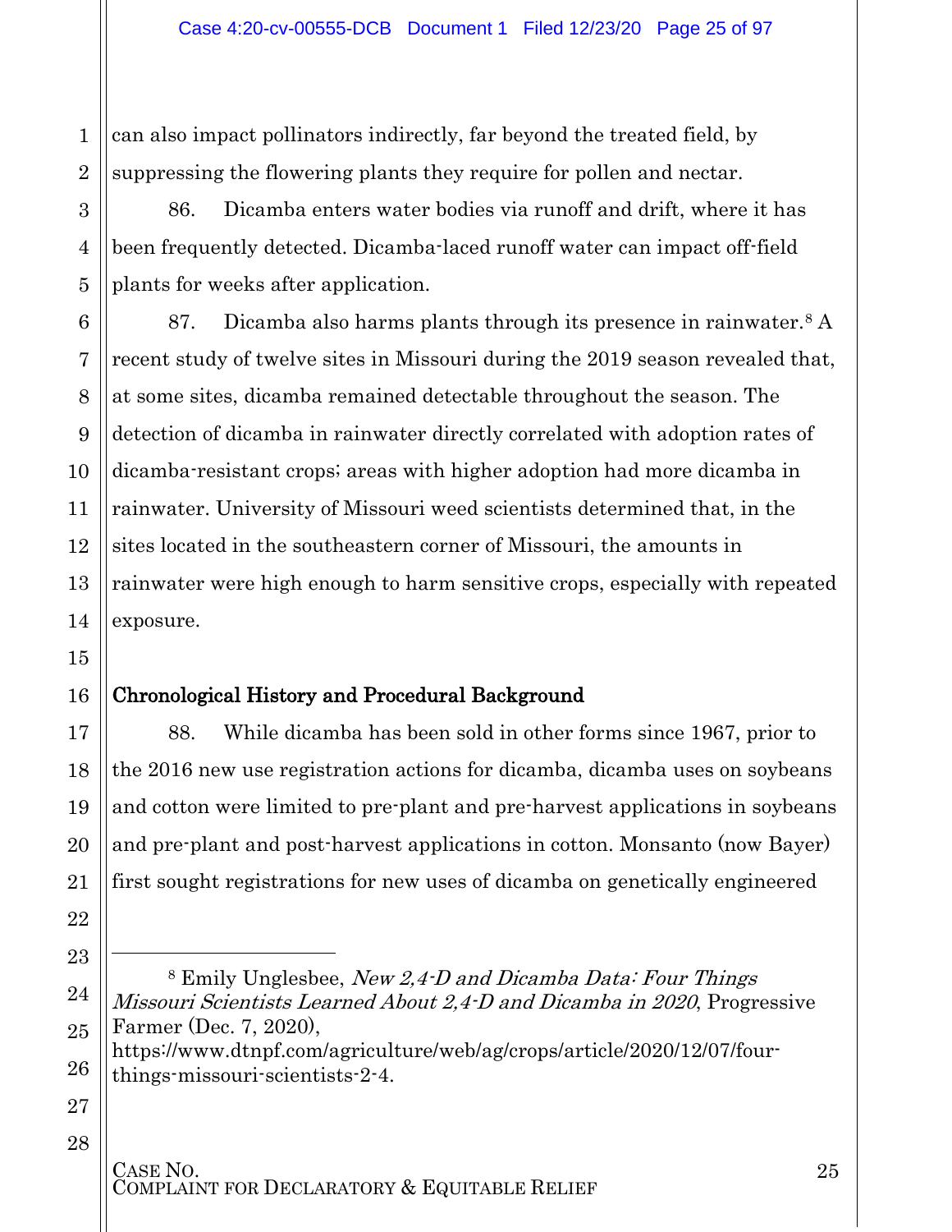can also impact pollinators indirectly, far beyond the treated field, by suppressing the flowering plants they require for pollen and nectar.

86. Dicamba enters water bodies via runoff and drift, where it has been frequently detected. Dicamba-laced runoff water can impact off-field plants for weeks after application.

87. Dicamba also harms plants through its presence in rainwater.[8] A recent study of twelve sites in Missouri during the 2019 season revealed that, at some sites, dicamba remained detectable throughout the season. The detection of dicamba in rainwater directly correlated with adoption rates of dicamba-resistant crops; areas with higher adoption had more dicamba in rainwater. University of Missouri weed scientists determined that, in the sites located in the southeastern corner of Missouri, the amounts in rainwater were high enough to harm sensitive crops, especially with repeated exposure.

## Chronological History and Procedural Background

88. While dicamba has been sold in other forms since 1967, prior to the 2016 new use registration actions for dicamba, dicamba uses on soybeans and cotton were limited to pre-plant and pre-harvest applications in soybeans and pre-plant and post-harvest applications in cotton. Monsanto (now Bayer) first sought registrations for new uses of dicamba on genetically engineered

---

[8] Emily Unglesbee, *New 2,4-D and Dicamba Data: Four Things Missouri Scientists Learned About 2,4-D and Dicamba in 2020*, Progressive Farmer (Dec. 7, 2020), https://www.dtnpf.com/agriculture/web/ag/crops/article/2020/12/07/four-things-missouri-scientists-2-4.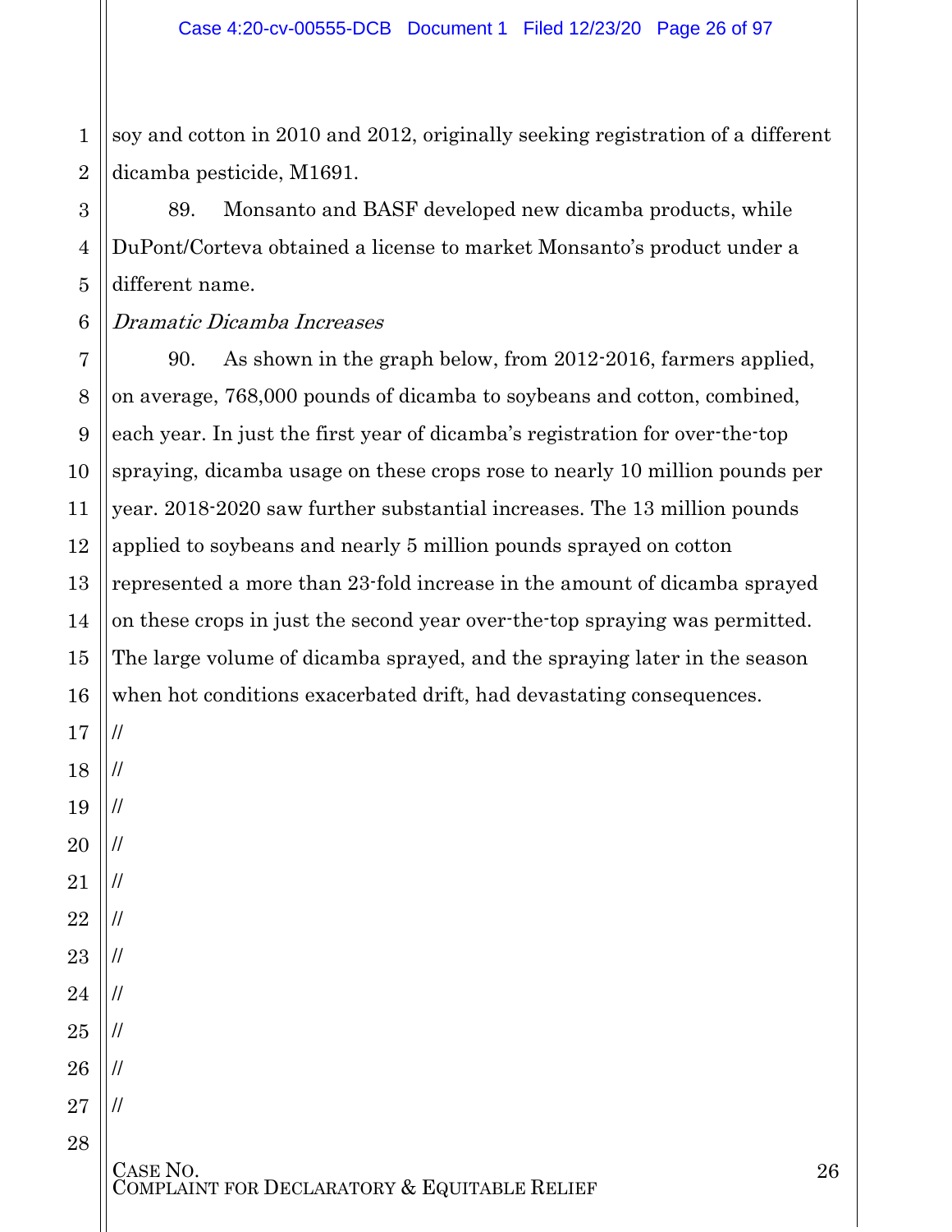soy and cotton in 2010 and 2012, originally seeking registration of a different dicamba pesticide, M1691.

89. Monsanto and BASF developed new dicamba products, while DuPont/Corteva obtained a license to market Monsanto's product under a different name.

*Dramatic Dicamba Increases*

90. As shown in the graph below, from 2012-2016, farmers applied, on average, 768,000 pounds of dicamba to soybeans and cotton, combined, each year. In just the first year of dicamba's registration for over-the-top spraying, dicamba usage on these crops rose to nearly 10 million pounds per year. 2018-2020 saw further substantial increases. The 13 million pounds applied to soybeans and nearly 5 million pounds sprayed on cotton represented a more than 23-fold increase in the amount of dicamba sprayed on these crops in just the second year over-the-top spraying was permitted. The large volume of dicamba sprayed, and the spraying later in the season when hot conditions exacerbated drift, had devastating consequences.

//
//
//
//
//
//
//
//
//
//
//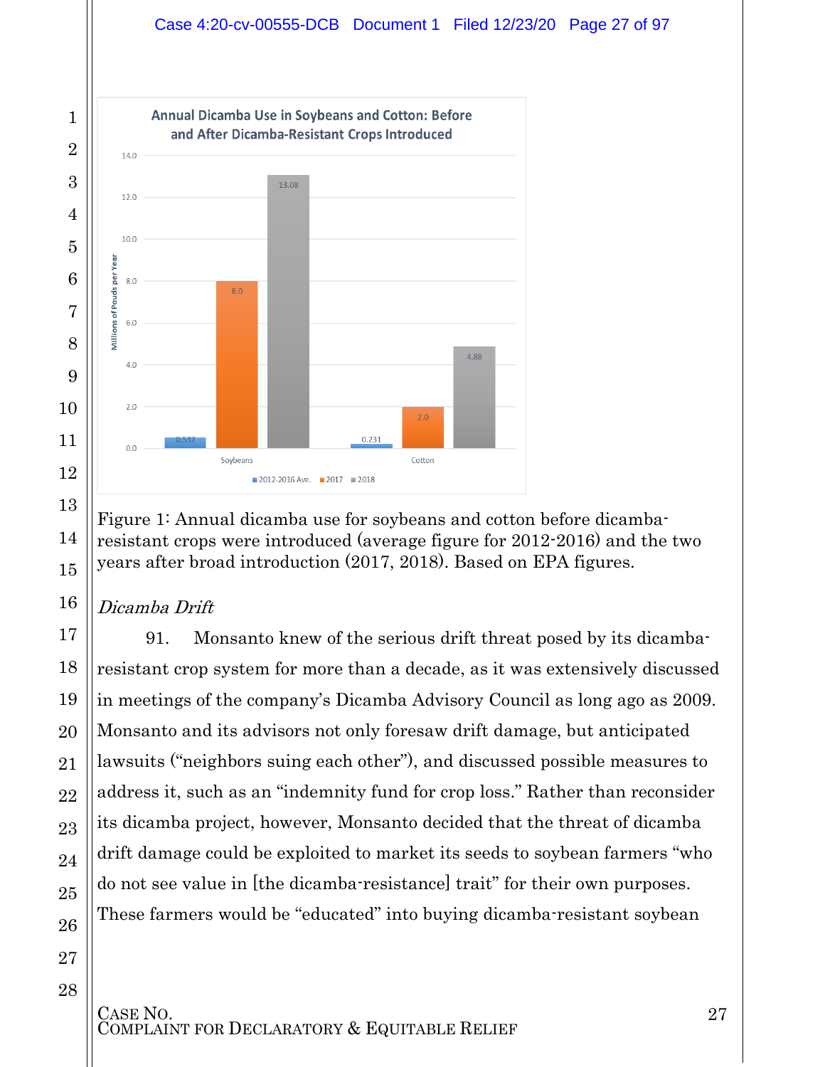Figure 1: Annual dicamba use for soybeans and cotton before dicamba-resistant crops were introduced (average figure for 2012-2016) and the two years after broad introduction (2017, 2018). Based on EPA figures.

*Dicamba Drift*

91. Monsanto knew of the serious drift threat posed by its dicamba-resistant crop system for more than a decade, as it was extensively discussed in meetings of the company's Dicamba Advisory Council as long ago as 2009. Monsanto and its advisors not only foresaw drift damage, but anticipated lawsuits ("neighbors suing each other"), and discussed possible measures to address it, such as an "indemnity fund for crop loss." Rather than reconsider its dicamba project, however, Monsanto decided that the threat of dicamba drift damage could be exploited to market its seeds to soybean farmers "who do not see value in [the dicamba-resistance] trait" for their own purposes. These farmers would be "educated" into buying dicamba-resistant soybean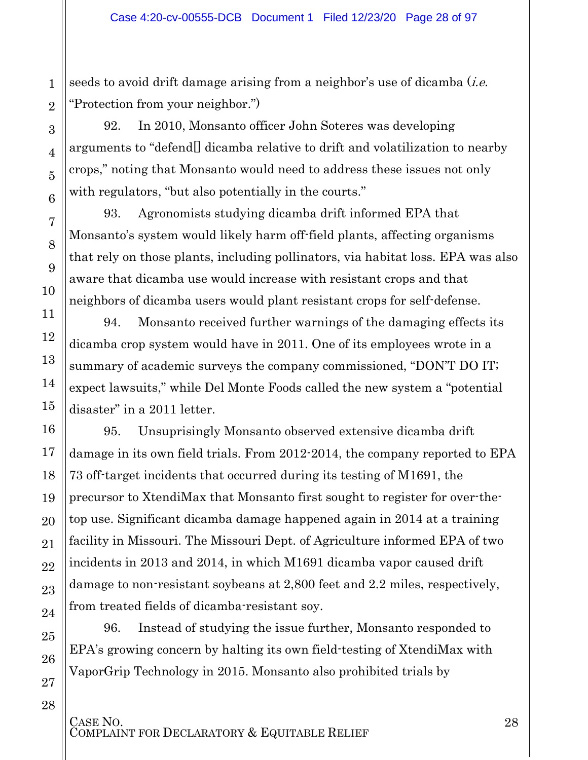seeds to avoid drift damage arising from a neighbor's use of dicamba (*i.e.* "Protection from your neighbor.")

92. In 2010, Monsanto officer John Soteres was developing arguments to "defend[] dicamba relative to drift and volatilization to nearby crops," noting that Monsanto would need to address these issues not only with regulators, "but also potentially in the courts."

93. Agronomists studying dicamba drift informed EPA that Monsanto's system would likely harm off-field plants, affecting organisms that rely on those plants, including pollinators, via habitat loss. EPA was also aware that dicamba use would increase with resistant crops and that neighbors of dicamba users would plant resistant crops for self-defense.

94. Monsanto received further warnings of the damaging effects its dicamba crop system would have in 2011. One of its employees wrote in a summary of academic surveys the company commissioned, "DON'T DO IT; expect lawsuits," while Del Monte Foods called the new system a "potential disaster" in a 2011 letter.

95. Unsuprisingly Monsanto observed extensive dicamba drift damage in its own field trials. From 2012-2014, the company reported to EPA 73 off-target incidents that occurred during its testing of M1691, the precursor to XtendiMax that Monsanto first sought to register for over-the-top use. Significant dicamba damage happened again in 2014 at a training facility in Missouri. The Missouri Dept. of Agriculture informed EPA of two incidents in 2013 and 2014, in which M1691 dicamba vapor caused drift damage to non-resistant soybeans at 2,800 feet and 2.2 miles, respectively, from treated fields of dicamba-resistant soy.

96. Instead of studying the issue further, Monsanto responded to EPA's growing concern by halting its own field-testing of XtendiMax with VaporGrip Technology in 2015. Monsanto also prohibited trials by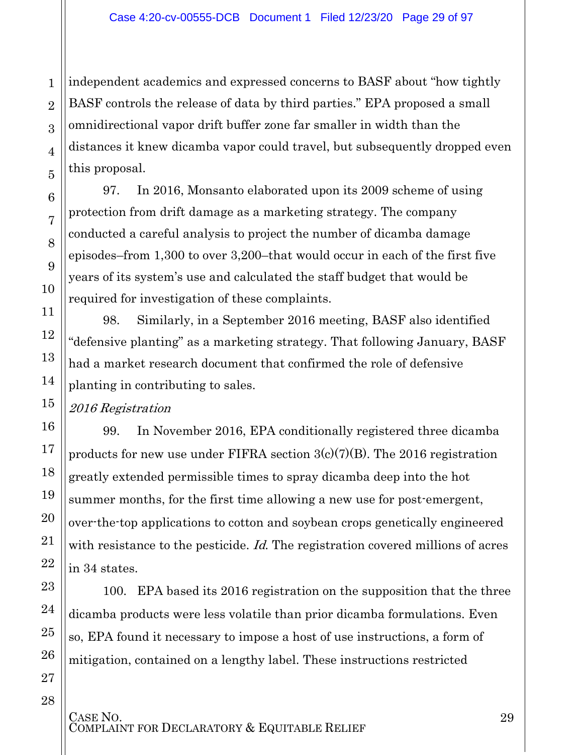independent academics and expressed concerns to BASF about "how tightly BASF controls the release of data by third parties." EPA proposed a small omnidirectional vapor drift buffer zone far smaller in width than the distances it knew dicamba vapor could travel, but subsequently dropped even this proposal.

97. In 2016, Monsanto elaborated upon its 2009 scheme of using protection from drift damage as a marketing strategy. The company conducted a careful analysis to project the number of dicamba damage episodes–from 1,300 to over 3,200–that would occur in each of the first five years of its system's use and calculated the staff budget that would be required for investigation of these complaints.

98. Similarly, in a September 2016 meeting, BASF also identified "defensive planting" as a marketing strategy. That following January, BASF had a market research document that confirmed the role of defensive planting in contributing to sales.

*2016 Registration*

99. In November 2016, EPA conditionally registered three dicamba products for new use under FIFRA section 3(c)(7)(B). The 2016 registration greatly extended permissible times to spray dicamba deep into the hot summer months, for the first time allowing a new use for post-emergent, over-the-top applications to cotton and soybean crops genetically engineered with resistance to the pesticide. *Id.* The registration covered millions of acres in 34 states.

100. EPA based its 2016 registration on the supposition that the three dicamba products were less volatile than prior dicamba formulations. Even so, EPA found it necessary to impose a host of use instructions, a form of mitigation, contained on a lengthy label. These instructions restricted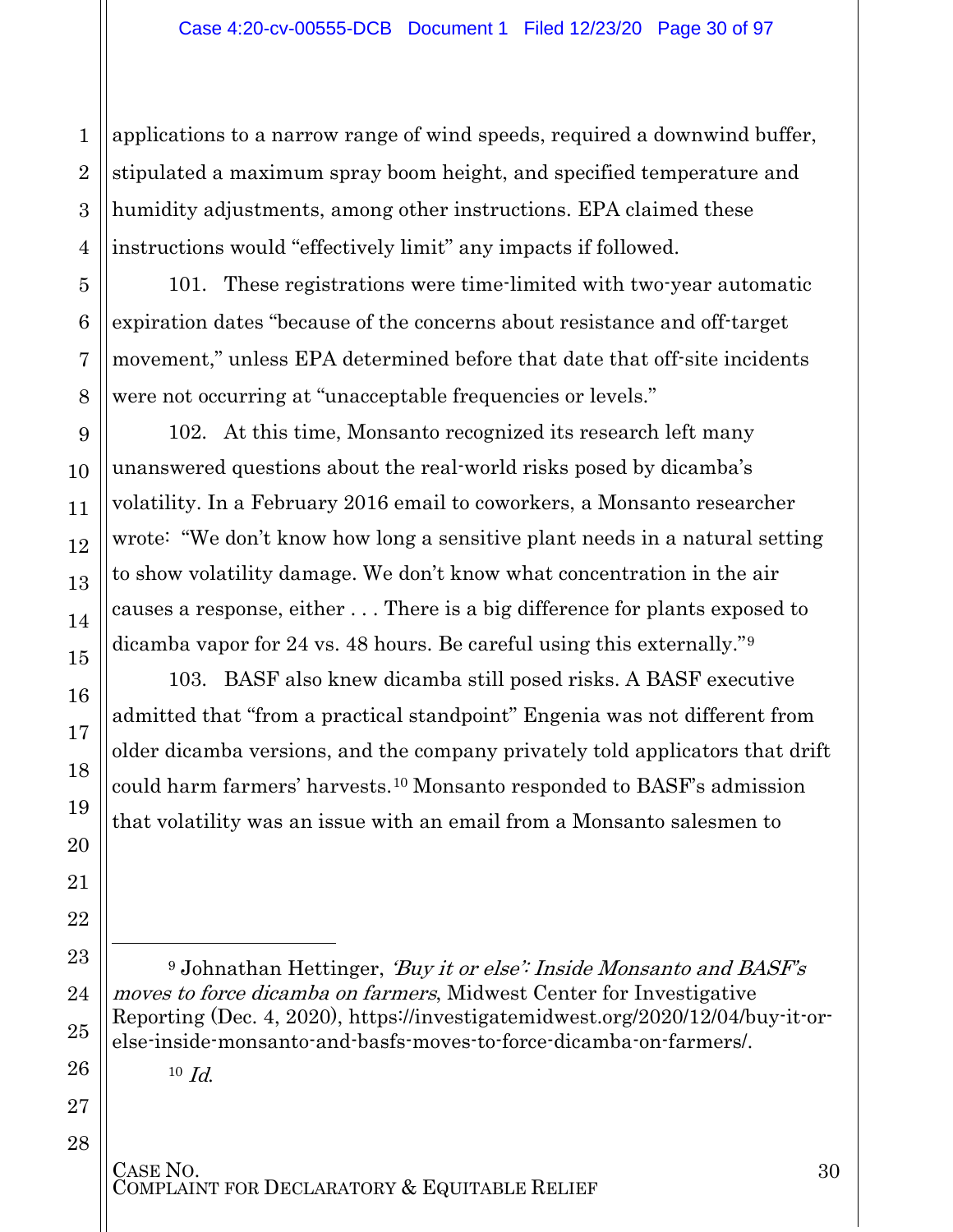applications to a narrow range of wind speeds, required a downwind buffer, stipulated a maximum spray boom height, and specified temperature and humidity adjustments, among other instructions. EPA claimed these instructions would "effectively limit" any impacts if followed.

101. These registrations were time-limited with two-year automatic expiration dates "because of the concerns about resistance and off-target movement," unless EPA determined before that date that off-site incidents were not occurring at "unacceptable frequencies or levels."

102. At this time, Monsanto recognized its research left many unanswered questions about the real-world risks posed by dicamba's volatility. In a February 2016 email to coworkers, a Monsanto researcher wrote: "We don't know how long a sensitive plant needs in a natural setting to show volatility damage. We don't know what concentration in the air causes a response, either . . . There is a big difference for plants exposed to dicamba vapor for 24 vs. 48 hours. Be careful using this externally."[9]

103. BASF also knew dicamba still posed risks. A BASF executive admitted that "from a practical standpoint" Engenia was not different from older dicamba versions, and the company privately told applicators that drift could harm farmers' harvests.[10] Monsanto responded to BASF's admission that volatility was an issue with an email from a Monsanto salesmen to

---

[9] Johnathan Hettinger, *'Buy it or else': Inside Monsanto and BASF's moves to force dicamba on farmers*, Midwest Center for Investigative Reporting (Dec. 4, 2020), https://investigatemidwest.org/2020/12/04/buy-it-or-else-inside-monsanto-and-basfs-moves-to-force-dicamba-on-farmers/.

[10] *Id.*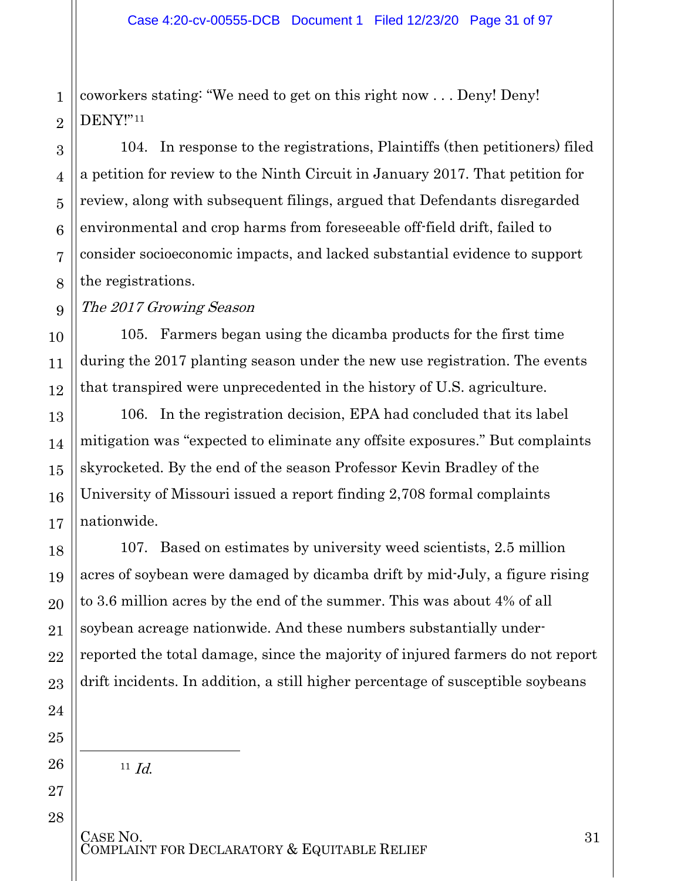coworkers stating: "We need to get on this right now . . . Deny! Deny! DENY!"[11]

104. In response to the registrations, Plaintiffs (then petitioners) filed a petition for review to the Ninth Circuit in January 2017. That petition for review, along with subsequent filings, argued that Defendants disregarded environmental and crop harms from foreseeable off-field drift, failed to consider socioeconomic impacts, and lacked substantial evidence to support the registrations.

*The 2017 Growing Season*

105. Farmers began using the dicamba products for the first time during the 2017 planting season under the new use registration. The events that transpired were unprecedented in the history of U.S. agriculture.

106. In the registration decision, EPA had concluded that its label mitigation was "expected to eliminate any offsite exposures." But complaints skyrocketed. By the end of the season Professor Kevin Bradley of the University of Missouri issued a report finding 2,708 formal complaints nationwide.

107. Based on estimates by university weed scientists, 2.5 million acres of soybean were damaged by dicamba drift by mid-July, a figure rising to 3.6 million acres by the end of the summer. This was about 4% of all soybean acreage nationwide. And these numbers substantially under-reported the total damage, since the majority of injured farmers do not report drift incidents. In addition, a still higher percentage of susceptible soybeans

[11] *Id.*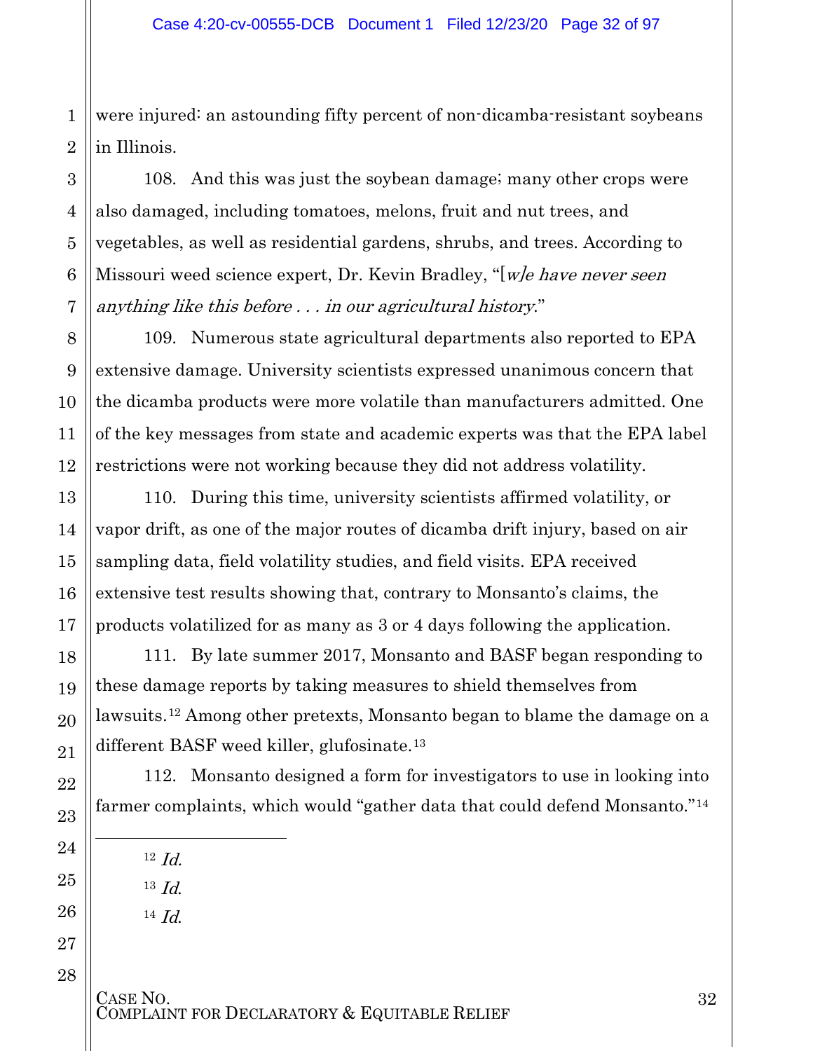were injured: an astounding fifty percent of non-dicamba-resistant soybeans in Illinois.

108. And this was just the soybean damage; many other crops were also damaged, including tomatoes, melons, fruit and nut trees, and vegetables, as well as residential gardens, shrubs, and trees. According to Missouri weed science expert, Dr. Kevin Bradley, "[*w]e have never seen anything like this before . . . in our agricultural history*."

109. Numerous state agricultural departments also reported to EPA extensive damage. University scientists expressed unanimous concern that the dicamba products were more volatile than manufacturers admitted. One of the key messages from state and academic experts was that the EPA label restrictions were not working because they did not address volatility.

110. During this time, university scientists affirmed volatility, or vapor drift, as one of the major routes of dicamba drift injury, based on air sampling data, field volatility studies, and field visits. EPA received extensive test results showing that, contrary to Monsanto's claims, the products volatilized for as many as 3 or 4 days following the application.

111. By late summer 2017, Monsanto and BASF began responding to these damage reports by taking measures to shield themselves from lawsuits.[12] Among other pretexts, Monsanto began to blame the damage on a different BASF weed killer, glufosinate.[13]

112. Monsanto designed a form for investigators to use in looking into farmer complaints, which would "gather data that could defend Monsanto."[14]

---

[12] *Id.*

[13] *Id.*

[14] *Id.*

CASE NO.
COMPLAINT FOR DECLARATORY & EQUITABLE RELIEF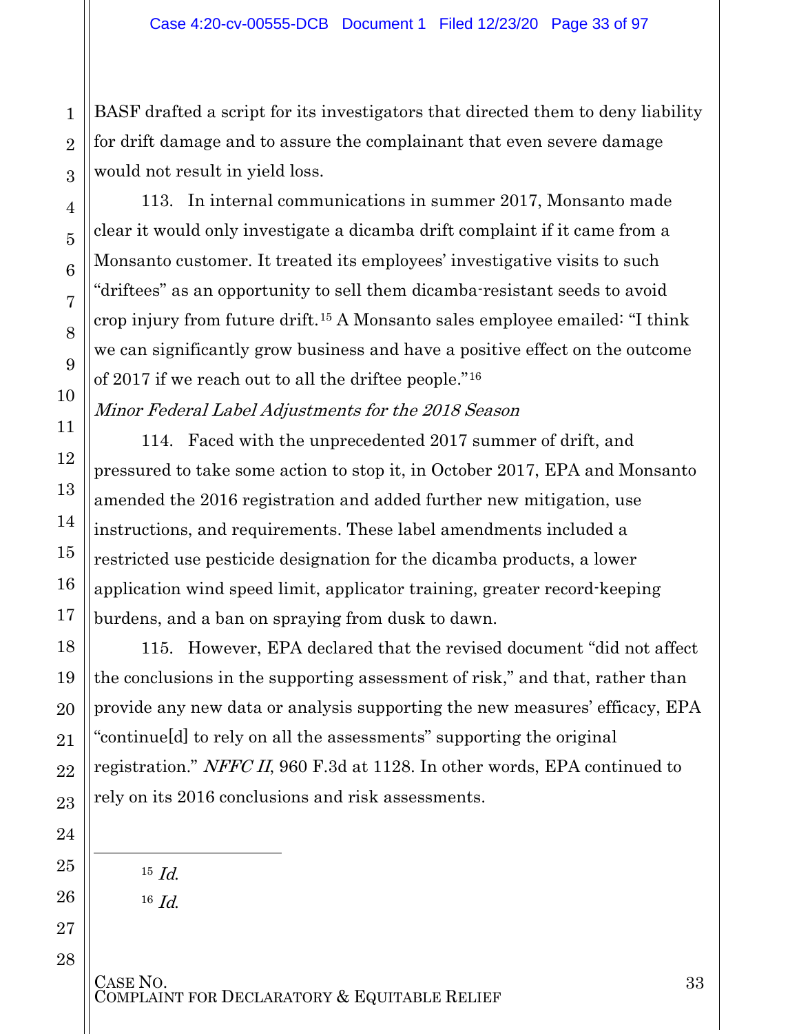BASF drafted a script for its investigators that directed them to deny liability for drift damage and to assure the complainant that even severe damage would not result in yield loss.

113. In internal communications in summer 2017, Monsanto made clear it would only investigate a dicamba drift complaint if it came from a Monsanto customer. It treated its employees' investigative visits to such "driftees" as an opportunity to sell them dicamba-resistant seeds to avoid crop injury from future drift.[15] A Monsanto sales employee emailed: "I think we can significantly grow business and have a positive effect on the outcome of 2017 if we reach out to all the driftee people."[16]

*Minor Federal Label Adjustments for the 2018 Season*

114. Faced with the unprecedented 2017 summer of drift, and pressured to take some action to stop it, in October 2017, EPA and Monsanto amended the 2016 registration and added further new mitigation, use instructions, and requirements. These label amendments included a restricted use pesticide designation for the dicamba products, a lower application wind speed limit, applicator training, greater record-keeping burdens, and a ban on spraying from dusk to dawn.

115. However, EPA declared that the revised document "did not affect the conclusions in the supporting assessment of risk," and that, rather than provide any new data or analysis supporting the new measures' efficacy, EPA "continue[d] to rely on all the assessments" supporting the original registration." *NFFC II*, 960 F.3d at 1128. In other words, EPA continued to rely on its 2016 conclusions and risk assessments.

---

[15] *Id.*

[16] *Id.*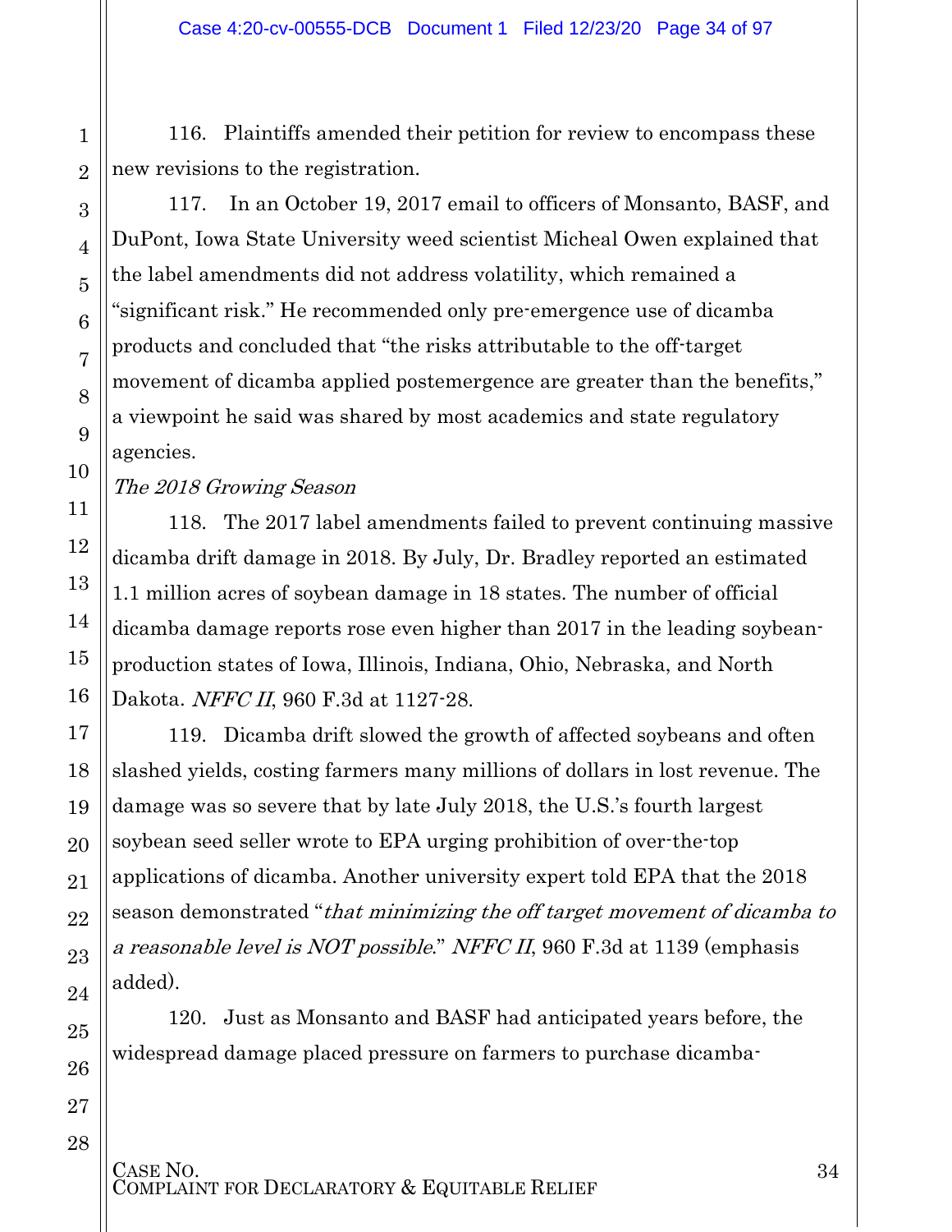116. Plaintiffs amended their petition for review to encompass these new revisions to the registration.

117. In an October 19, 2017 email to officers of Monsanto, BASF, and DuPont, Iowa State University weed scientist Micheal Owen explained that the label amendments did not address volatility, which remained a "significant risk." He recommended only pre-emergence use of dicamba products and concluded that "the risks attributable to the off-target movement of dicamba applied postemergence are greater than the benefits," a viewpoint he said was shared by most academics and state regulatory agencies.

*The 2018 Growing Season*

118. The 2017 label amendments failed to prevent continuing massive dicamba drift damage in 2018. By July, Dr. Bradley reported an estimated 1.1 million acres of soybean damage in 18 states. The number of official dicamba damage reports rose even higher than 2017 in the leading soybean-production states of Iowa, Illinois, Indiana, Ohio, Nebraska, and North Dakota. *NFFC II*, 960 F.3d at 1127-28.

119. Dicamba drift slowed the growth of affected soybeans and often slashed yields, costing farmers many millions of dollars in lost revenue. The damage was so severe that by late July 2018, the U.S.'s fourth largest soybean seed seller wrote to EPA urging prohibition of over-the-top applications of dicamba. Another university expert told EPA that the 2018 season demonstrated "*that minimizing the off target movement of dicamba to a reasonable level is NOT possible*." *NFFC II*, 960 F.3d at 1139 (emphasis added).

120. Just as Monsanto and BASF had anticipated years before, the widespread damage placed pressure on farmers to purchase dicamba-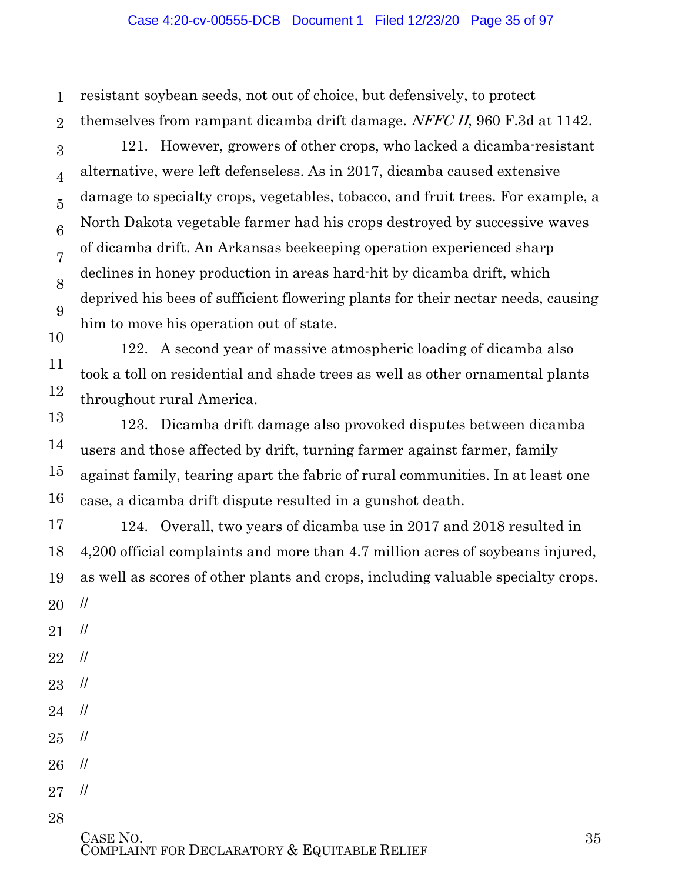resistant soybean seeds, not out of choice, but defensively, to protect themselves from rampant dicamba drift damage. *NFFC II*, 960 F.3d at 1142.

121. However, growers of other crops, who lacked a dicamba-resistant alternative, were left defenseless. As in 2017, dicamba caused extensive damage to specialty crops, vegetables, tobacco, and fruit trees. For example, a North Dakota vegetable farmer had his crops destroyed by successive waves of dicamba drift. An Arkansas beekeeping operation experienced sharp declines in honey production in areas hard-hit by dicamba drift, which deprived his bees of sufficient flowering plants for their nectar needs, causing him to move his operation out of state.

122. A second year of massive atmospheric loading of dicamba also took a toll on residential and shade trees as well as other ornamental plants throughout rural America.

123. Dicamba drift damage also provoked disputes between dicamba users and those affected by drift, turning farmer against farmer, family against family, tearing apart the fabric of rural communities. In at least one case, a dicamba drift dispute resulted in a gunshot death.

124. Overall, two years of dicamba use in 2017 and 2018 resulted in 4,200 official complaints and more than 4.7 million acres of soybeans injured, as well as scores of other plants and crops, including valuable specialty crops.

//

//

//

//

//

//

//

//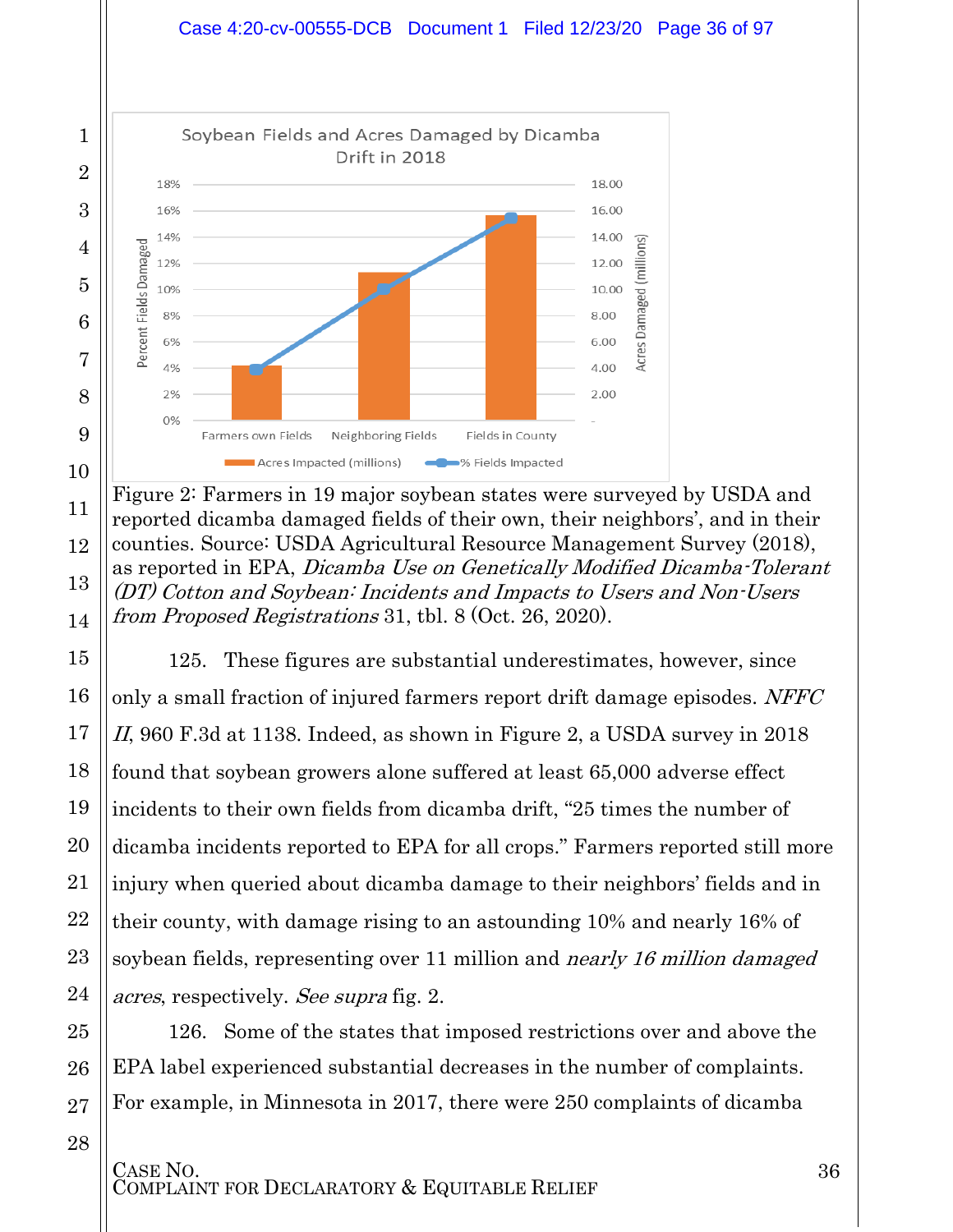Figure 2: Farmers in 19 major soybean states were surveyed by USDA and reported dicamba damaged fields of their own, their neighbors', and in their counties. Source: USDA Agricultural Resource Management Survey (2018), as reported in EPA, *Dicamba Use on Genetically Modified Dicamba-Tolerant (DT) Cotton and Soybean: Incidents and Impacts to Users and Non-Users from Proposed Registrations* 31, tbl. 8 (Oct. 26, 2020).

125. These figures are substantial underestimates, however, since only a small fraction of injured farmers report drift damage episodes. *NFFC II*, 960 F.3d at 1138. Indeed, as shown in Figure 2, a USDA survey in 2018 found that soybean growers alone suffered at least 65,000 adverse effect incidents to their own fields from dicamba drift, "25 times the number of dicamba incidents reported to EPA for all crops." Farmers reported still more injury when queried about dicamba damage to their neighbors' fields and in their county, with damage rising to an astounding 10% and nearly 16% of soybean fields, representing over 11 million and *nearly 16 million damaged acres*, respectively. *See supra* fig. 2.

126. Some of the states that imposed restrictions over and above the EPA label experienced substantial decreases in the number of complaints. For example, in Minnesota in 2017, there were 250 complaints of dicamba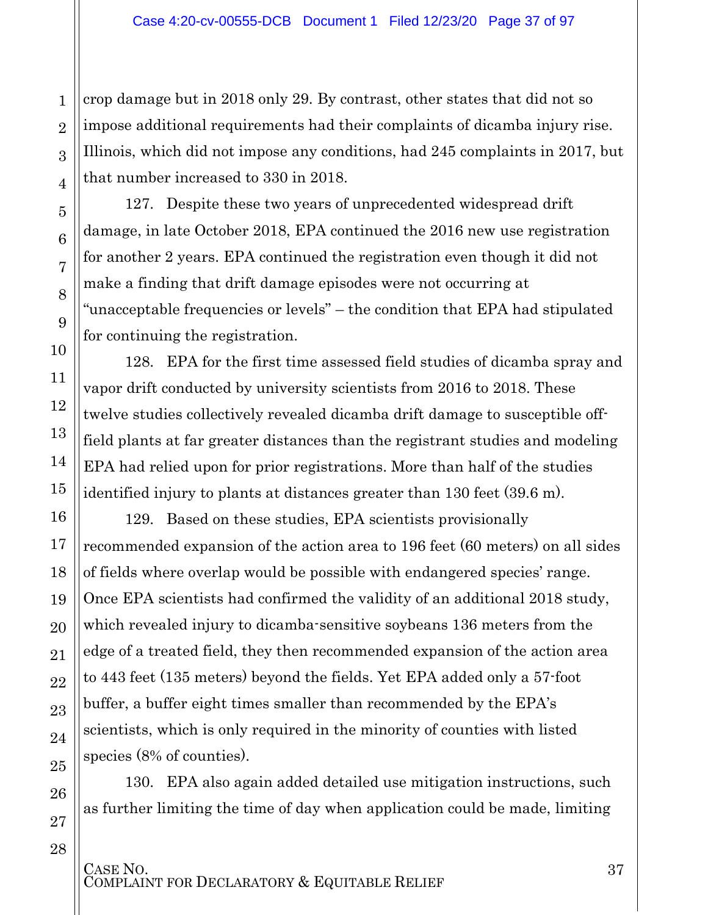crop damage but in 2018 only 29. By contrast, other states that did not so impose additional requirements had their complaints of dicamba injury rise. Illinois, which did not impose any conditions, had 245 complaints in 2017, but that number increased to 330 in 2018.

127. Despite these two years of unprecedented widespread drift damage, in late October 2018, EPA continued the 2016 new use registration for another 2 years. EPA continued the registration even though it did not make a finding that drift damage episodes were not occurring at "unacceptable frequencies or levels" – the condition that EPA had stipulated for continuing the registration.

128. EPA for the first time assessed field studies of dicamba spray and vapor drift conducted by university scientists from 2016 to 2018. These twelve studies collectively revealed dicamba drift damage to susceptible off-field plants at far greater distances than the registrant studies and modeling EPA had relied upon for prior registrations. More than half of the studies identified injury to plants at distances greater than 130 feet (39.6 m).

129. Based on these studies, EPA scientists provisionally recommended expansion of the action area to 196 feet (60 meters) on all sides of fields where overlap would be possible with endangered species' range. Once EPA scientists had confirmed the validity of an additional 2018 study, which revealed injury to dicamba-sensitive soybeans 136 meters from the edge of a treated field, they then recommended expansion of the action area to 443 feet (135 meters) beyond the fields. Yet EPA added only a 57-foot buffer, a buffer eight times smaller than recommended by the EPA's scientists, which is only required in the minority of counties with listed species (8% of counties).

130. EPA also again added detailed use mitigation instructions, such as further limiting the time of day when application could be made, limiting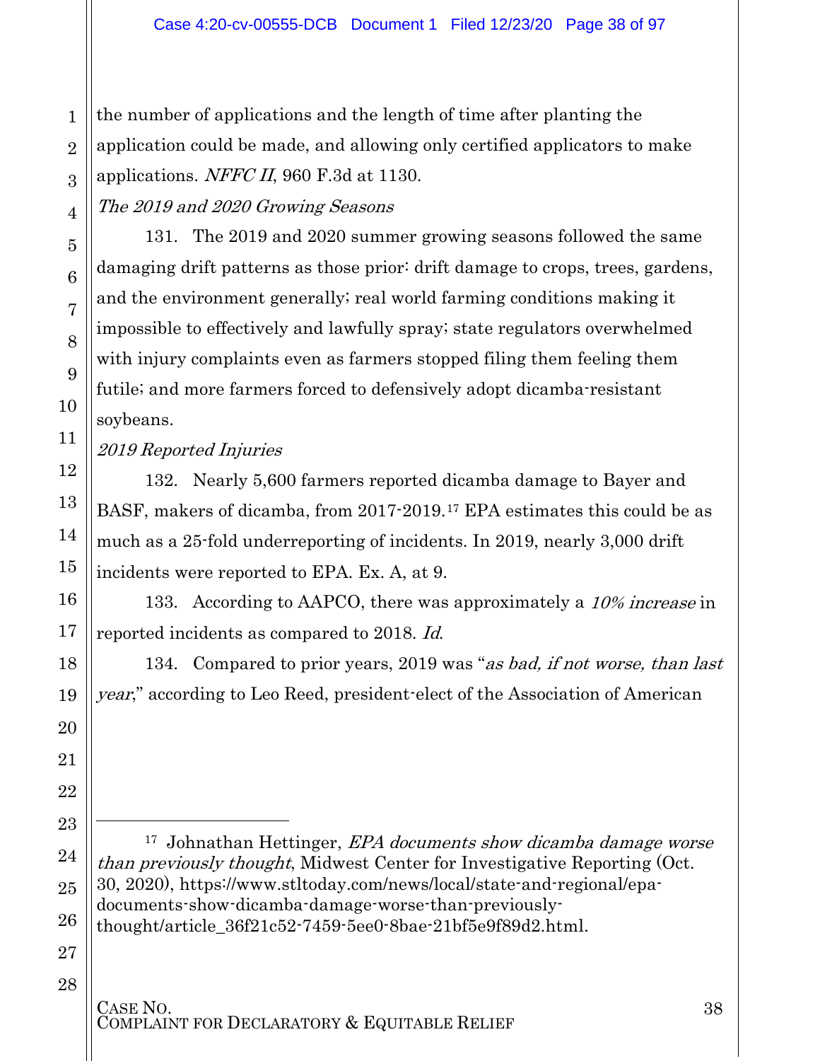the number of applications and the length of time after planting the application could be made, and allowing only certified applicators to make applications. *NFFC II*, 960 F.3d at 1130.

*The 2019 and 2020 Growing Seasons*

131. The 2019 and 2020 summer growing seasons followed the same damaging drift patterns as those prior: drift damage to crops, trees, gardens, and the environment generally; real world farming conditions making it impossible to effectively and lawfully spray; state regulators overwhelmed with injury complaints even as farmers stopped filing them feeling them futile; and more farmers forced to defensively adopt dicamba-resistant soybeans.

*2019 Reported Injuries*

132. Nearly 5,600 farmers reported dicamba damage to Bayer and BASF, makers of dicamba, from 2017-2019.[17] EPA estimates this could be as much as a 25-fold underreporting of incidents. In 2019, nearly 3,000 drift incidents were reported to EPA. Ex. A, at 9.

133. According to AAPCO, there was approximately a *10% increase* in reported incidents as compared to 2018. *Id.*

134. Compared to prior years, 2019 was "*as bad, if not worse, than last year*," according to Leo Reed, president-elect of the Association of American

---

[17] Johnathan Hettinger, *EPA documents show dicamba damage worse than previously thought*, Midwest Center for Investigative Reporting (Oct. 30, 2020), https://www.stltoday.com/news/local/state-and-regional/epa-documents-show-dicamba-damage-worse-than-previously-thought/article_36f21c52-7459-5ee0-8bae-21bf5e9f89d2.html.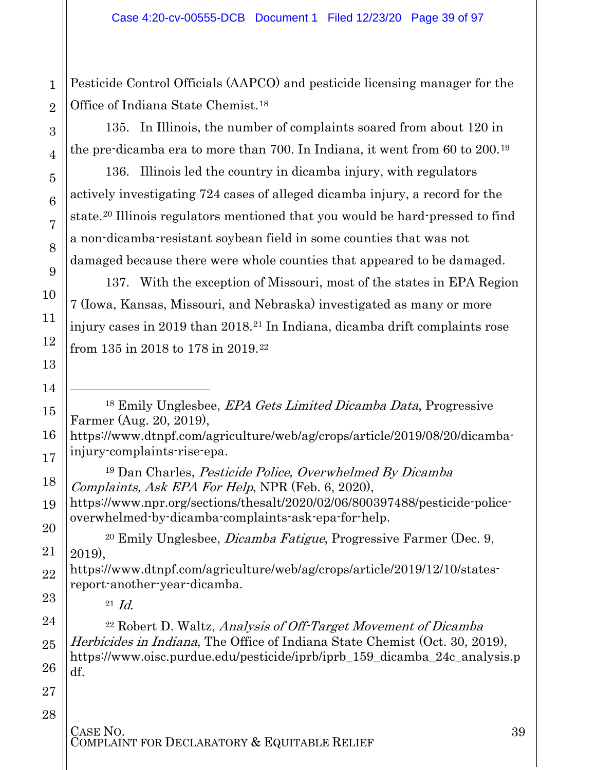Pesticide Control Officials (AAPCO) and pesticide licensing manager for the Office of Indiana State Chemist.[18]

135. In Illinois, the number of complaints soared from about 120 in the pre-dicamba era to more than 700. In Indiana, it went from 60 to 200.[19]

136. Illinois led the country in dicamba injury, with regulators actively investigating 724 cases of alleged dicamba injury, a record for the state.[20] Illinois regulators mentioned that you would be hard-pressed to find a non-dicamba-resistant soybean field in some counties that was not damaged because there were whole counties that appeared to be damaged.

137. With the exception of Missouri, most of the states in EPA Region 7 (Iowa, Kansas, Missouri, and Nebraska) investigated as many or more injury cases in 2019 than 2018.[21] In Indiana, dicamba drift complaints rose from 135 in 2018 to 178 in 2019.[22]

---

[18] Emily Unglesbee, *EPA Gets Limited Dicamba Data*, Progressive Farmer (Aug. 20, 2019), https://www.dtnpf.com/agriculture/web/ag/crops/article/2019/08/20/dicamba-injury-complaints-rise-epa.

[19] Dan Charles, *Pesticide Police, Overwhelmed By Dicamba Complaints, Ask EPA For Help*, NPR (Feb. 6, 2020), https://www.npr.org/sections/thesalt/2020/02/06/800397488/pesticide-police-overwhelmed-by-dicamba-complaints-ask-epa-for-help.

[20] Emily Unglesbee, *Dicamba Fatigue*, Progressive Farmer (Dec. 9, 2019), https://www.dtnpf.com/agriculture/web/ag/crops/article/2019/12/10/states-report-another-year-dicamba.

[21] *Id.*

[22] Robert D. Waltz, *Analysis of Off-Target Movement of Dicamba Herbicides in Indiana*, The Office of Indiana State Chemist (Oct. 30, 2019), https://www.oisc.purdue.edu/pesticide/iprb/iprb_159_dicamba_24c_analysis.pdf.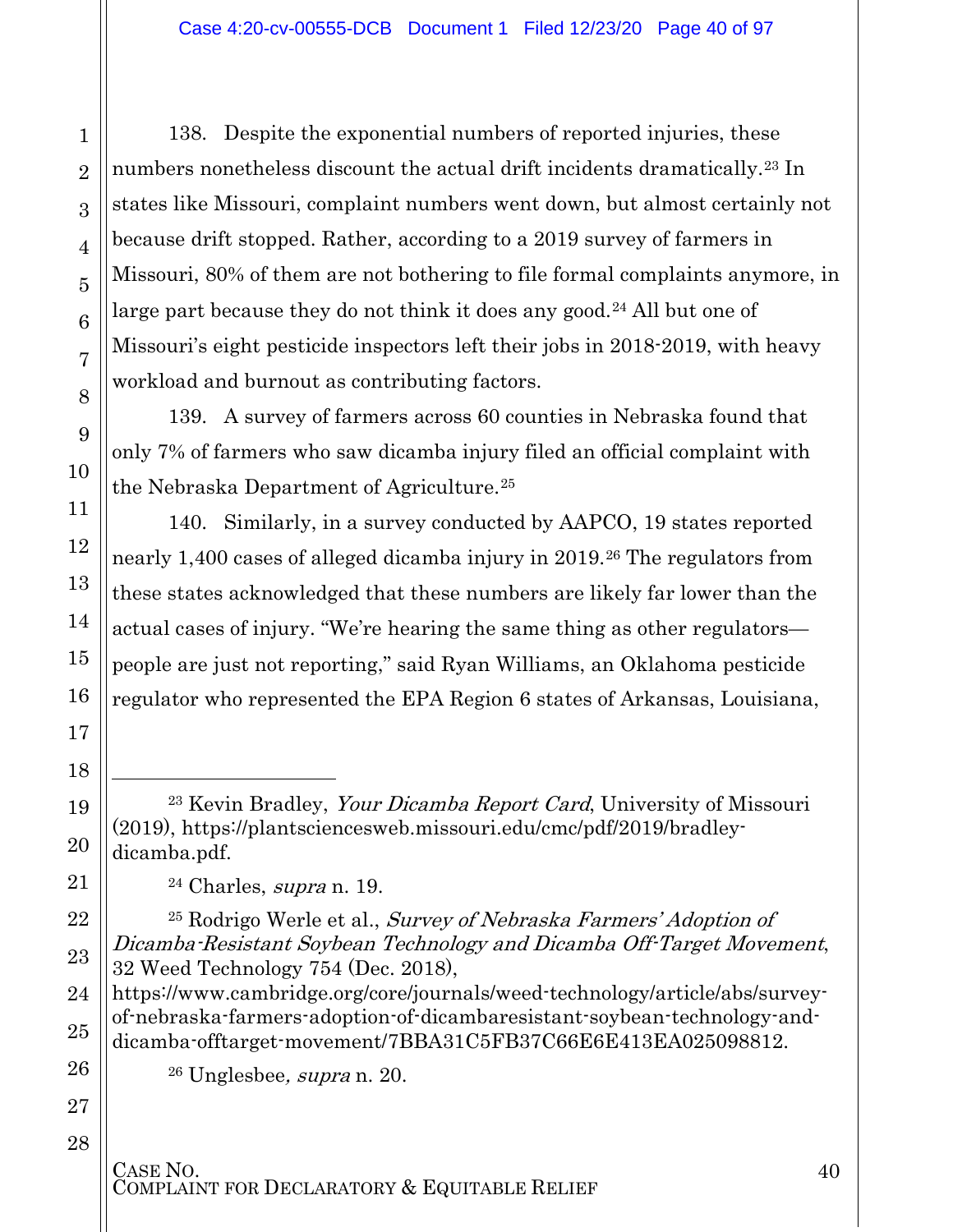138. Despite the exponential numbers of reported injuries, these numbers nonetheless discount the actual drift incidents dramatically.[23] In states like Missouri, complaint numbers went down, but almost certainly not because drift stopped. Rather, according to a 2019 survey of farmers in Missouri, 80% of them are not bothering to file formal complaints anymore, in large part because they do not think it does any good.[24] All but one of Missouri's eight pesticide inspectors left their jobs in 2018-2019, with heavy workload and burnout as contributing factors.

139. A survey of farmers across 60 counties in Nebraska found that only 7% of farmers who saw dicamba injury filed an official complaint with the Nebraska Department of Agriculture.[25]

140. Similarly, in a survey conducted by AAPCO, 19 states reported nearly 1,400 cases of alleged dicamba injury in 2019.[26] The regulators from these states acknowledged that these numbers are likely far lower than the actual cases of injury. "We're hearing the same thing as other regulators—people are just not reporting," said Ryan Williams, an Oklahoma pesticide regulator who represented the EPA Region 6 states of Arkansas, Louisiana,

---

[23] Kevin Bradley, *Your Dicamba Report Card*, University of Missouri (2019), https://plantsciencesweb.missouri.edu/cmc/pdf/2019/bradley-dicamba.pdf.

[24] Charles, *supra* n. 19.

[25] Rodrigo Werle et al., *Survey of Nebraska Farmers' Adoption of Dicamba-Resistant Soybean Technology and Dicamba Off-Target Movement*, 32 Weed Technology 754 (Dec. 2018), https://www.cambridge.org/core/journals/weed-technology/article/abs/survey-of-nebraska-farmers-adoption-of-dicambaresistant-soybean-technology-and-dicamba-offtarget-movement/7BBA31C5FB37C66E6E413EA025098812.

[26] Unglesbee, *supra* n. 20.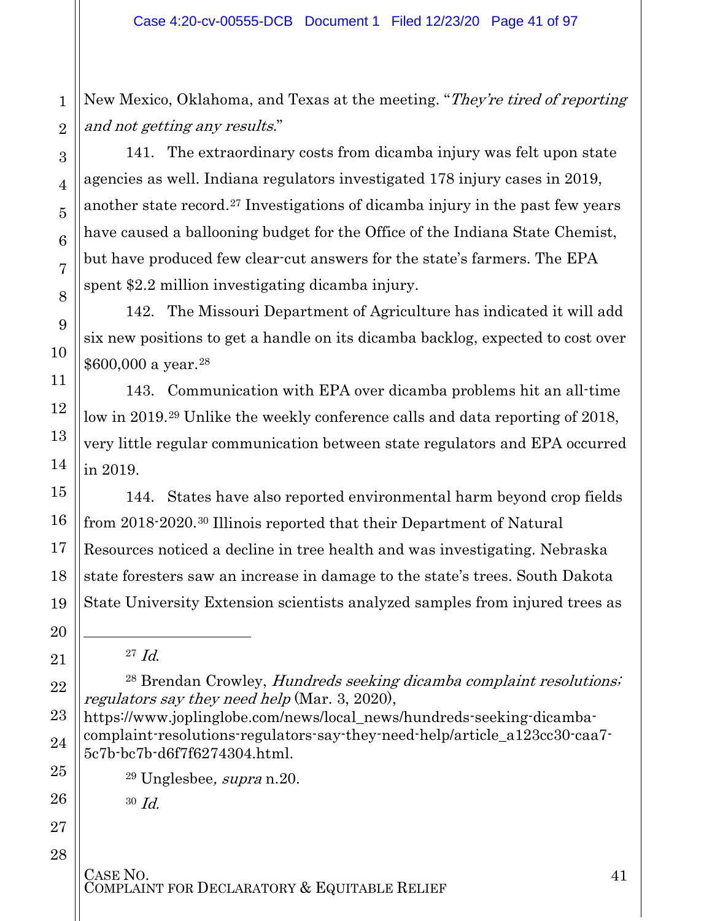New Mexico, Oklahoma, and Texas at the meeting. "*They're tired of reporting and not getting any results.*"

141. The extraordinary costs from dicamba injury was felt upon state agencies as well. Indiana regulators investigated 178 injury cases in 2019, another state record.[27] Investigations of dicamba injury in the past few years have caused a ballooning budget for the Office of the Indiana State Chemist, but have produced few clear-cut answers for the state's farmers. The EPA spent $2.2 million investigating dicamba injury.

142. The Missouri Department of Agriculture has indicated it will add six new positions to get a handle on its dicamba backlog, expected to cost over $600,000 a year.[28]

143. Communication with EPA over dicamba problems hit an all-time low in 2019.[29] Unlike the weekly conference calls and data reporting of 2018, very little regular communication between state regulators and EPA occurred in 2019.

144. States have also reported environmental harm beyond crop fields from 2018-2020.[30] Illinois reported that their Department of Natural Resources noticed a decline in tree health and was investigating. Nebraska state foresters saw an increase in damage to the state's trees. South Dakota State University Extension scientists analyzed samples from injured trees as

---

[27] *Id.*

[28] Brendan Crowley, *Hundreds seeking dicamba complaint resolutions; regulators say they need help* (Mar. 3, 2020), https://www.joplinglobe.com/news/local_news/hundreds-seeking-dicamba-complaint-resolutions-regulators-say-they-need-help/article_a123cc30-caa7-5c7b-bc7b-d6f7f6274304.html.

[29] Unglesbee, *supra* n.20.

[30] *Id.*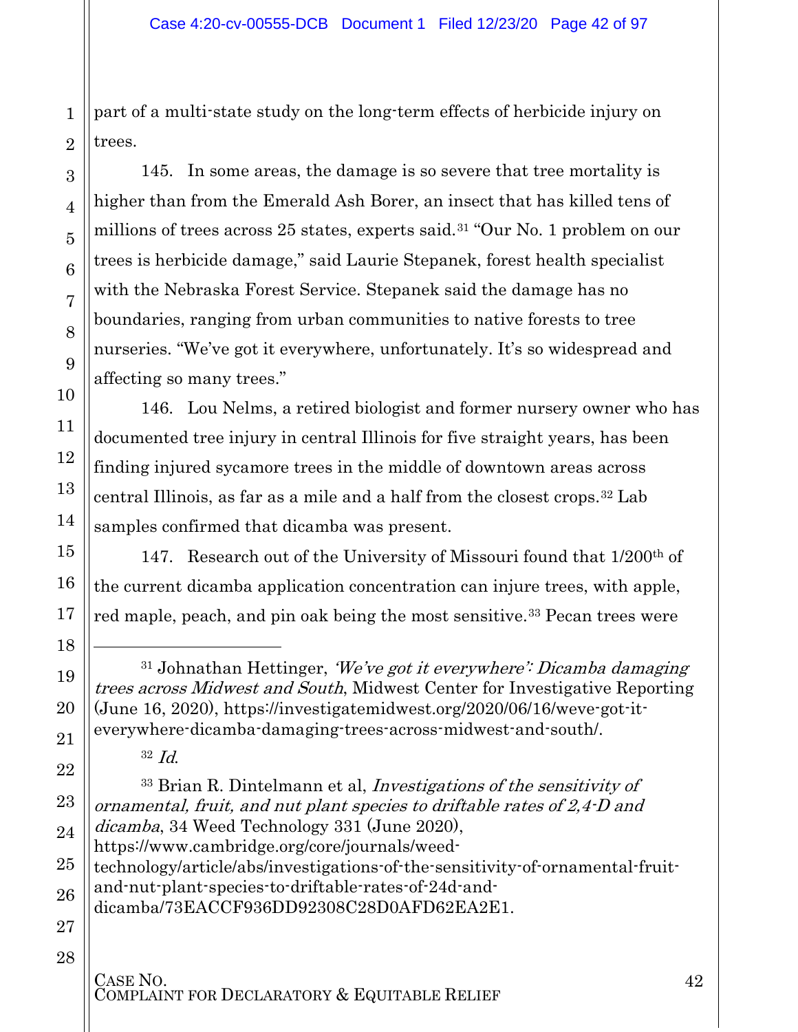part of a multi-state study on the long-term effects of herbicide injury on trees.

145. In some areas, the damage is so severe that tree mortality is higher than from the Emerald Ash Borer, an insect that has killed tens of millions of trees across 25 states, experts said.[31] "Our No. 1 problem on our trees is herbicide damage," said Laurie Stepanek, forest health specialist with the Nebraska Forest Service. Stepanek said the damage has no boundaries, ranging from urban communities to native forests to tree nurseries. "We've got it everywhere, unfortunately. It's so widespread and affecting so many trees."

146. Lou Nelms, a retired biologist and former nursery owner who has documented tree injury in central Illinois for five straight years, has been finding injured sycamore trees in the middle of downtown areas across central Illinois, as far as a mile and a half from the closest crops.[32] Lab samples confirmed that dicamba was present.

147. Research out of the University of Missouri found that 1/200th of the current dicamba application concentration can injure trees, with apple, red maple, peach, and pin oak being the most sensitive.[33] Pecan trees were

---

[31] Johnathan Hettinger, *'We've got it everywhere': Dicamba damaging trees across Midwest and South*, Midwest Center for Investigative Reporting (June 16, 2020), https://investigatemidwest.org/2020/06/16/weve-got-it-everywhere-dicamba-damaging-trees-across-midwest-and-south/.

[32] *Id.*

[33] Brian R. Dintelmann et al, *Investigations of the sensitivity of ornamental, fruit, and nut plant species to driftable rates of 2,4-D and dicamba*, 34 Weed Technology 331 (June 2020), https://www.cambridge.org/core/journals/weed-technology/article/abs/investigations-of-the-sensitivity-of-ornamental-fruit-and-nut-plant-species-to-driftable-rates-of-24d-and-dicamba/73EACCF936DD92308C28D0AFD62EA2E1.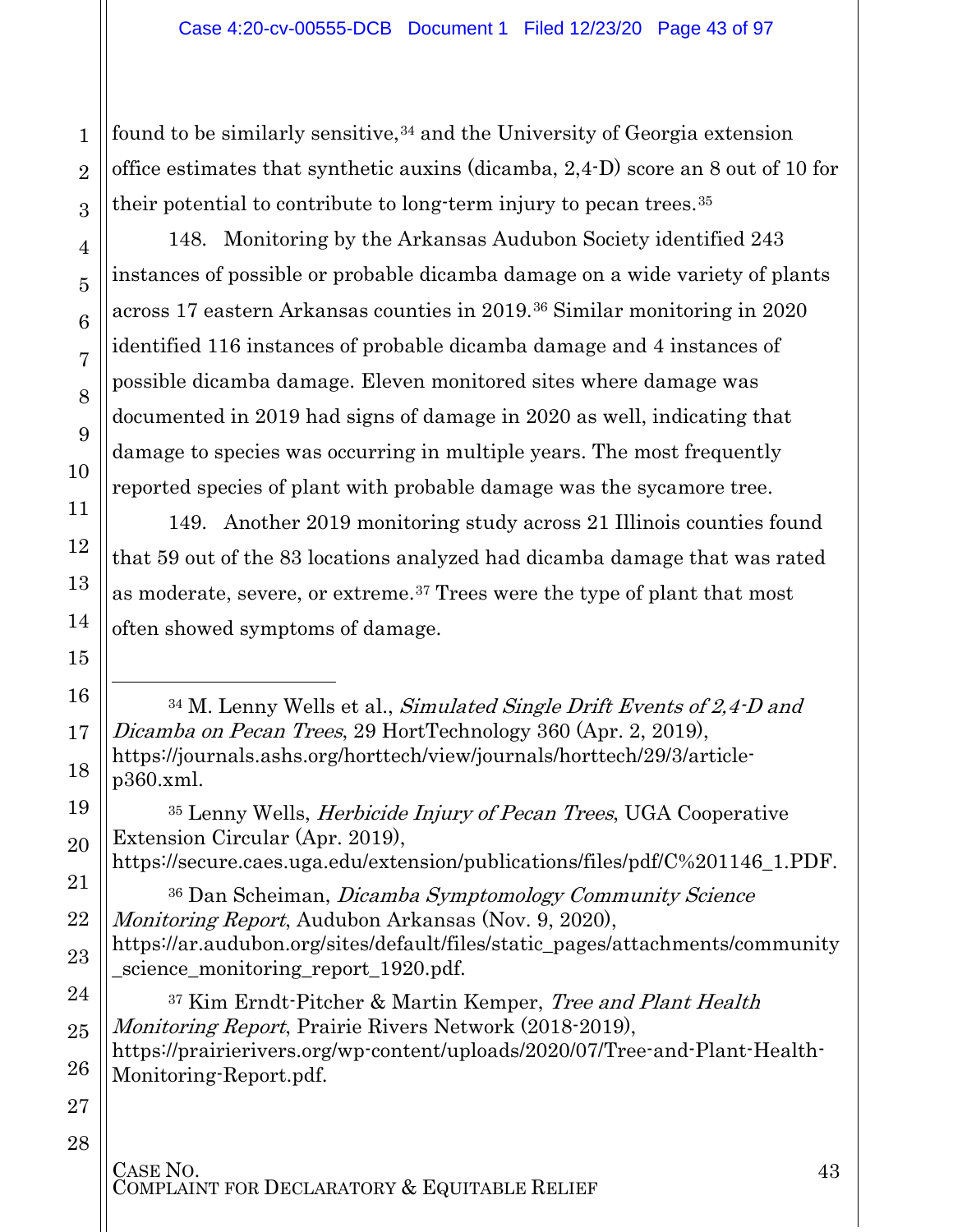found to be similarly sensitive,[34] and the University of Georgia extension office estimates that synthetic auxins (dicamba, 2,4-D) score an 8 out of 10 for their potential to contribute to long-term injury to pecan trees.[35]

148. Monitoring by the Arkansas Audubon Society identified 243 instances of possible or probable dicamba damage on a wide variety of plants across 17 eastern Arkansas counties in 2019.[36] Similar monitoring in 2020 identified 116 instances of probable dicamba damage and 4 instances of possible dicamba damage. Eleven monitored sites where damage was documented in 2019 had signs of damage in 2020 as well, indicating that damage to species was occurring in multiple years. The most frequently reported species of plant with probable damage was the sycamore tree.

149. Another 2019 monitoring study across 21 Illinois counties found that 59 out of the 83 locations analyzed had dicamba damage that was rated as moderate, severe, or extreme.[37] Trees were the type of plant that most often showed symptoms of damage.

---

[34] M. Lenny Wells et al., *Simulated Single Drift Events of 2,4-D and Dicamba on Pecan Trees*, 29 HortTechnology 360 (Apr. 2, 2019), https://journals.ashs.org/horttech/view/journals/horttech/29/3/article-p360.xml.

[35] Lenny Wells, *Herbicide Injury of Pecan Trees*, UGA Cooperative Extension Circular (Apr. 2019), https://secure.caes.uga.edu/extension/publications/files/pdf/C%201146_1.PDF.

[36] Dan Scheiman, *Dicamba Symptomology Community Science Monitoring Report*, Audubon Arkansas (Nov. 9, 2020), https://ar.audubon.org/sites/default/files/static_pages/attachments/community_science_monitoring_report_1920.pdf.

[37] Kim Erndt-Pitcher & Martin Kemper, *Tree and Plant Health Monitoring Report*, Prairie Rivers Network (2018-2019), https://prairierivers.org/wp-content/uploads/2020/07/Tree-and-Plant-Health-Monitoring-Report.pdf.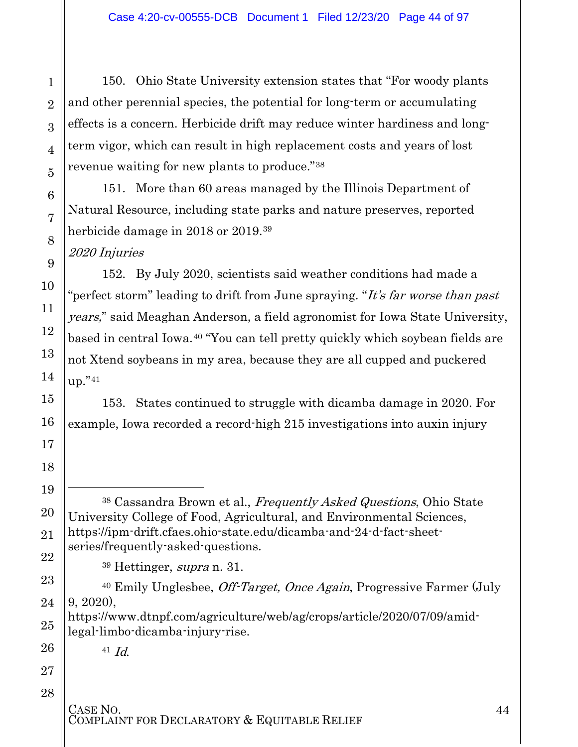150. Ohio State University extension states that "For woody plants and other perennial species, the potential for long-term or accumulating effects is a concern. Herbicide drift may reduce winter hardiness and long-term vigor, which can result in high replacement costs and years of lost revenue waiting for new plants to produce."[38]

151. More than 60 areas managed by the Illinois Department of Natural Resource, including state parks and nature preserves, reported herbicide damage in 2018 or 2019.[39]

*2020 Injuries*

152. By July 2020, scientists said weather conditions had made a "perfect storm" leading to drift from June spraying. "*It's far worse than past years,*" said Meaghan Anderson, a field agronomist for Iowa State University, based in central Iowa.[40] "You can tell pretty quickly which soybean fields are not Xtend soybeans in my area, because they are all cupped and puckered up."[41]

153. States continued to struggle with dicamba damage in 2020. For example, Iowa recorded a record-high 215 investigations into auxin injury

---

[38] Cassandra Brown et al., *Frequently Asked Questions*, Ohio State University College of Food, Agricultural, and Environmental Sciences, https://ipm-drift.cfaes.ohio-state.edu/dicamba-and-24-d-fact-sheet-series/frequently-asked-questions.

[39] Hettinger, *supra* n. 31.

[40] Emily Unglesbee, *Off-Target, Once Again*, Progressive Farmer (July 9, 2020), https://www.dtnpf.com/agriculture/web/ag/crops/article/2020/07/09/amid-legal-limbo-dicamba-injury-rise.

[41] *Id.*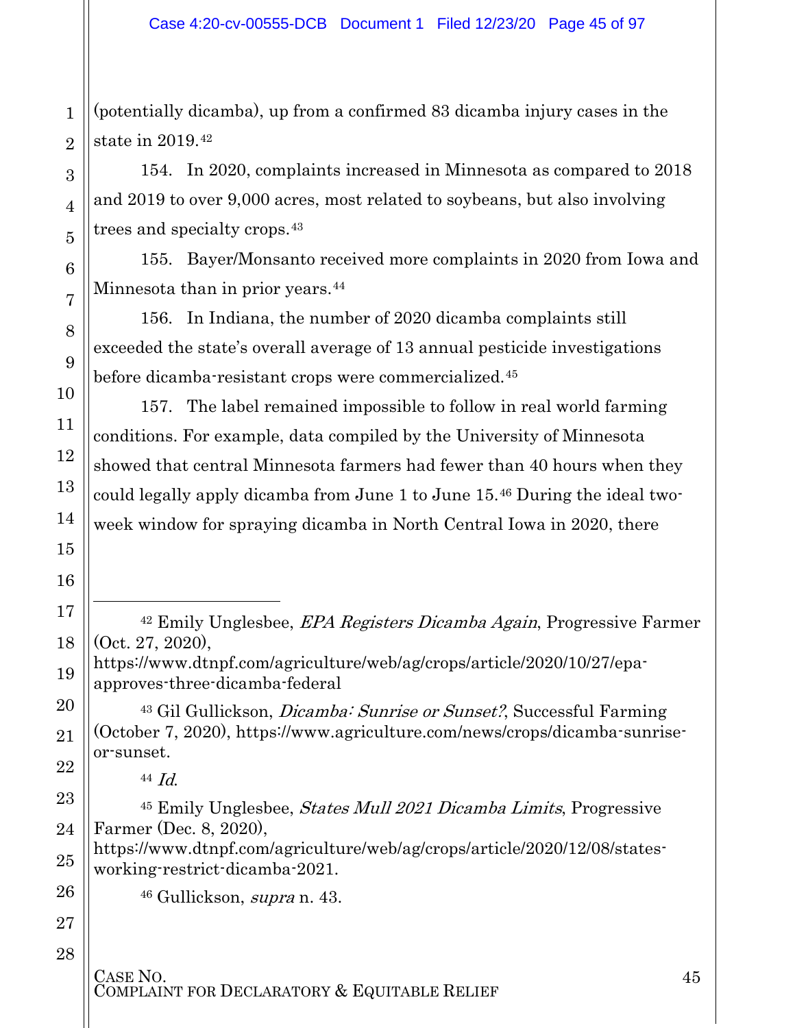(potentially dicamba), up from a confirmed 83 dicamba injury cases in the state in 2019.[42]

154. In 2020, complaints increased in Minnesota as compared to 2018 and 2019 to over 9,000 acres, most related to soybeans, but also involving trees and specialty crops.[43]

155. Bayer/Monsanto received more complaints in 2020 from Iowa and Minnesota than in prior years.[44]

156. In Indiana, the number of 2020 dicamba complaints still exceeded the state's overall average of 13 annual pesticide investigations before dicamba-resistant crops were commercialized.[45]

157. The label remained impossible to follow in real world farming conditions. For example, data compiled by the University of Minnesota showed that central Minnesota farmers had fewer than 40 hours when they could legally apply dicamba from June 1 to June 15.[46] During the ideal two-week window for spraying dicamba in North Central Iowa in 2020, there

---

[42] Emily Unglesbee, *EPA Registers Dicamba Again*, Progressive Farmer (Oct. 27, 2020), https://www.dtnpf.com/agriculture/web/ag/crops/article/2020/10/27/epa-approves-three-dicamba-federal

[43] Gil Gullickson, *Dicamba: Sunrise or Sunset?*, Successful Farming (October 7, 2020), https://www.agriculture.com/news/crops/dicamba-sunrise-or-sunset.

[44] *Id.*

[45] Emily Unglesbee, *States Mull 2021 Dicamba Limits*, Progressive Farmer (Dec. 8, 2020), https://www.dtnpf.com/agriculture/web/ag/crops/article/2020/12/08/states-working-restrict-dicamba-2021.

[46] Gullickson, *supra* n. 43.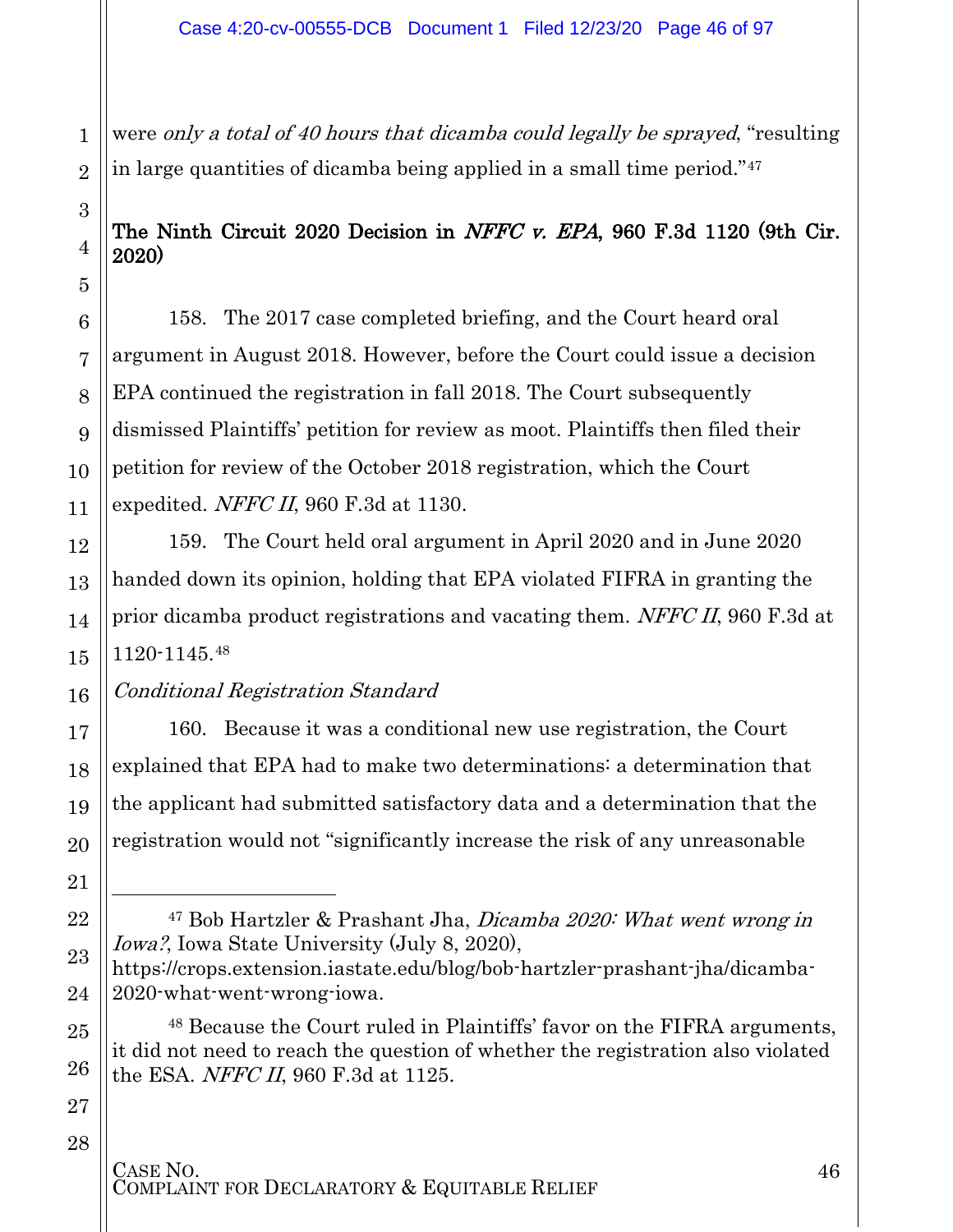were *only a total of 40 hours that dicamba could legally be sprayed*, "resulting in large quantities of dicamba being applied in a small time period."[47]

**The Ninth Circuit 2020 Decision in *NFFC v. EPA*, 960 F.3d 1120 (9th Cir. 2020)**

158. The 2017 case completed briefing, and the Court heard oral argument in August 2018. However, before the Court could issue a decision EPA continued the registration in fall 2018. The Court subsequently dismissed Plaintiffs' petition for review as moot. Plaintiffs then filed their petition for review of the October 2018 registration, which the Court expedited. *NFFC II*, 960 F.3d at 1130.

159. The Court held oral argument in April 2020 and in June 2020 handed down its opinion, holding that EPA violated FIFRA in granting the prior dicamba product registrations and vacating them. *NFFC II*, 960 F.3d at 1120-1145.[48]

*Conditional Registration Standard*

160. Because it was a conditional new use registration, the Court explained that EPA had to make two determinations: a determination that the applicant had submitted satisfactory data and a determination that the registration would not "significantly increase the risk of any unreasonable

---

[47] Bob Hartzler & Prashant Jha, *Dicamba 2020: What went wrong in Iowa?*, Iowa State University (July 8, 2020), https://crops.extension.iastate.edu/blog/bob-hartzler-prashant-jha/dicamba-2020-what-went-wrong-iowa.

[48] Because the Court ruled in Plaintiffs' favor on the FIFRA arguments, it did not need to reach the question of whether the registration also violated the ESA. *NFFC II*, 960 F.3d at 1125.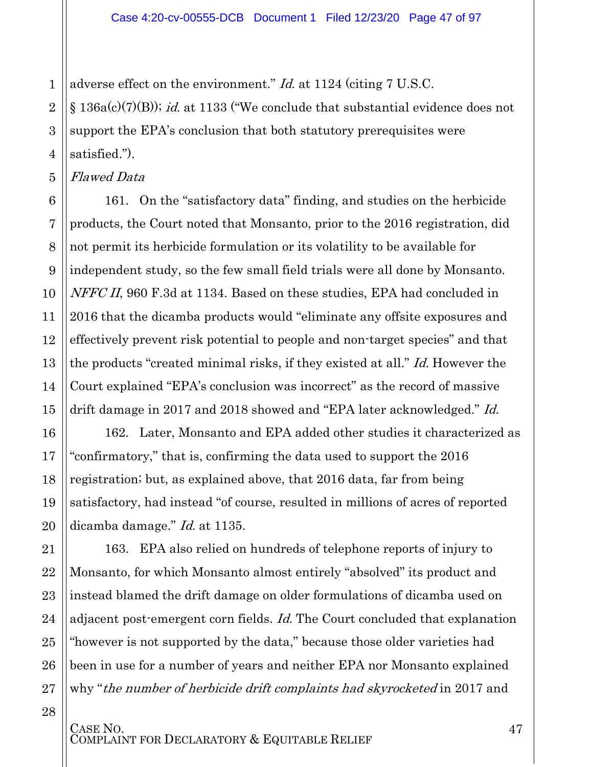adverse effect on the environment." *Id.* at 1124 (citing 7 U.S.C. § 136a(c)(7)(B)); *id.* at 1133 ("We conclude that substantial evidence does not support the EPA's conclusion that both statutory prerequisites were satisfied.").

*Flawed Data*

161. On the "satisfactory data" finding, and studies on the herbicide products, the Court noted that Monsanto, prior to the 2016 registration, did not permit its herbicide formulation or its volatility to be available for independent study, so the few small field trials were all done by Monsanto. *NFFC II*, 960 F.3d at 1134. Based on these studies, EPA had concluded in 2016 that the dicamba products would "eliminate any offsite exposures and effectively prevent risk potential to people and non-target species" and that the products "created minimal risks, if they existed at all." *Id.* However the Court explained "EPA's conclusion was incorrect" as the record of massive drift damage in 2017 and 2018 showed and "EPA later acknowledged." *Id.*

162. Later, Monsanto and EPA added other studies it characterized as "confirmatory," that is, confirming the data used to support the 2016 registration; but, as explained above, that 2016 data, far from being satisfactory, had instead "of course, resulted in millions of acres of reported dicamba damage." *Id.* at 1135.

163. EPA also relied on hundreds of telephone reports of injury to Monsanto, for which Monsanto almost entirely "absolved" its product and instead blamed the drift damage on older formulations of dicamba used on adjacent post-emergent corn fields. *Id.* The Court concluded that explanation "however is not supported by the data," because those older varieties had been in use for a number of years and neither EPA nor Monsanto explained why "*the number of herbicide drift complaints had skyrocketed* in 2017 and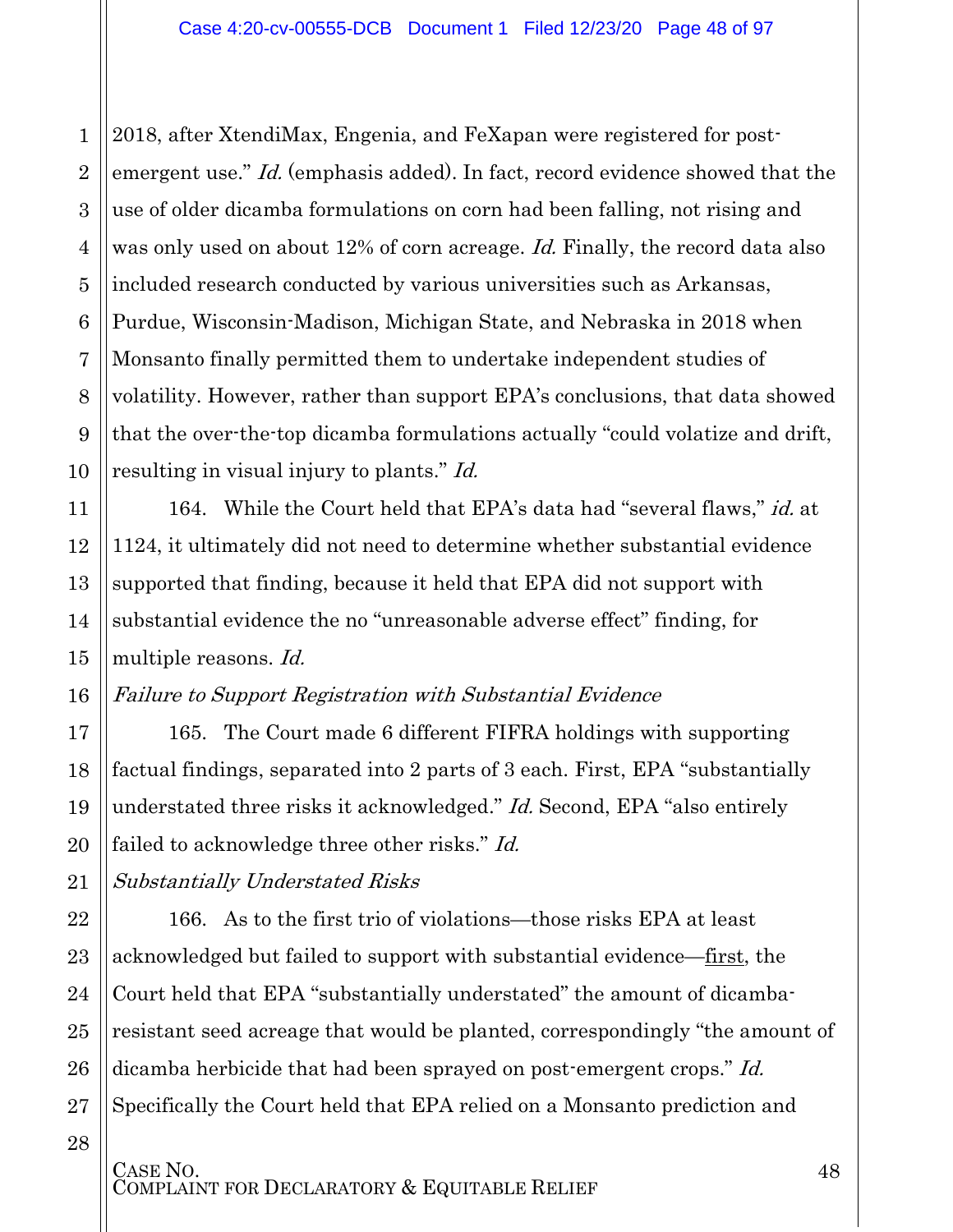2018, after XtendiMax, Engenia, and FeXapan were registered for post-emergent use." *Id.* (emphasis added). In fact, record evidence showed that the use of older dicamba formulations on corn had been falling, not rising and was only used on about 12% of corn acreage. *Id.* Finally, the record data also included research conducted by various universities such as Arkansas, Purdue, Wisconsin-Madison, Michigan State, and Nebraska in 2018 when Monsanto finally permitted them to undertake independent studies of volatility. However, rather than support EPA's conclusions, that data showed that the over-the-top dicamba formulations actually "could volatize and drift, resulting in visual injury to plants." *Id.*

164. While the Court held that EPA's data had "several flaws," *id.* at 1124, it ultimately did not need to determine whether substantial evidence supported that finding, because it held that EPA did not support with substantial evidence the no "unreasonable adverse effect" finding, for multiple reasons. *Id.*

*Failure to Support Registration with Substantial Evidence*

165. The Court made 6 different FIFRA holdings with supporting factual findings, separated into 2 parts of 3 each. First, EPA "substantially understated three risks it acknowledged." *Id.* Second, EPA "also entirely failed to acknowledge three other risks." *Id.*

*Substantially Understated Risks*

166. As to the first trio of violations—those risks EPA at least acknowledged but failed to support with substantial evidence—<u>first</u>, the Court held that EPA "substantially understated" the amount of dicamba-resistant seed acreage that would be planted, correspondingly "the amount of dicamba herbicide that had been sprayed on post-emergent crops." *Id.* Specifically the Court held that EPA relied on a Monsanto prediction and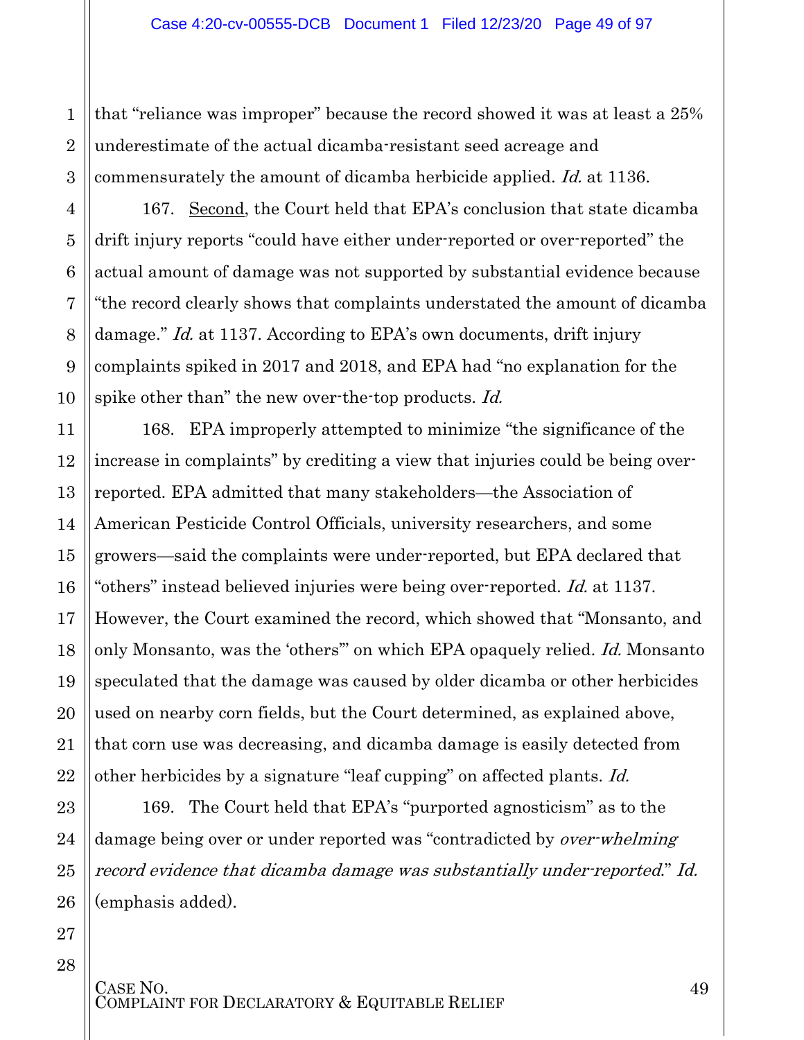that "reliance was improper" because the record showed it was at least a 25% underestimate of the actual dicamba-resistant seed acreage and commensurately the amount of dicamba herbicide applied. *Id.* at 1136.

167. Second, the Court held that EPA's conclusion that state dicamba drift injury reports "could have either under-reported or over-reported" the actual amount of damage was not supported by substantial evidence because "the record clearly shows that complaints understated the amount of dicamba damage." *Id.* at 1137. According to EPA's own documents, drift injury complaints spiked in 2017 and 2018, and EPA had "no explanation for the spike other than" the new over-the-top products. *Id.*

168. EPA improperly attempted to minimize "the significance of the increase in complaints" by crediting a view that injuries could be being over-reported. EPA admitted that many stakeholders—the Association of American Pesticide Control Officials, university researchers, and some growers—said the complaints were under-reported, but EPA declared that "others" instead believed injuries were being over-reported. *Id.* at 1137. However, the Court examined the record, which showed that "Monsanto, and only Monsanto, was the 'others'" on which EPA opaquely relied. *Id.* Monsanto speculated that the damage was caused by older dicamba or other herbicides used on nearby corn fields, but the Court determined, as explained above, that corn use was decreasing, and dicamba damage is easily detected from other herbicides by a signature "leaf cupping" on affected plants. *Id.*

169. The Court held that EPA's "purported agnosticism" as to the damage being over or under reported was "contradicted by *over-whelming record evidence that dicamba damage was substantially under-reported*." *Id.* (emphasis added).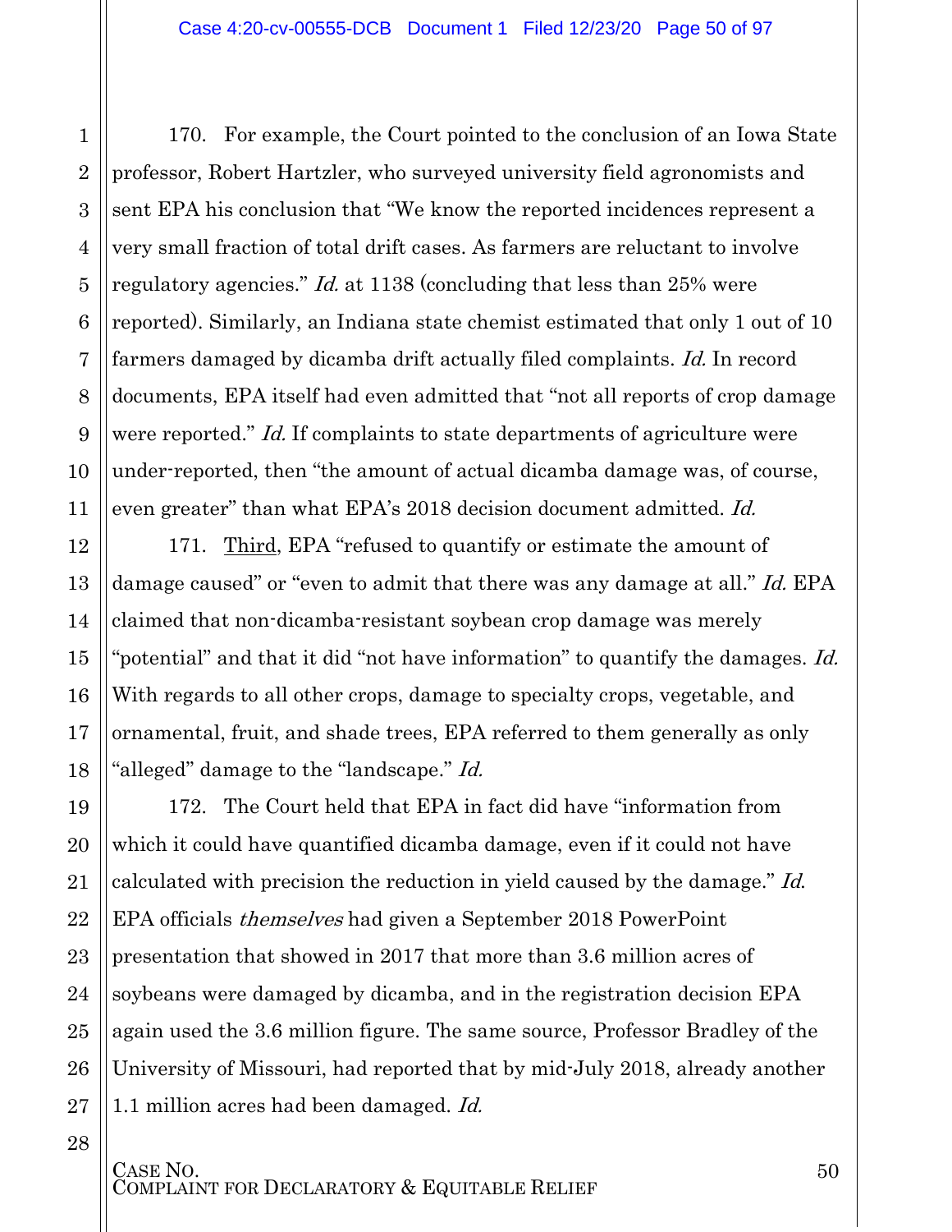170. For example, the Court pointed to the conclusion of an Iowa State professor, Robert Hartzler, who surveyed university field agronomists and sent EPA his conclusion that "We know the reported incidences represent a very small fraction of total drift cases. As farmers are reluctant to involve regulatory agencies." *Id.* at 1138 (concluding that less than 25% were reported). Similarly, an Indiana state chemist estimated that only 1 out of 10 farmers damaged by dicamba drift actually filed complaints. *Id.* In record documents, EPA itself had even admitted that "not all reports of crop damage were reported." *Id.* If complaints to state departments of agriculture were under-reported, then "the amount of actual dicamba damage was, of course, even greater" than what EPA's 2018 decision document admitted. *Id.*

171. Third, EPA "refused to quantify or estimate the amount of damage caused" or "even to admit that there was any damage at all." *Id.* EPA claimed that non-dicamba-resistant soybean crop damage was merely "potential" and that it did "not have information" to quantify the damages. *Id.* With regards to all other crops, damage to specialty crops, vegetable, and ornamental, fruit, and shade trees, EPA referred to them generally as only "alleged" damage to the "landscape." *Id.*

172. The Court held that EPA in fact did have "information from which it could have quantified dicamba damage, even if it could not have calculated with precision the reduction in yield caused by the damage." *Id.* EPA officials *themselves* had given a September 2018 PowerPoint presentation that showed in 2017 that more than 3.6 million acres of soybeans were damaged by dicamba, and in the registration decision EPA again used the 3.6 million figure. The same source, Professor Bradley of the University of Missouri, had reported that by mid-July 2018, already another 1.1 million acres had been damaged. *Id.*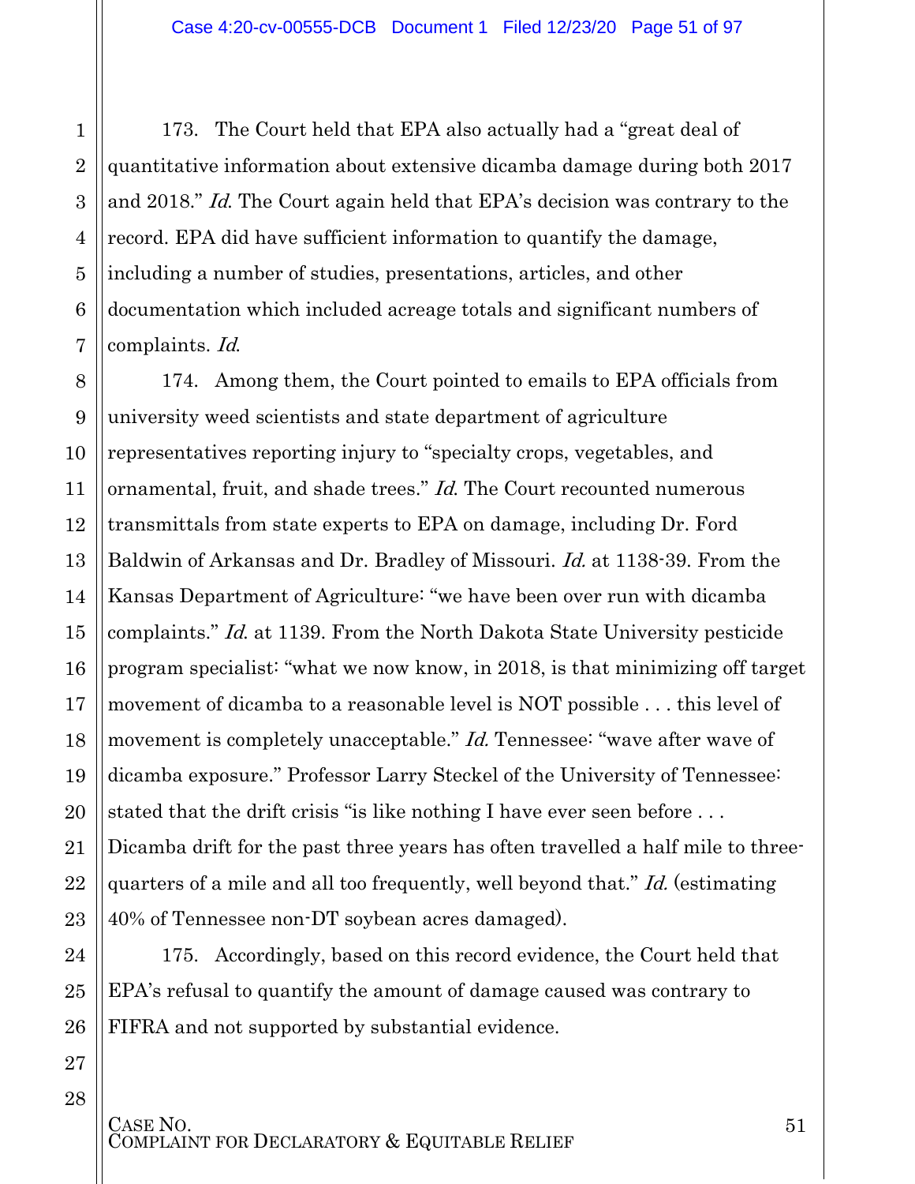173. The Court held that EPA also actually had a "great deal of quantitative information about extensive dicamba damage during both 2017 and 2018." *Id.* The Court again held that EPA's decision was contrary to the record. EPA did have sufficient information to quantify the damage, including a number of studies, presentations, articles, and other documentation which included acreage totals and significant numbers of complaints. *Id.*

174. Among them, the Court pointed to emails to EPA officials from university weed scientists and state department of agriculture representatives reporting injury to "specialty crops, vegetables, and ornamental, fruit, and shade trees." *Id.* The Court recounted numerous transmittals from state experts to EPA on damage, including Dr. Ford Baldwin of Arkansas and Dr. Bradley of Missouri. *Id.* at 1138-39. From the Kansas Department of Agriculture: "we have been over run with dicamba complaints." *Id.* at 1139. From the North Dakota State University pesticide program specialist: "what we now know, in 2018, is that minimizing off target movement of dicamba to a reasonable level is NOT possible . . . this level of movement is completely unacceptable." *Id.* Tennessee: "wave after wave of dicamba exposure." Professor Larry Steckel of the University of Tennessee: stated that the drift crisis "is like nothing I have ever seen before . . . Dicamba drift for the past three years has often travelled a half mile to three-quarters of a mile and all too frequently, well beyond that." *Id.* (estimating 40% of Tennessee non-DT soybean acres damaged).

175. Accordingly, based on this record evidence, the Court held that EPA's refusal to quantify the amount of damage caused was contrary to FIFRA and not supported by substantial evidence.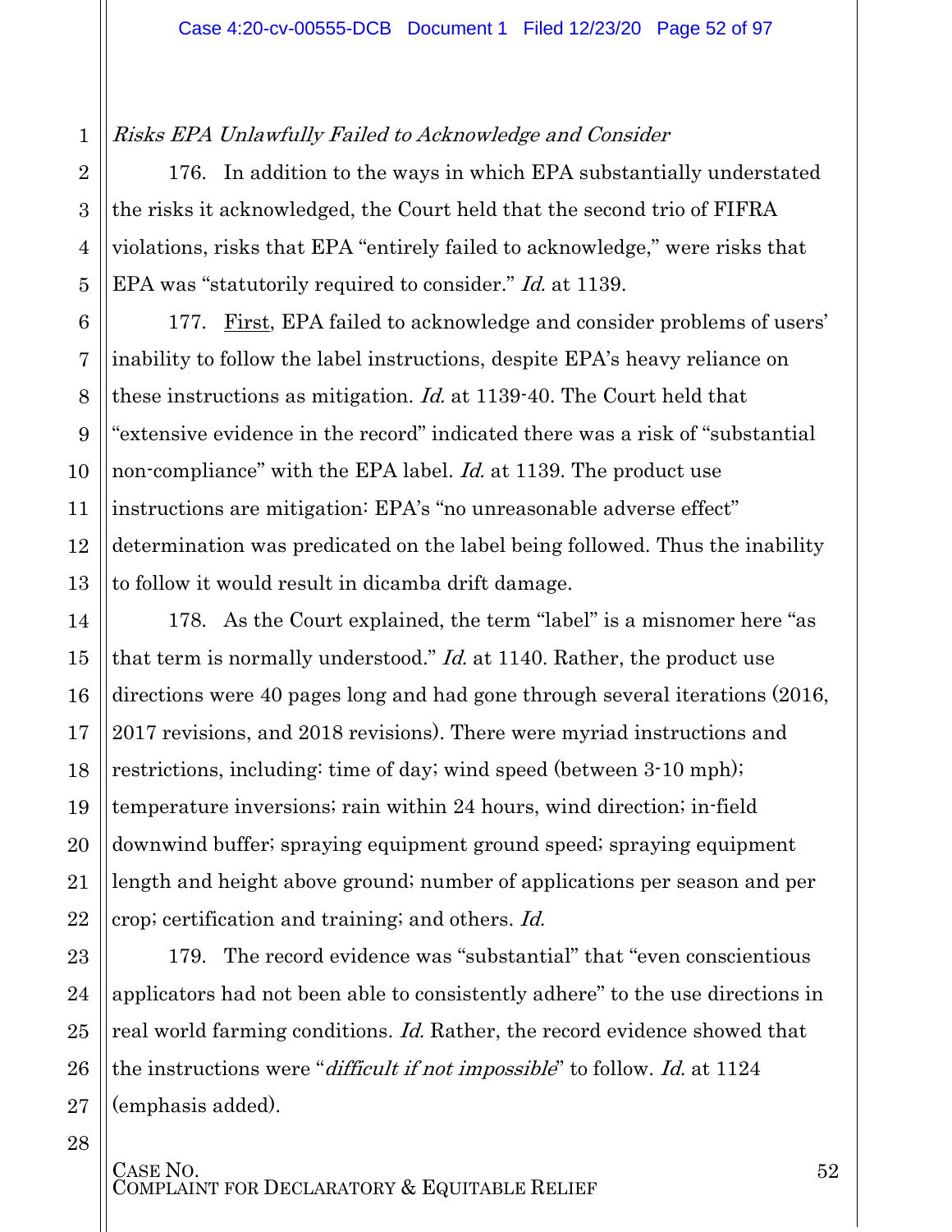*Risks EPA Unlawfully Failed to Acknowledge and Consider*

176. In addition to the ways in which EPA substantially understated the risks it acknowledged, the Court held that the second trio of FIFRA violations, risks that EPA "entirely failed to acknowledge," were risks that EPA was "statutorily required to consider." *Id.* at 1139.

177. First, EPA failed to acknowledge and consider problems of users' inability to follow the label instructions, despite EPA's heavy reliance on these instructions as mitigation. *Id.* at 1139-40. The Court held that "extensive evidence in the record" indicated there was a risk of "substantial non-compliance" with the EPA label. *Id.* at 1139. The product use instructions are mitigation: EPA's "no unreasonable adverse effect" determination was predicated on the label being followed. Thus the inability to follow it would result in dicamba drift damage.

178. As the Court explained, the term "label" is a misnomer here "as that term is normally understood." *Id.* at 1140. Rather, the product use directions were 40 pages long and had gone through several iterations (2016, 2017 revisions, and 2018 revisions). There were myriad instructions and restrictions, including: time of day; wind speed (between 3-10 mph); temperature inversions; rain within 24 hours, wind direction; in-field downwind buffer; spraying equipment ground speed; spraying equipment length and height above ground; number of applications per season and per crop; certification and training; and others. *Id.*

179. The record evidence was "substantial" that "even conscientious applicators had not been able to consistently adhere" to the use directions in real world farming conditions. *Id.* Rather, the record evidence showed that the instructions were "*difficult if not impossible*" to follow. *Id.* at 1124 (emphasis added).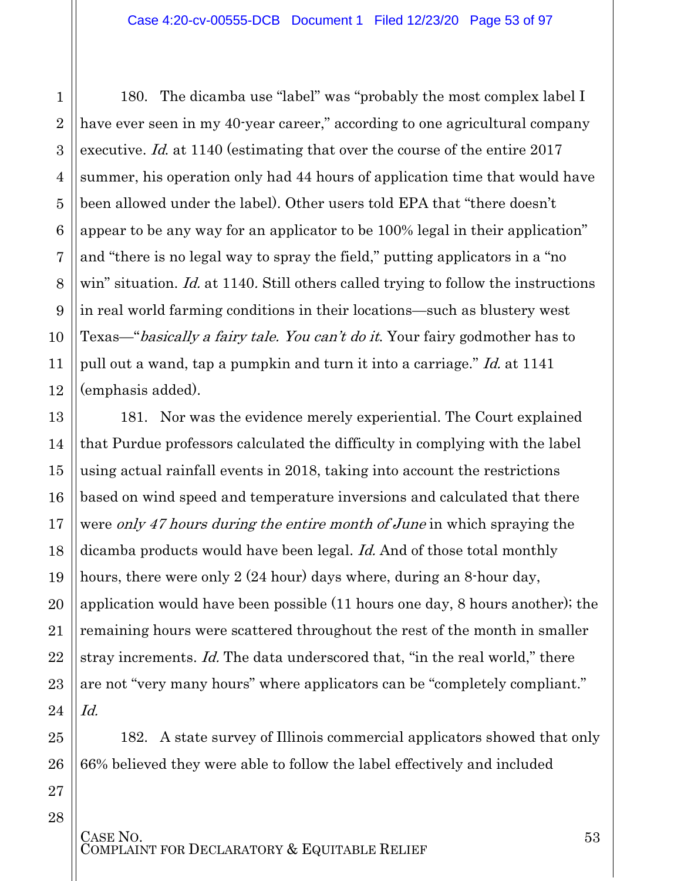180. The dicamba use "label" was "probably the most complex label I have ever seen in my 40-year career," according to one agricultural company executive. *Id.* at 1140 (estimating that over the course of the entire 2017 summer, his operation only had 44 hours of application time that would have been allowed under the label). Other users told EPA that "there doesn't appear to be any way for an applicator to be 100% legal in their application" and "there is no legal way to spray the field," putting applicators in a "no win" situation. *Id.* at 1140. Still others called trying to follow the instructions in real world farming conditions in their locations—such as blustery west Texas—"*basically a fairy tale. You can't do it*. Your fairy godmother has to pull out a wand, tap a pumpkin and turn it into a carriage." *Id.* at 1141 (emphasis added).

181. Nor was the evidence merely experiential. The Court explained that Purdue professors calculated the difficulty in complying with the label using actual rainfall events in 2018, taking into account the restrictions based on wind speed and temperature inversions and calculated that there were *only 47 hours during the entire month of June* in which spraying the dicamba products would have been legal. *Id.* And of those total monthly hours, there were only 2 (24 hour) days where, during an 8-hour day, application would have been possible (11 hours one day, 8 hours another); the remaining hours were scattered throughout the rest of the month in smaller stray increments. *Id.* The data underscored that, "in the real world," there are not "very many hours" where applicators can be "completely compliant." *Id.*

182. A state survey of Illinois commercial applicators showed that only 66% believed they were able to follow the label effectively and included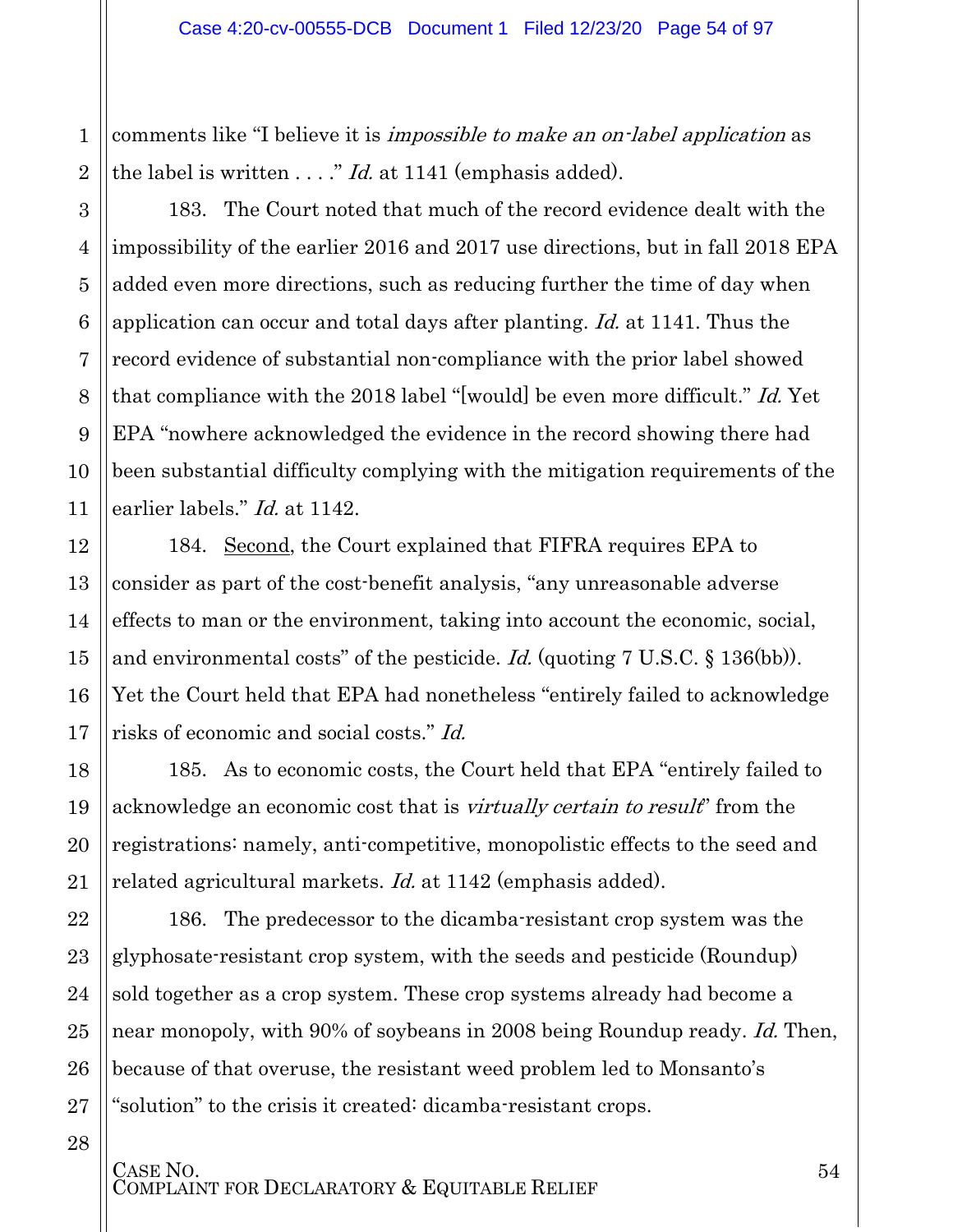comments like "I believe it is *impossible to make an on-label application* as the label is written . . . ." *Id.* at 1141 (emphasis added).

183. The Court noted that much of the record evidence dealt with the impossibility of the earlier 2016 and 2017 use directions, but in fall 2018 EPA added even more directions, such as reducing further the time of day when application can occur and total days after planting. *Id.* at 1141. Thus the record evidence of substantial non-compliance with the prior label showed that compliance with the 2018 label "[would] be even more difficult." *Id.* Yet EPA "nowhere acknowledged the evidence in the record showing there had been substantial difficulty complying with the mitigation requirements of the earlier labels." *Id.* at 1142.

184. Second, the Court explained that FIFRA requires EPA to consider as part of the cost-benefit analysis, "any unreasonable adverse effects to man or the environment, taking into account the economic, social, and environmental costs" of the pesticide. *Id.* (quoting 7 U.S.C. § 136(bb)). Yet the Court held that EPA had nonetheless "entirely failed to acknowledge risks of economic and social costs." *Id.*

185. As to economic costs, the Court held that EPA "entirely failed to acknowledge an economic cost that is *virtually certain to result*" from the registrations: namely, anti-competitive, monopolistic effects to the seed and related agricultural markets. *Id.* at 1142 (emphasis added).

186. The predecessor to the dicamba-resistant crop system was the glyphosate-resistant crop system, with the seeds and pesticide (Roundup) sold together as a crop system. These crop systems already had become a near monopoly, with 90% of soybeans in 2008 being Roundup ready. *Id.* Then, because of that overuse, the resistant weed problem led to Monsanto's "solution" to the crisis it created: dicamba-resistant crops.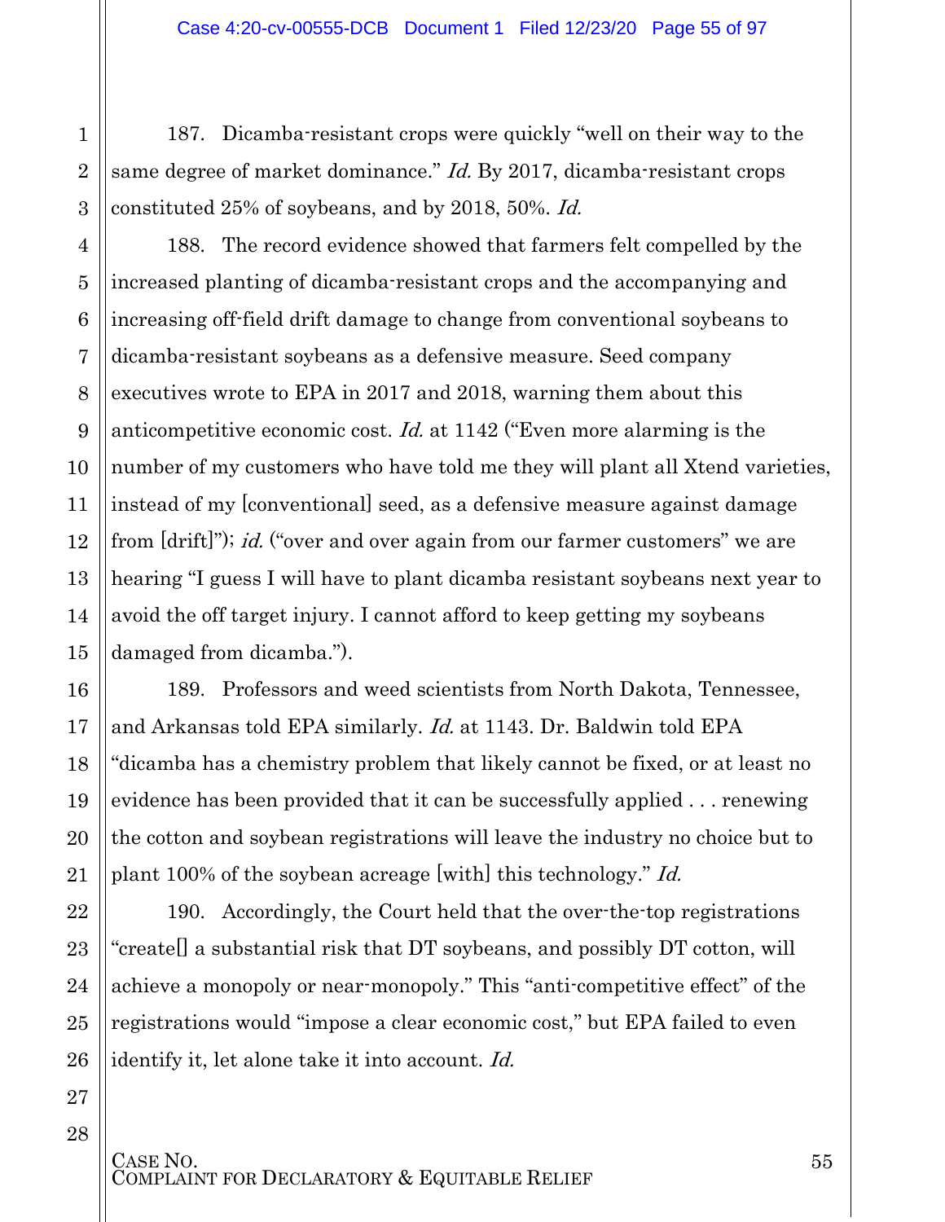187. Dicamba-resistant crops were quickly "well on their way to the same degree of market dominance." *Id.* By 2017, dicamba-resistant crops constituted 25% of soybeans, and by 2018, 50%. *Id.*

188. The record evidence showed that farmers felt compelled by the increased planting of dicamba-resistant crops and the accompanying and increasing off-field drift damage to change from conventional soybeans to dicamba-resistant soybeans as a defensive measure. Seed company executives wrote to EPA in 2017 and 2018, warning them about this anticompetitive economic cost. *Id.* at 1142 ("Even more alarming is the number of my customers who have told me they will plant all Xtend varieties, instead of my [conventional] seed, as a defensive measure against damage from [drift]"); *id.* ("over and over again from our farmer customers" we are hearing "I guess I will have to plant dicamba resistant soybeans next year to avoid the off target injury. I cannot afford to keep getting my soybeans damaged from dicamba.").

189. Professors and weed scientists from North Dakota, Tennessee, and Arkansas told EPA similarly. *Id.* at 1143. Dr. Baldwin told EPA "dicamba has a chemistry problem that likely cannot be fixed, or at least no evidence has been provided that it can be successfully applied . . . renewing the cotton and soybean registrations will leave the industry no choice but to plant 100% of the soybean acreage [with] this technology." *Id.*

190. Accordingly, the Court held that the over-the-top registrations "create[] a substantial risk that DT soybeans, and possibly DT cotton, will achieve a monopoly or near-monopoly." This "anti-competitive effect" of the registrations would "impose a clear economic cost," but EPA failed to even identify it, let alone take it into account. *Id.*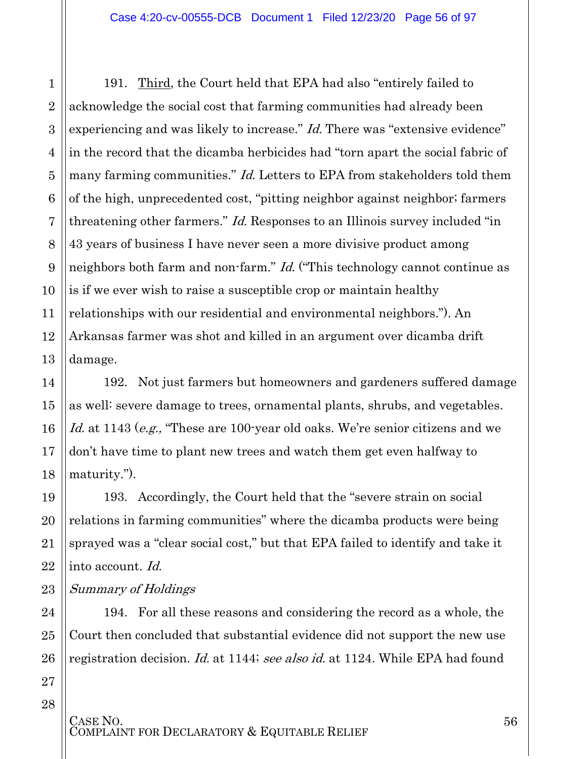191. Third, the Court held that EPA had also "entirely failed to acknowledge the social cost that farming communities had already been experiencing and was likely to increase." *Id.* There was "extensive evidence" in the record that the dicamba herbicides had "torn apart the social fabric of many farming communities." *Id.* Letters to EPA from stakeholders told them of the high, unprecedented cost, "pitting neighbor against neighbor; farmers threatening other farmers." *Id.* Responses to an Illinois survey included "in 43 years of business I have never seen a more divisive product among neighbors both farm and non-farm." *Id.* ("This technology cannot continue as is if we ever wish to raise a susceptible crop or maintain healthy relationships with our residential and environmental neighbors."). An Arkansas farmer was shot and killed in an argument over dicamba drift damage.

192. Not just farmers but homeowners and gardeners suffered damage as well: severe damage to trees, ornamental plants, shrubs, and vegetables. *Id.* at 1143 (*e.g.,* "These are 100-year old oaks. We're senior citizens and we don't have time to plant new trees and watch them get even halfway to maturity.").

193. Accordingly, the Court held that the "severe strain on social relations in farming communities" where the dicamba products were being sprayed was a "clear social cost," but that EPA failed to identify and take it into account. *Id.*

*Summary of Holdings*

194. For all these reasons and considering the record as a whole, the Court then concluded that substantial evidence did not support the new use registration decision. *Id.* at 1144; *see also id.* at 1124. While EPA had found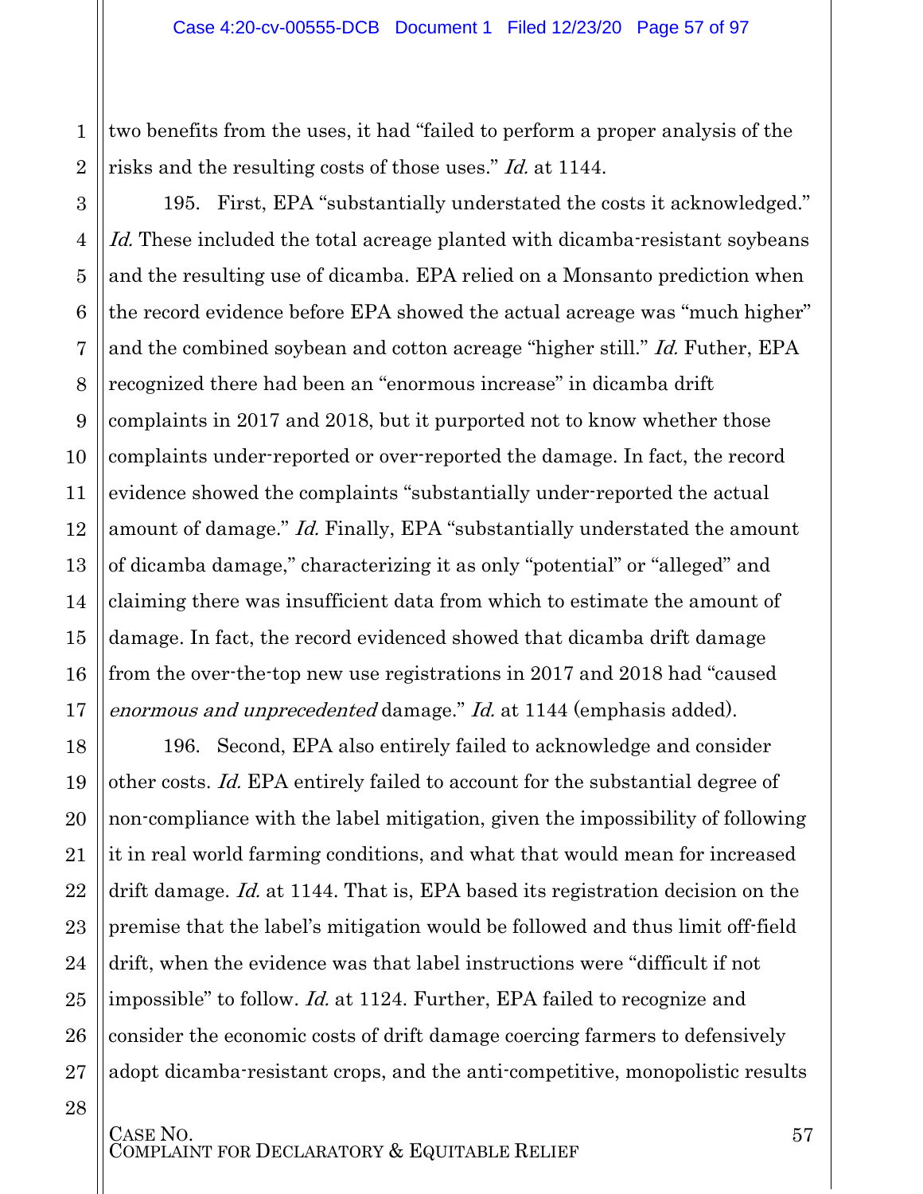two benefits from the uses, it had "failed to perform a proper analysis of the risks and the resulting costs of those uses." *Id.* at 1144.

195. First, EPA "substantially understated the costs it acknowledged." *Id.* These included the total acreage planted with dicamba-resistant soybeans and the resulting use of dicamba. EPA relied on a Monsanto prediction when the record evidence before EPA showed the actual acreage was "much higher" and the combined soybean and cotton acreage "higher still." *Id.* Futher, EPA recognized there had been an "enormous increase" in dicamba drift complaints in 2017 and 2018, but it purported not to know whether those complaints under-reported or over-reported the damage. In fact, the record evidence showed the complaints "substantially under-reported the actual amount of damage." *Id.* Finally, EPA "substantially understated the amount of dicamba damage," characterizing it as only "potential" or "alleged" and claiming there was insufficient data from which to estimate the amount of damage. In fact, the record evidenced showed that dicamba drift damage from the over-the-top new use registrations in 2017 and 2018 had "caused *enormous and unprecedented* damage." *Id.* at 1144 (emphasis added).

196. Second, EPA also entirely failed to acknowledge and consider other costs. *Id.* EPA entirely failed to account for the substantial degree of non-compliance with the label mitigation, given the impossibility of following it in real world farming conditions, and what that would mean for increased drift damage. *Id.* at 1144. That is, EPA based its registration decision on the premise that the label's mitigation would be followed and thus limit off-field drift, when the evidence was that label instructions were "difficult if not impossible" to follow. *Id.* at 1124. Further, EPA failed to recognize and consider the economic costs of drift damage coercing farmers to defensively adopt dicamba-resistant crops, and the anti-competitive, monopolistic results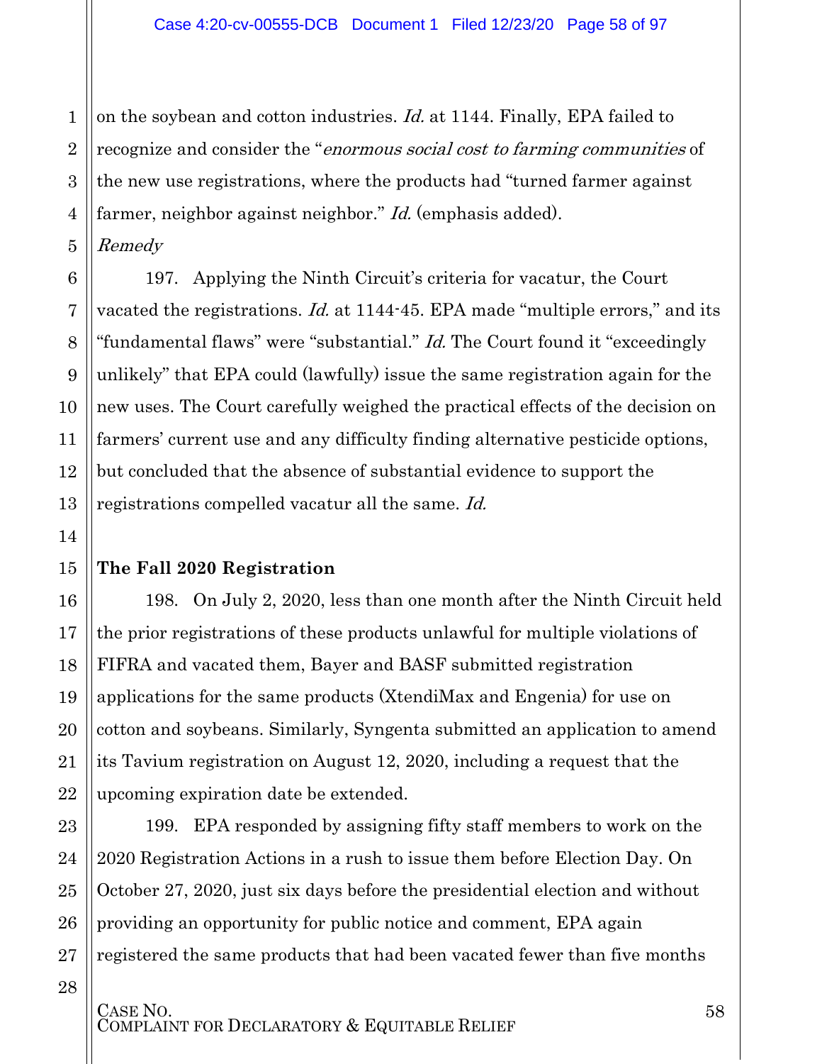on the soybean and cotton industries. *Id.* at 1144. Finally, EPA failed to recognize and consider the "*enormous social cost to farming communities* of the new use registrations, where the products had "turned farmer against farmer, neighbor against neighbor." *Id.* (emphasis added).

*Remedy*

197. Applying the Ninth Circuit's criteria for vacatur, the Court vacated the registrations. *Id.* at 1144-45. EPA made "multiple errors," and its "fundamental flaws" were "substantial." *Id.* The Court found it "exceedingly unlikely" that EPA could (lawfully) issue the same registration again for the new uses. The Court carefully weighed the practical effects of the decision on farmers' current use and any difficulty finding alternative pesticide options, but concluded that the absence of substantial evidence to support the registrations compelled vacatur all the same. *Id.*

**The Fall 2020 Registration**

198. On July 2, 2020, less than one month after the Ninth Circuit held the prior registrations of these products unlawful for multiple violations of FIFRA and vacated them, Bayer and BASF submitted registration applications for the same products (XtendiMax and Engenia) for use on cotton and soybeans. Similarly, Syngenta submitted an application to amend its Tavium registration on August 12, 2020, including a request that the upcoming expiration date be extended.

199. EPA responded by assigning fifty staff members to work on the 2020 Registration Actions in a rush to issue them before Election Day. On October 27, 2020, just six days before the presidential election and without providing an opportunity for public notice and comment, EPA again registered the same products that had been vacated fewer than five months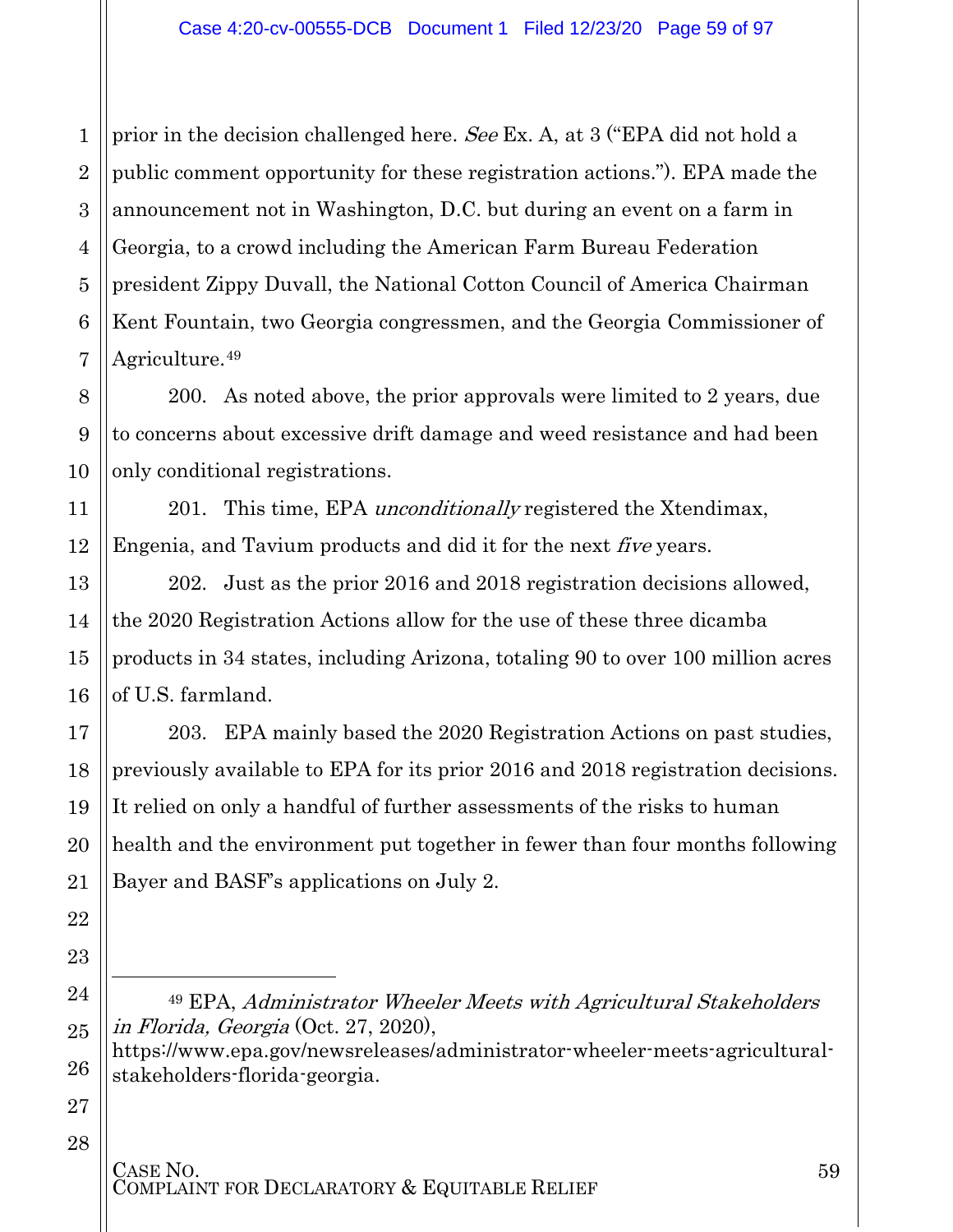prior in the decision challenged here. *See* Ex. A, at 3 ("EPA did not hold a public comment opportunity for these registration actions."). EPA made the announcement not in Washington, D.C. but during an event on a farm in Georgia, to a crowd including the American Farm Bureau Federation president Zippy Duvall, the National Cotton Council of America Chairman Kent Fountain, two Georgia congressmen, and the Georgia Commissioner of Agriculture.[49]

200. As noted above, the prior approvals were limited to 2 years, due to concerns about excessive drift damage and weed resistance and had been only conditional registrations.

201. This time, EPA *unconditionally* registered the Xtendimax, Engenia, and Tavium products and did it for the next *five* years.

202. Just as the prior 2016 and 2018 registration decisions allowed, the 2020 Registration Actions allow for the use of these three dicamba products in 34 states, including Arizona, totaling 90 to over 100 million acres of U.S. farmland.

203. EPA mainly based the 2020 Registration Actions on past studies, previously available to EPA for its prior 2016 and 2018 registration decisions. It relied on only a handful of further assessments of the risks to human health and the environment put together in fewer than four months following Bayer and BASF's applications on July 2.

---

[49] EPA, *Administrator Wheeler Meets with Agricultural Stakeholders in Florida, Georgia* (Oct. 27, 2020), https://www.epa.gov/newsreleases/administrator-wheeler-meets-agricultural-stakeholders-florida-georgia.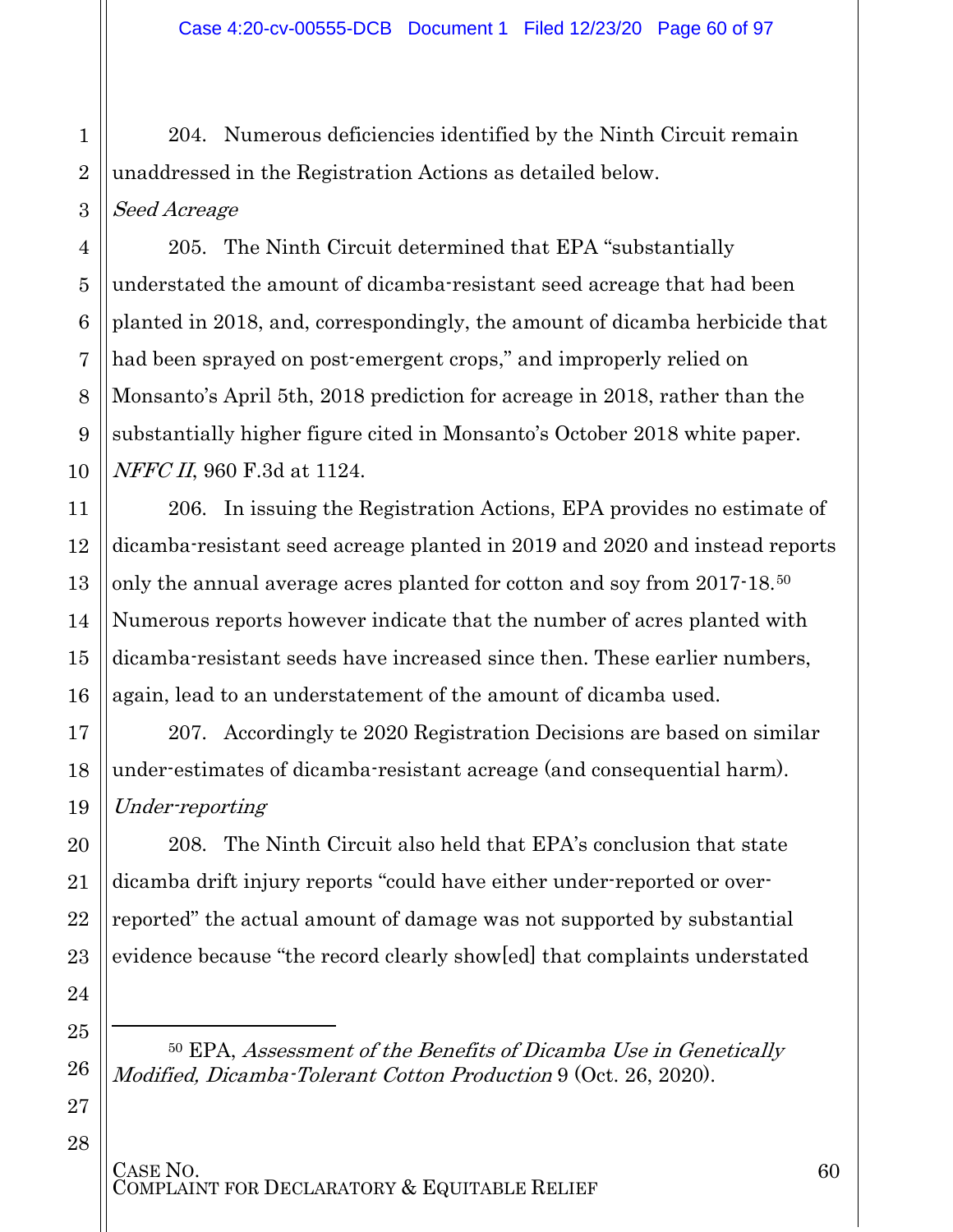204. Numerous deficiencies identified by the Ninth Circuit remain unaddressed in the Registration Actions as detailed below.

*Seed Acreage*

205. The Ninth Circuit determined that EPA "substantially understated the amount of dicamba-resistant seed acreage that had been planted in 2018, and, correspondingly, the amount of dicamba herbicide that had been sprayed on post-emergent crops," and improperly relied on Monsanto's April 5th, 2018 prediction for acreage in 2018, rather than the substantially higher figure cited in Monsanto's October 2018 white paper. *NFFC II*, 960 F.3d at 1124.

206. In issuing the Registration Actions, EPA provides no estimate of dicamba-resistant seed acreage planted in 2019 and 2020 and instead reports only the annual average acres planted for cotton and soy from 2017-18.[50] Numerous reports however indicate that the number of acres planted with dicamba-resistant seeds have increased since then. These earlier numbers, again, lead to an understatement of the amount of dicamba used.

207. Accordingly te 2020 Registration Decisions are based on similar under-estimates of dicamba-resistant acreage (and consequential harm).

*Under-reporting*

208. The Ninth Circuit also held that EPA's conclusion that state dicamba drift injury reports "could have either under-reported or over-reported" the actual amount of damage was not supported by substantial evidence because "the record clearly show[ed] that complaints understated

---

[50] EPA, *Assessment of the Benefits of Dicamba Use in Genetically Modified, Dicamba-Tolerant Cotton Production* 9 (Oct. 26, 2020).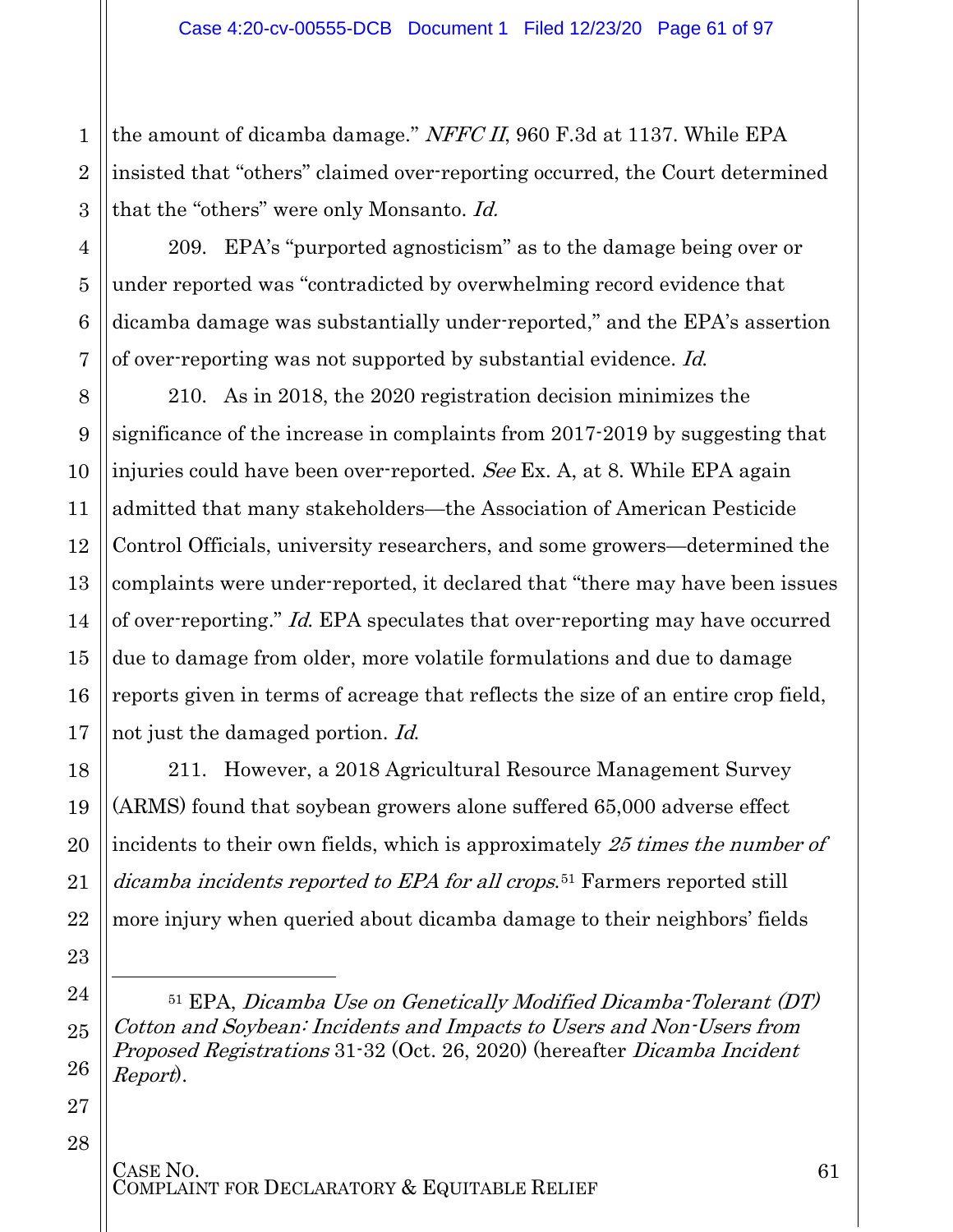the amount of dicamba damage." *NFFC II*, 960 F.3d at 1137. While EPA insisted that "others" claimed over-reporting occurred, the Court determined that the "others" were only Monsanto. *Id.*

209. EPA's "purported agnosticism" as to the damage being over or under reported was "contradicted by overwhelming record evidence that dicamba damage was substantially under-reported," and the EPA's assertion of over-reporting was not supported by substantial evidence. *Id.*

210. As in 2018, the 2020 registration decision minimizes the significance of the increase in complaints from 2017-2019 by suggesting that injuries could have been over-reported. *See* Ex. A, at 8. While EPA again admitted that many stakeholders—the Association of American Pesticide Control Officials, university researchers, and some growers—determined the complaints were under-reported, it declared that "there may have been issues of over-reporting." *Id.* EPA speculates that over-reporting may have occurred due to damage from older, more volatile formulations and due to damage reports given in terms of acreage that reflects the size of an entire crop field, not just the damaged portion. *Id.*

211. However, a 2018 Agricultural Resource Management Survey (ARMS) found that soybean growers alone suffered 65,000 adverse effect incidents to their own fields, which is approximately *25 times the number of dicamba incidents reported to EPA for all crops.*[51] Farmers reported still more injury when queried about dicamba damage to their neighbors' fields

---

[51] EPA, *Dicamba Use on Genetically Modified Dicamba-Tolerant (DT) Cotton and Soybean: Incidents and Impacts to Users and Non-Users from Proposed Registrations* 31-32 (Oct. 26, 2020) (hereafter *Dicamba Incident Report*).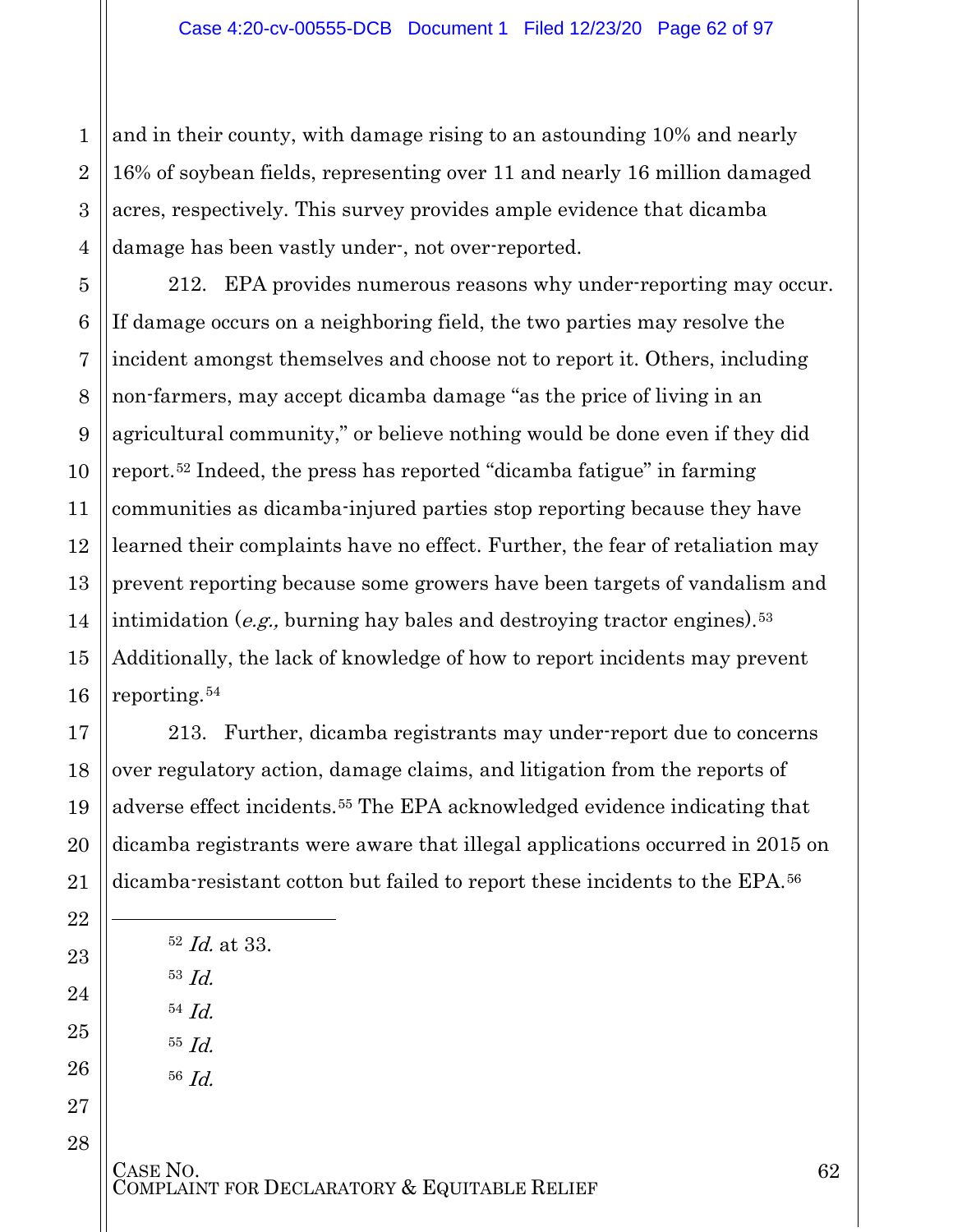and in their county, with damage rising to an astounding 10% and nearly 16% of soybean fields, representing over 11 and nearly 16 million damaged acres, respectively. This survey provides ample evidence that dicamba damage has been vastly under-, not over-reported.

212. EPA provides numerous reasons why under-reporting may occur. If damage occurs on a neighboring field, the two parties may resolve the incident amongst themselves and choose not to report it. Others, including non-farmers, may accept dicamba damage "as the price of living in an agricultural community," or believe nothing would be done even if they did report.[52] Indeed, the press has reported "dicamba fatigue" in farming communities as dicamba-injured parties stop reporting because they have learned their complaints have no effect. Further, the fear of retaliation may prevent reporting because some growers have been targets of vandalism and intimidation (*e.g.,* burning hay bales and destroying tractor engines).[53] Additionally, the lack of knowledge of how to report incidents may prevent reporting.[54]

213. Further, dicamba registrants may under-report due to concerns over regulatory action, damage claims, and litigation from the reports of adverse effect incidents.[55] The EPA acknowledged evidence indicating that dicamba registrants were aware that illegal applications occurred in 2015 on dicamba-resistant cotton but failed to report these incidents to the EPA.[56]

---

[52] *Id.* at 33.

[53] *Id.*

[54] *Id.*

[55] *Id.*

[56] *Id.*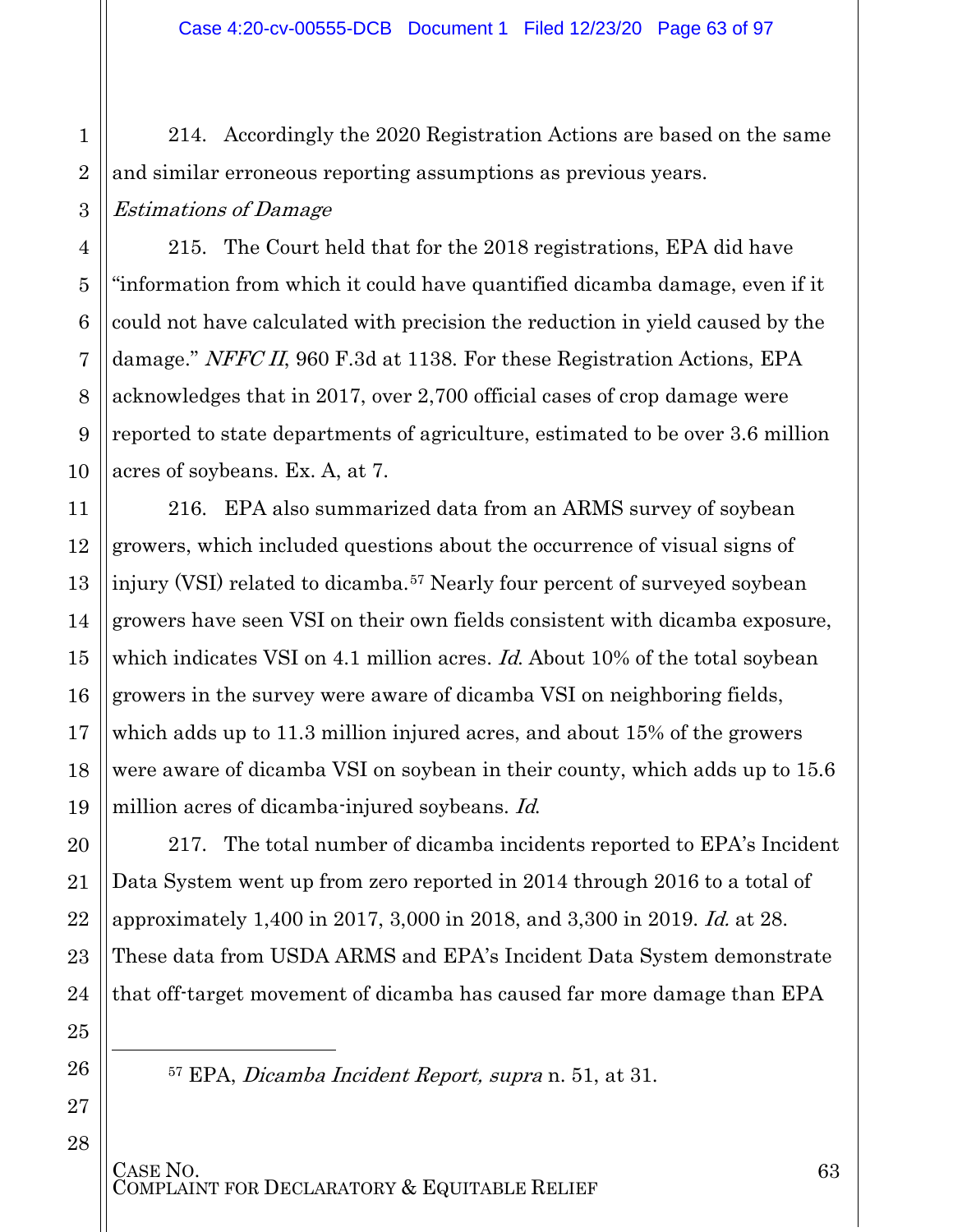214. Accordingly the 2020 Registration Actions are based on the same and similar erroneous reporting assumptions as previous years.

*Estimations of Damage*

215. The Court held that for the 2018 registrations, EPA did have "information from which it could have quantified dicamba damage, even if it could not have calculated with precision the reduction in yield caused by the damage." *NFFC II*, 960 F.3d at 1138. For these Registration Actions, EPA acknowledges that in 2017, over 2,700 official cases of crop damage were reported to state departments of agriculture, estimated to be over 3.6 million acres of soybeans. Ex. A, at 7.

216. EPA also summarized data from an ARMS survey of soybean growers, which included questions about the occurrence of visual signs of injury (VSI) related to dicamba.[57] Nearly four percent of surveyed soybean growers have seen VSI on their own fields consistent with dicamba exposure, which indicates VSI on 4.1 million acres. *Id.* About 10% of the total soybean growers in the survey were aware of dicamba VSI on neighboring fields, which adds up to 11.3 million injured acres, and about 15% of the growers were aware of dicamba VSI on soybean in their county, which adds up to 15.6 million acres of dicamba-injured soybeans. *Id.*

217. The total number of dicamba incidents reported to EPA's Incident Data System went up from zero reported in 2014 through 2016 to a total of approximately 1,400 in 2017, 3,000 in 2018, and 3,300 in 2019. *Id.* at 28. These data from USDA ARMS and EPA's Incident Data System demonstrate that off-target movement of dicamba has caused far more damage than EPA

---

[57] EPA, *Dicamba Incident Report, supra* n. 51, at 31.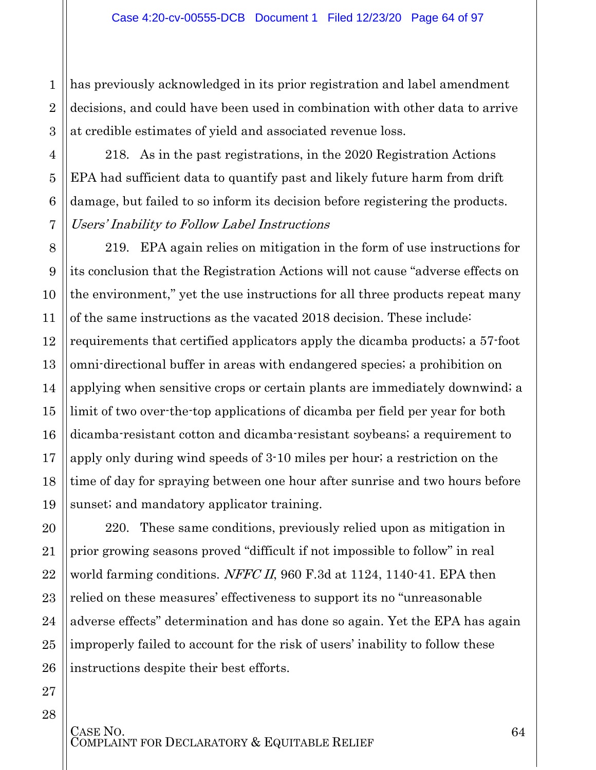has previously acknowledged in its prior registration and label amendment decisions, and could have been used in combination with other data to arrive at credible estimates of yield and associated revenue loss.

218. As in the past registrations, in the 2020 Registration Actions EPA had sufficient data to quantify past and likely future harm from drift damage, but failed to so inform its decision before registering the products.

*Users' Inability to Follow Label Instructions*

219. EPA again relies on mitigation in the form of use instructions for its conclusion that the Registration Actions will not cause "adverse effects on the environment," yet the use instructions for all three products repeat many of the same instructions as the vacated 2018 decision. These include: requirements that certified applicators apply the dicamba products; a 57-foot omni-directional buffer in areas with endangered species; a prohibition on applying when sensitive crops or certain plants are immediately downwind; a limit of two over-the-top applications of dicamba per field per year for both dicamba-resistant cotton and dicamba-resistant soybeans; a requirement to apply only during wind speeds of 3-10 miles per hour; a restriction on the time of day for spraying between one hour after sunrise and two hours before sunset; and mandatory applicator training.

220. These same conditions, previously relied upon as mitigation in prior growing seasons proved "difficult if not impossible to follow" in real world farming conditions. *NFFC II*, 960 F.3d at 1124, 1140-41. EPA then relied on these measures' effectiveness to support its no "unreasonable adverse effects" determination and has done so again. Yet the EPA has again improperly failed to account for the risk of users' inability to follow these instructions despite their best efforts.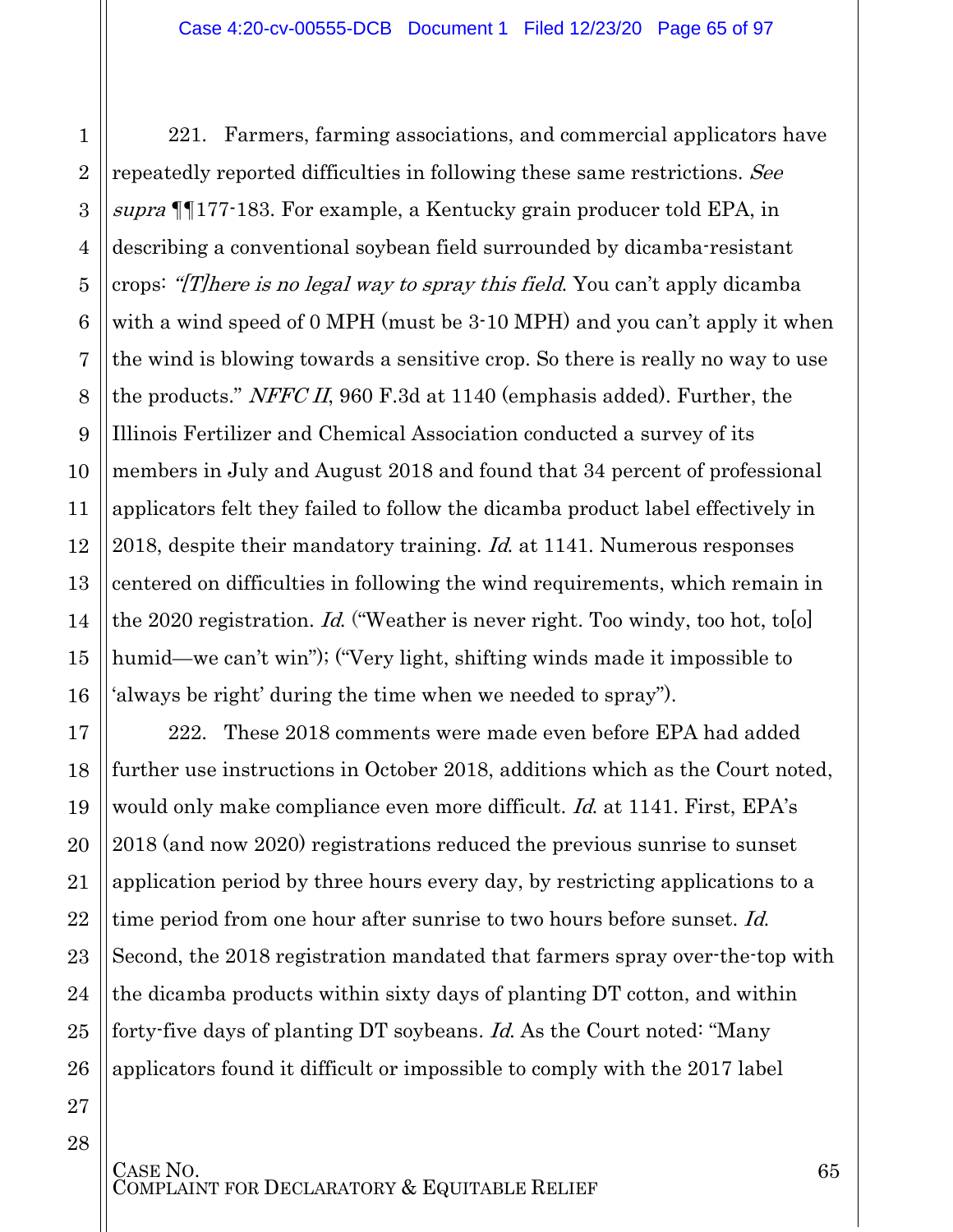221. Farmers, farming associations, and commercial applicators have repeatedly reported difficulties in following these same restrictions. *See supra* ¶¶177-183. For example, a Kentucky grain producer told EPA, in describing a conventional soybean field surrounded by dicamba-resistant crops: *"[T]here is no legal way to spray this field*. You can't apply dicamba with a wind speed of 0 MPH (must be 3-10 MPH) and you can't apply it when the wind is blowing towards a sensitive crop. So there is really no way to use the products." *NFFC II*, 960 F.3d at 1140 (emphasis added). Further, the Illinois Fertilizer and Chemical Association conducted a survey of its members in July and August 2018 and found that 34 percent of professional applicators felt they failed to follow the dicamba product label effectively in 2018, despite their mandatory training. *Id.* at 1141. Numerous responses centered on difficulties in following the wind requirements, which remain in the 2020 registration. *Id.* ("Weather is never right. Too windy, too hot, to[o] humid—we can't win"); ("Very light, shifting winds made it impossible to 'always be right' during the time when we needed to spray").

222. These 2018 comments were made even before EPA had added further use instructions in October 2018, additions which as the Court noted, would only make compliance even more difficult. *Id.* at 1141. First, EPA's 2018 (and now 2020) registrations reduced the previous sunrise to sunset application period by three hours every day, by restricting applications to a time period from one hour after sunrise to two hours before sunset. *Id.* Second, the 2018 registration mandated that farmers spray over-the-top with the dicamba products within sixty days of planting DT cotton, and within forty-five days of planting DT soybeans. *Id.* As the Court noted: "Many applicators found it difficult or impossible to comply with the 2017 label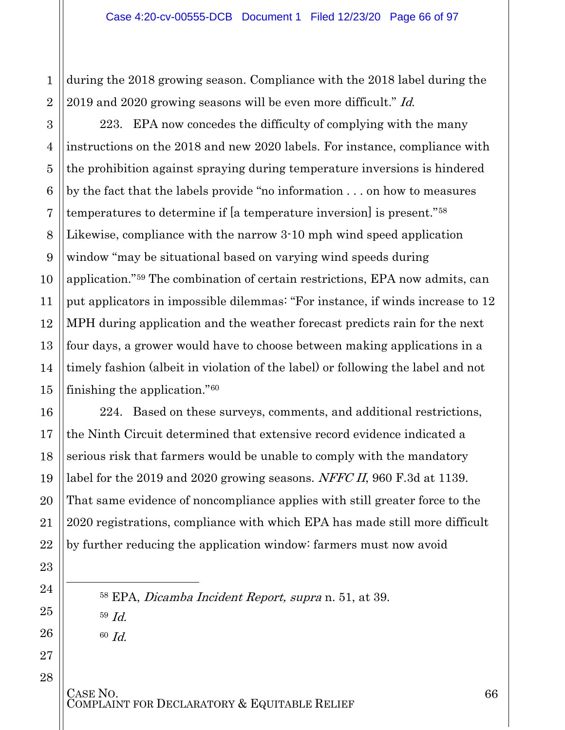during the 2018 growing season. Compliance with the 2018 label during the 2019 and 2020 growing seasons will be even more difficult." *Id.*

223. EPA now concedes the difficulty of complying with the many instructions on the 2018 and new 2020 labels. For instance, compliance with the prohibition against spraying during temperature inversions is hindered by the fact that the labels provide "no information . . . on how to measures temperatures to determine if [a temperature inversion] is present."[58] Likewise, compliance with the narrow 3-10 mph wind speed application window "may be situational based on varying wind speeds during application."[59] The combination of certain restrictions, EPA now admits, can put applicators in impossible dilemmas: "For instance, if winds increase to 12 MPH during application and the weather forecast predicts rain for the next four days, a grower would have to choose between making applications in a timely fashion (albeit in violation of the label) or following the label and not finishing the application."[60]

224. Based on these surveys, comments, and additional restrictions, the Ninth Circuit determined that extensive record evidence indicated a serious risk that farmers would be unable to comply with the mandatory label for the 2019 and 2020 growing seasons. *NFFC II*, 960 F.3d at 1139. That same evidence of noncompliance applies with still greater force to the 2020 registrations, compliance with which EPA has made still more difficult by further reducing the application window: farmers must now avoid

---

[58] EPA, *Dicamba Incident Report, supra* n. 51, at 39.

[59] *Id.*

[60] *Id.*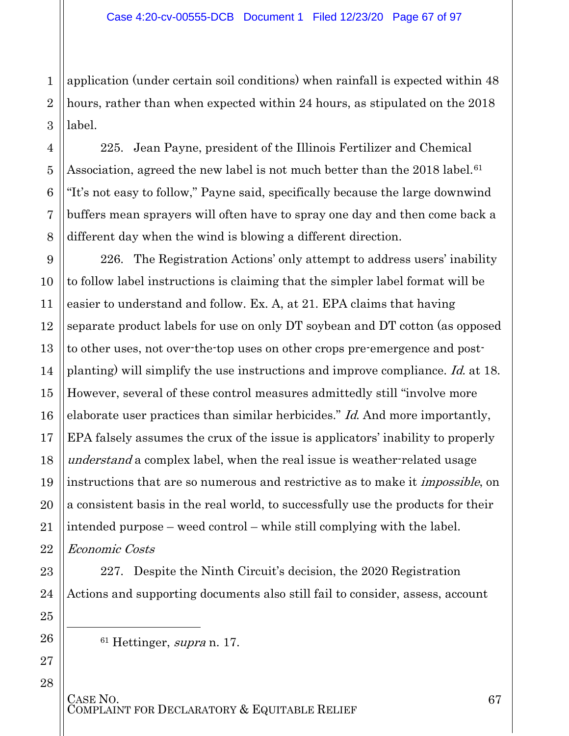application (under certain soil conditions) when rainfall is expected within 48 hours, rather than when expected within 24 hours, as stipulated on the 2018 label.

225. Jean Payne, president of the Illinois Fertilizer and Chemical Association, agreed the new label is not much better than the 2018 label.[61] "It's not easy to follow," Payne said, specifically because the large downwind buffers mean sprayers will often have to spray one day and then come back a different day when the wind is blowing a different direction.

226. The Registration Actions' only attempt to address users' inability to follow label instructions is claiming that the simpler label format will be easier to understand and follow. Ex. A, at 21. EPA claims that having separate product labels for use on only DT soybean and DT cotton (as opposed to other uses, not over-the-top uses on other crops pre-emergence and post-planting) will simplify the use instructions and improve compliance. *Id.* at 18. However, several of these control measures admittedly still "involve more elaborate user practices than similar herbicides." *Id.* And more importantly, EPA falsely assumes the crux of the issue is applicators' inability to properly *understand* a complex label, when the real issue is weather-related usage instructions that are so numerous and restrictive as to make it *impossible*, on a consistent basis in the real world, to successfully use the products for their intended purpose – weed control – while still complying with the label.

*Economic Costs*

227. Despite the Ninth Circuit's decision, the 2020 Registration Actions and supporting documents also still fail to consider, assess, account

---

[61] Hettinger, *supra* n. 17.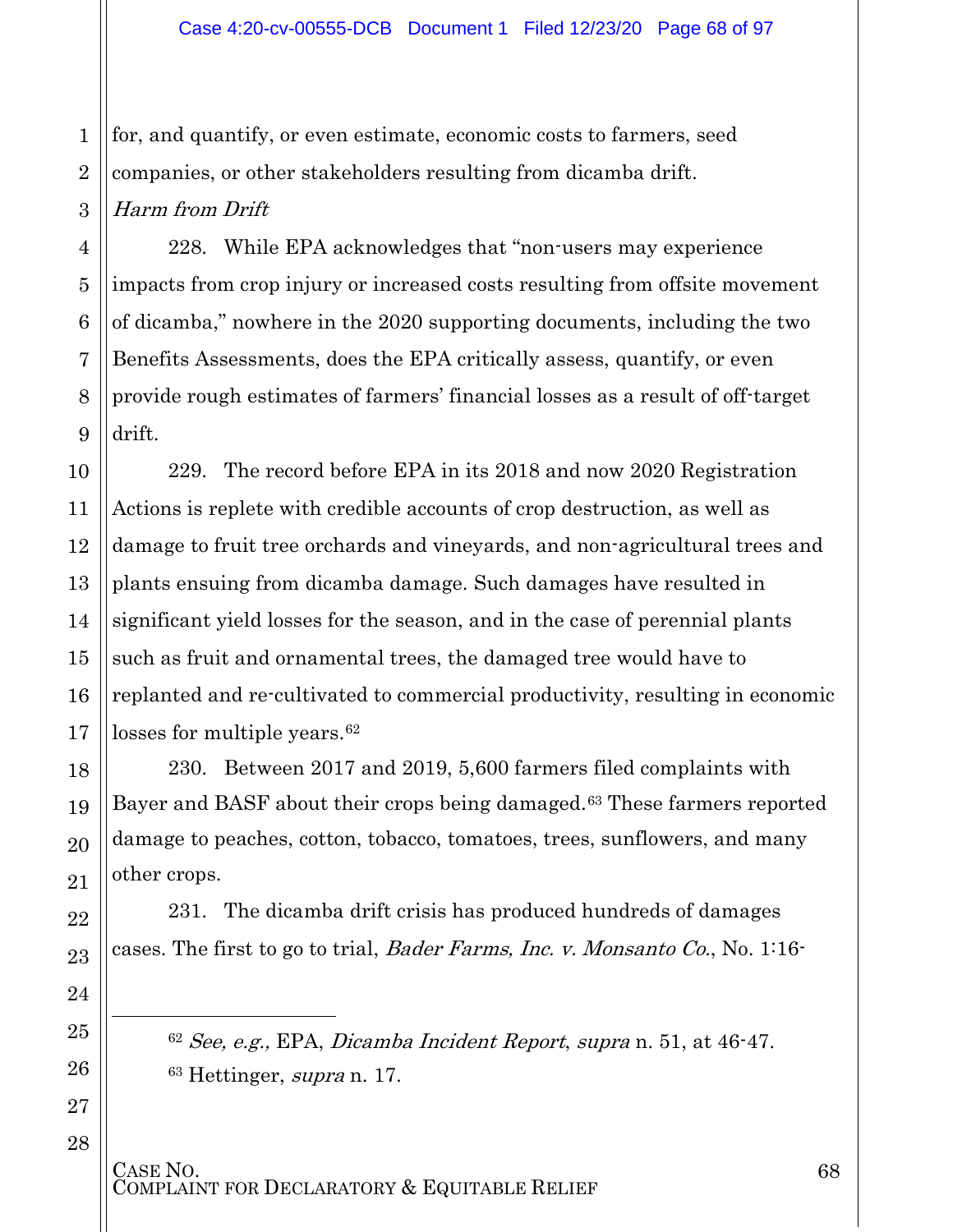for, and quantify, or even estimate, economic costs to farmers, seed companies, or other stakeholders resulting from dicamba drift.

*Harm from Drift*

228. While EPA acknowledges that "non-users may experience impacts from crop injury or increased costs resulting from offsite movement of dicamba," nowhere in the 2020 supporting documents, including the two Benefits Assessments, does the EPA critically assess, quantify, or even provide rough estimates of farmers' financial losses as a result of off-target drift.

229. The record before EPA in its 2018 and now 2020 Registration Actions is replete with credible accounts of crop destruction, as well as damage to fruit tree orchards and vineyards, and non-agricultural trees and plants ensuing from dicamba damage. Such damages have resulted in significant yield losses for the season, and in the case of perennial plants such as fruit and ornamental trees, the damaged tree would have to replanted and re-cultivated to commercial productivity, resulting in economic losses for multiple years.[62]

230. Between 2017 and 2019, 5,600 farmers filed complaints with Bayer and BASF about their crops being damaged.[63] These farmers reported damage to peaches, cotton, tobacco, tomatoes, trees, sunflowers, and many other crops.

231. The dicamba drift crisis has produced hundreds of damages cases. The first to go to trial, *Bader Farms, Inc. v. Monsanto Co.*, No. 1:16-

---

[62] *See, e.g.,* EPA, *Dicamba Incident Report*, *supra* n. 51, at 46-47.

[63] Hettinger, *supra* n. 17.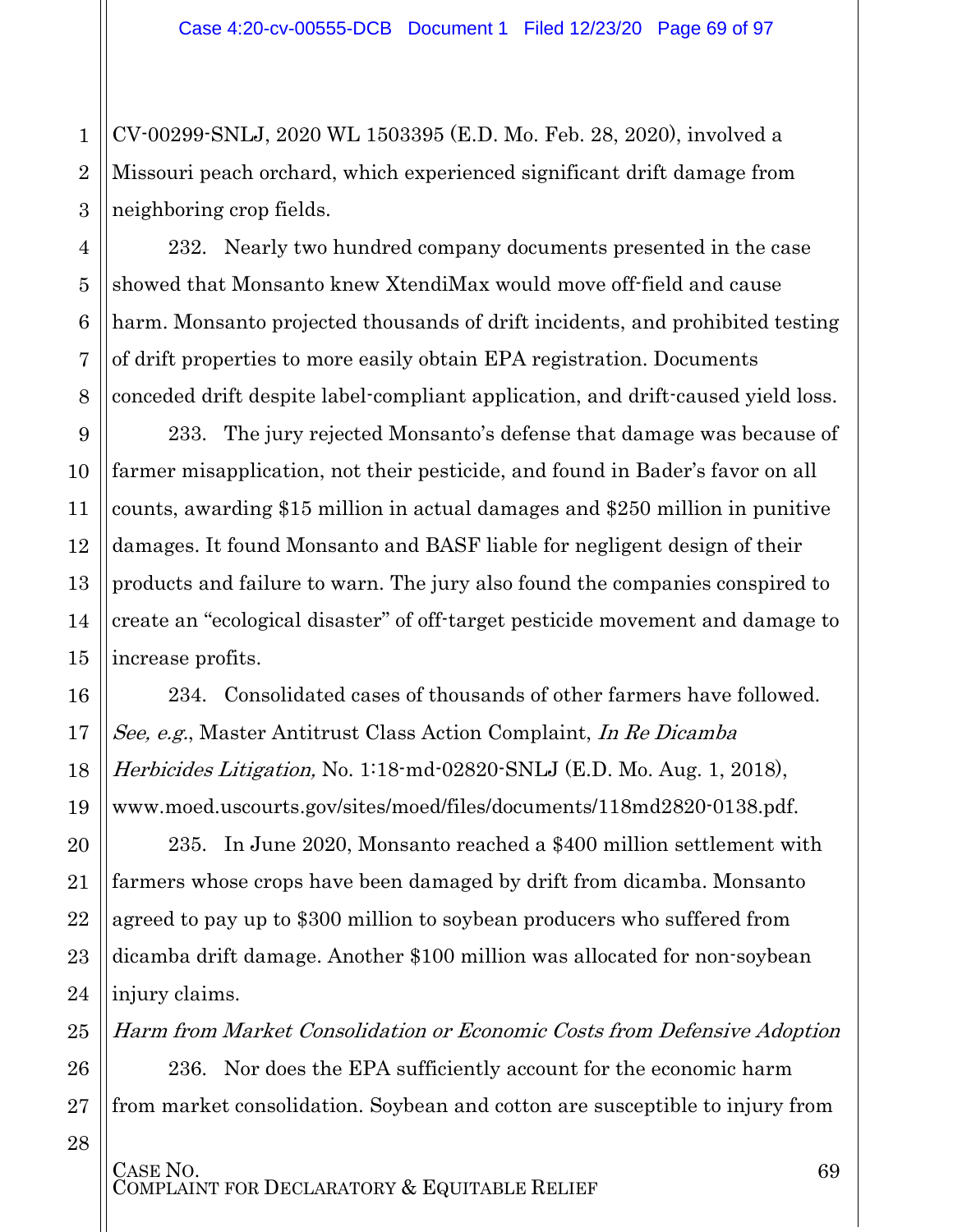CV-00299-SNLJ, 2020 WL 1503395 (E.D. Mo. Feb. 28, 2020), involved a Missouri peach orchard, which experienced significant drift damage from neighboring crop fields.

232. Nearly two hundred company documents presented in the case showed that Monsanto knew XtendiMax would move off-field and cause harm. Monsanto projected thousands of drift incidents, and prohibited testing of drift properties to more easily obtain EPA registration. Documents conceded drift despite label-compliant application, and drift-caused yield loss.

233. The jury rejected Monsanto's defense that damage was because of farmer misapplication, not their pesticide, and found in Bader's favor on all counts, awarding $15 million in actual damages and $250 million in punitive damages. It found Monsanto and BASF liable for negligent design of their products and failure to warn. The jury also found the companies conspired to create an "ecological disaster" of off-target pesticide movement and damage to increase profits.

234. Consolidated cases of thousands of other farmers have followed. *See, e.g.*, Master Antitrust Class Action Complaint, *In Re Dicamba Herbicides Litigation,* No. 1:18-md-02820-SNLJ (E.D. Mo. Aug. 1, 2018), www.moed.uscourts.gov/sites/moed/files/documents/118md2820-0138.pdf.

235. In June 2020, Monsanto reached a $400 million settlement with farmers whose crops have been damaged by drift from dicamba. Monsanto agreed to pay up to $300 million to soybean producers who suffered from dicamba drift damage. Another $100 million was allocated for non-soybean injury claims.

*Harm from Market Consolidation or Economic Costs from Defensive Adoption*

236. Nor does the EPA sufficiently account for the economic harm from market consolidation. Soybean and cotton are susceptible to injury from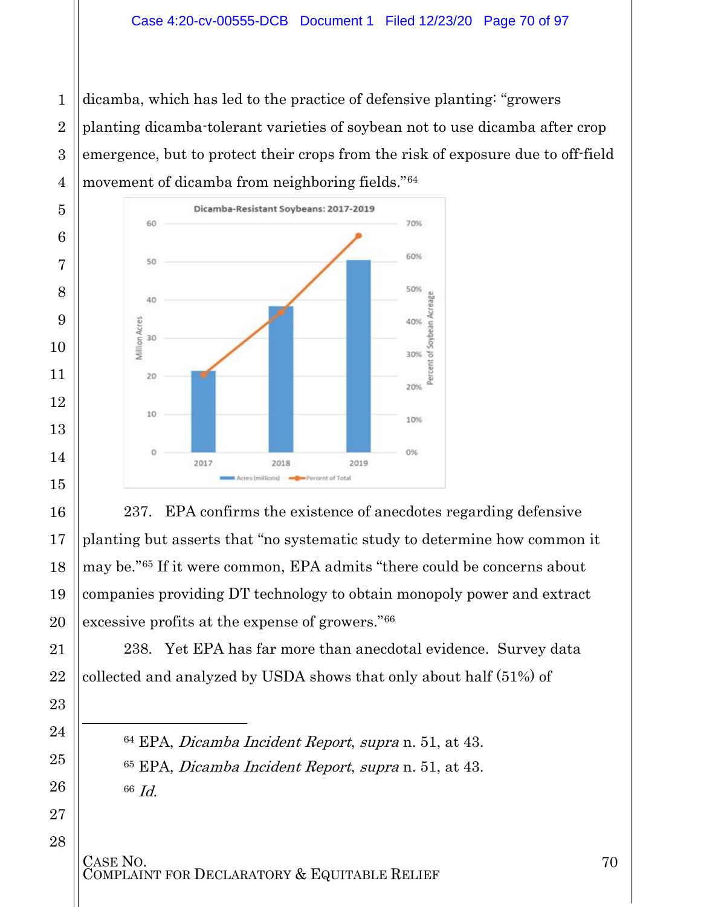dicamba, which has led to the practice of defensive planting: "growers planting dicamba-tolerant varieties of soybean not to use dicamba after crop emergence, but to protect their crops from the risk of exposure due to off-field movement of dicamba from neighboring fields."[64]

Dicamba-Resistant Soybeans: 2017-2019

237. EPA confirms the existence of anecdotes regarding defensive planting but asserts that "no systematic study to determine how common it may be."[65] If it were common, EPA admits "there could be concerns about companies providing DT technology to obtain monopoly power and extract excessive profits at the expense of growers."[66]

238. Yet EPA has far more than anecdotal evidence. Survey data collected and analyzed by USDA shows that only about half (51%) of

---

[64] EPA, *Dicamba Incident Report*, *supra* n. 51, at 43.

[65] EPA, *Dicamba Incident Report*, *supra* n. 51, at 43.

[66] *Id.*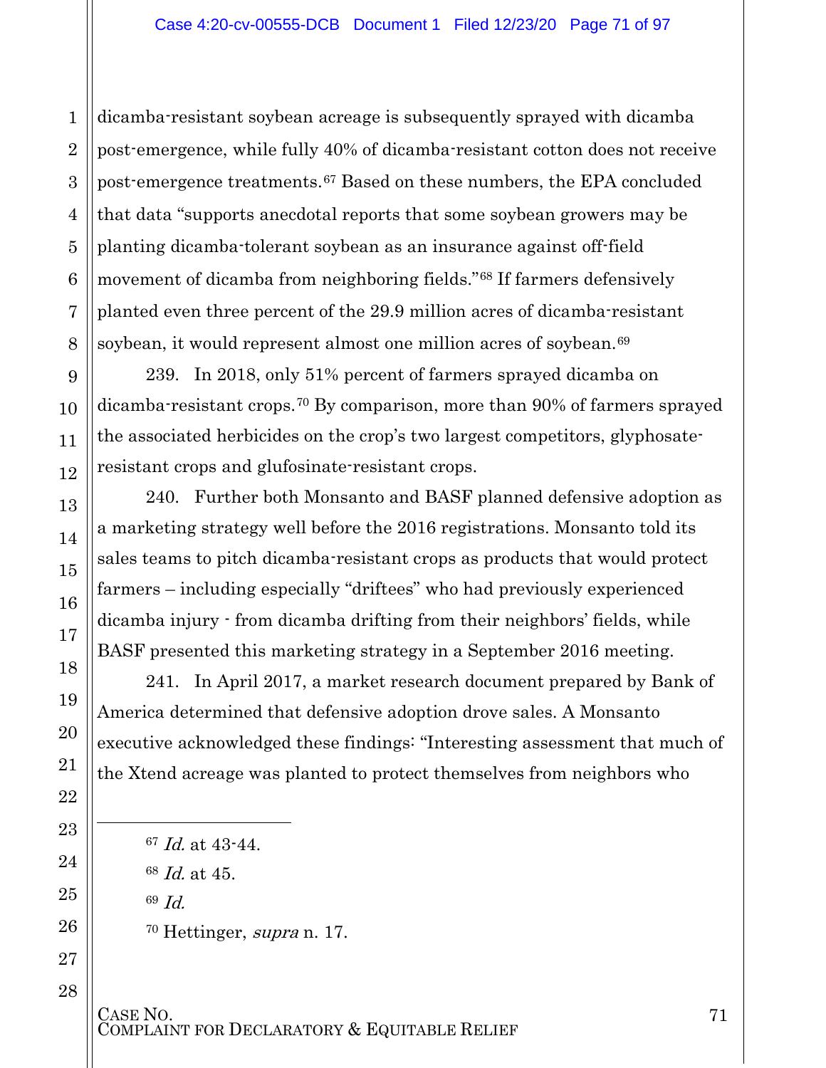dicamba-resistant soybean acreage is subsequently sprayed with dicamba post-emergence, while fully 40% of dicamba-resistant cotton does not receive post-emergence treatments.[67] Based on these numbers, the EPA concluded that data "supports anecdotal reports that some soybean growers may be planting dicamba-tolerant soybean as an insurance against off-field movement of dicamba from neighboring fields."[68] If farmers defensively planted even three percent of the 29.9 million acres of dicamba-resistant soybean, it would represent almost one million acres of soybean.[69]

239. In 2018, only 51% percent of farmers sprayed dicamba on dicamba-resistant crops.[70] By comparison, more than 90% of farmers sprayed the associated herbicides on the crop's two largest competitors, glyphosate-resistant crops and glufosinate-resistant crops.

240. Further both Monsanto and BASF planned defensive adoption as a marketing strategy well before the 2016 registrations. Monsanto told its sales teams to pitch dicamba-resistant crops as products that would protect farmers – including especially "driftees" who had previously experienced dicamba injury - from dicamba drifting from their neighbors' fields, while BASF presented this marketing strategy in a September 2016 meeting.

241. In April 2017, a market research document prepared by Bank of America determined that defensive adoption drove sales. A Monsanto executive acknowledged these findings: "Interesting assessment that much of the Xtend acreage was planted to protect themselves from neighbors who

---

[67] *Id.* at 43-44.

[68] *Id.* at 45.

[69] *Id.*

[70] Hettinger, *supra* n. 17.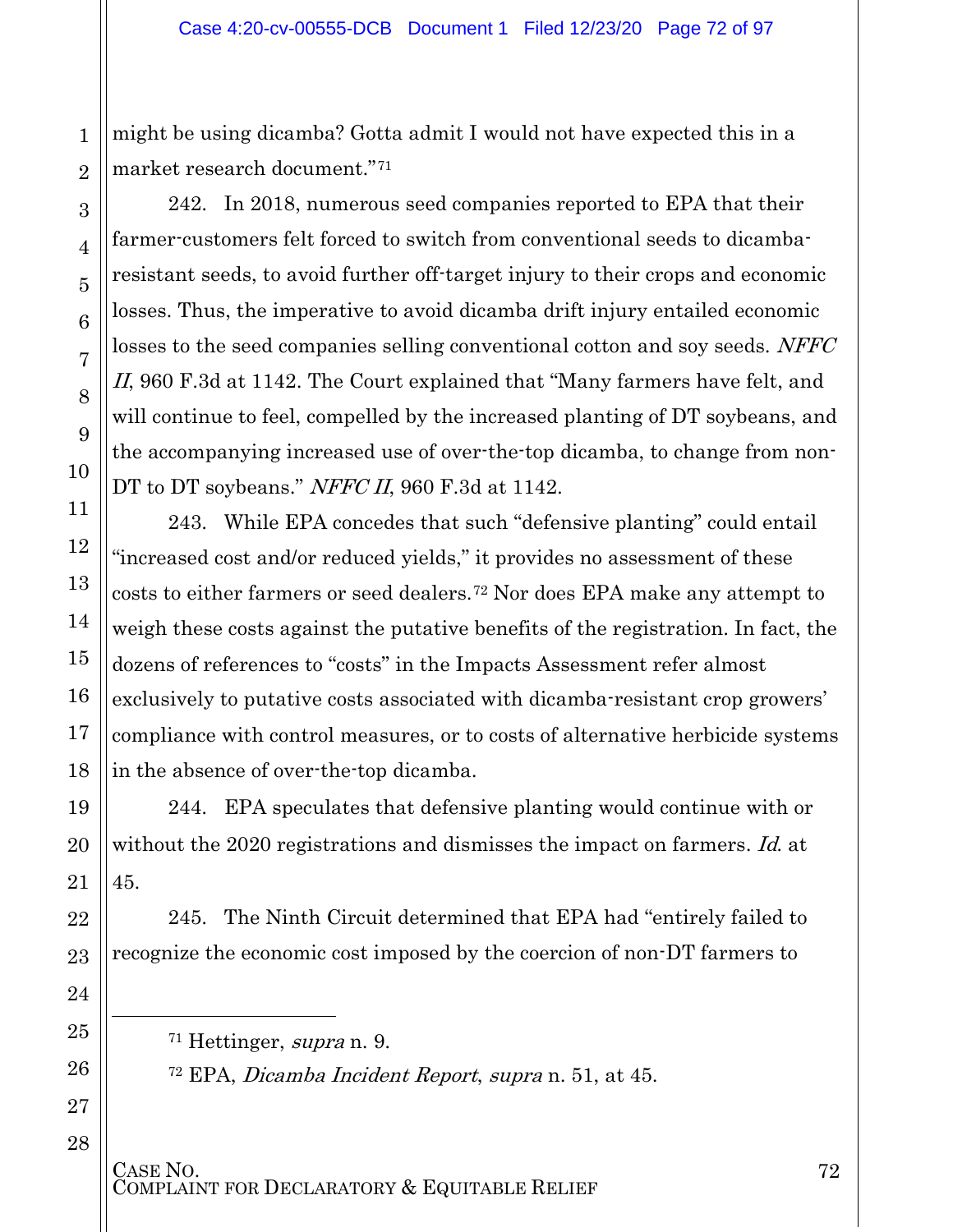might be using dicamba? Gotta admit I would not have expected this in a market research document."[71]

242. In 2018, numerous seed companies reported to EPA that their farmer-customers felt forced to switch from conventional seeds to dicamba-resistant seeds, to avoid further off-target injury to their crops and economic losses. Thus, the imperative to avoid dicamba drift injury entailed economic losses to the seed companies selling conventional cotton and soy seeds. *NFFC II*, 960 F.3d at 1142. The Court explained that "Many farmers have felt, and will continue to feel, compelled by the increased planting of DT soybeans, and the accompanying increased use of over-the-top dicamba, to change from non-DT to DT soybeans." *NFFC II*, 960 F.3d at 1142.

243. While EPA concedes that such "defensive planting" could entail "increased cost and/or reduced yields," it provides no assessment of these costs to either farmers or seed dealers.[72] Nor does EPA make any attempt to weigh these costs against the putative benefits of the registration. In fact, the dozens of references to "costs" in the Impacts Assessment refer almost exclusively to putative costs associated with dicamba-resistant crop growers' compliance with control measures, or to costs of alternative herbicide systems in the absence of over-the-top dicamba.

244. EPA speculates that defensive planting would continue with or without the 2020 registrations and dismisses the impact on farmers. *Id.* at 45.

245. The Ninth Circuit determined that EPA had "entirely failed to recognize the economic cost imposed by the coercion of non-DT farmers to

---

[71] Hettinger, *supra* n. 9.

[72] EPA, *Dicamba Incident Report*, *supra* n. 51, at 45.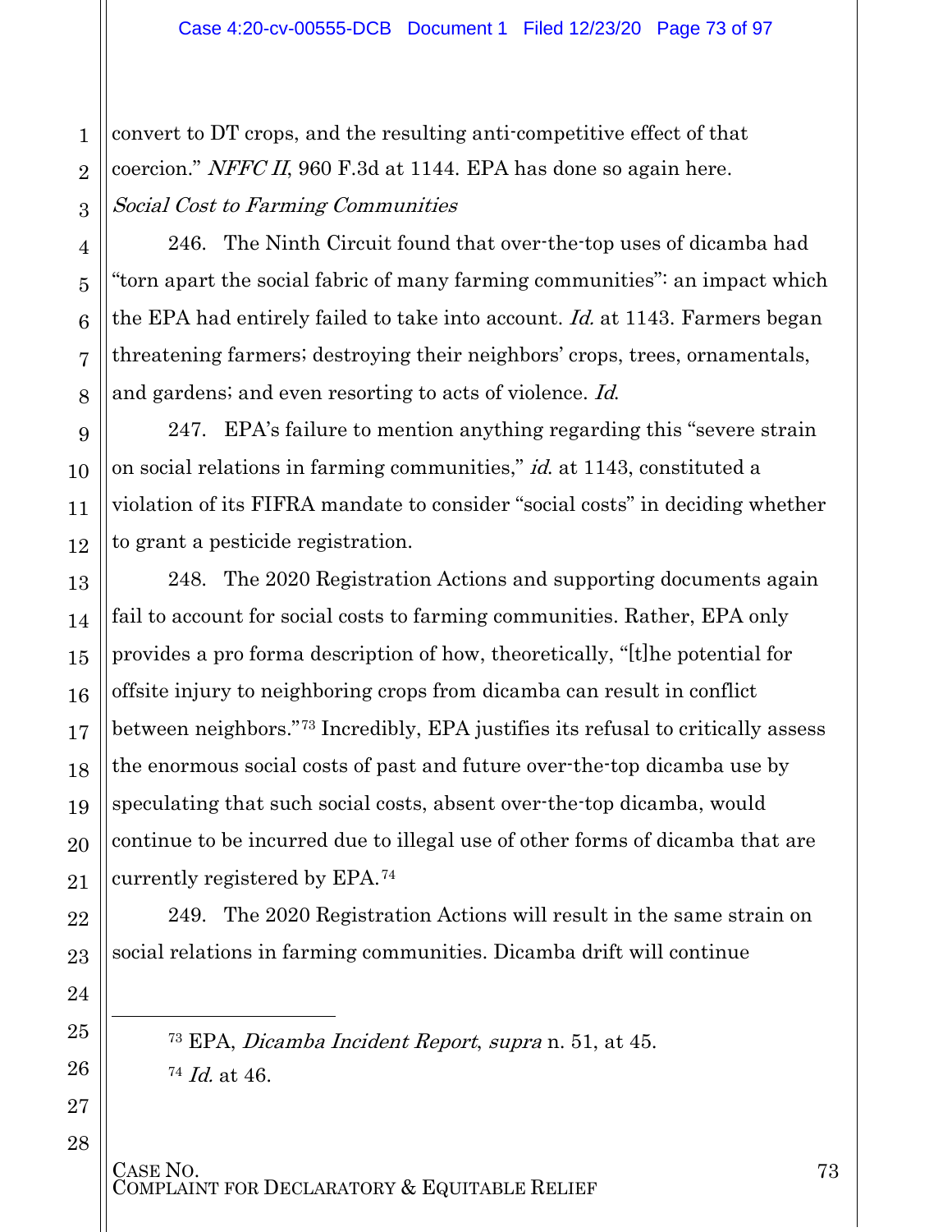convert to DT crops, and the resulting anti-competitive effect of that coercion." *NFFC II*, 960 F.3d at 1144. EPA has done so again here.

*Social Cost to Farming Communities*

246. The Ninth Circuit found that over-the-top uses of dicamba had "torn apart the social fabric of many farming communities": an impact which the EPA had entirely failed to take into account. *Id.* at 1143. Farmers began threatening farmers; destroying their neighbors' crops, trees, ornamentals, and gardens; and even resorting to acts of violence. *Id.*

247. EPA's failure to mention anything regarding this "severe strain on social relations in farming communities," *id.* at 1143, constituted a violation of its FIFRA mandate to consider "social costs" in deciding whether to grant a pesticide registration.

248. The 2020 Registration Actions and supporting documents again fail to account for social costs to farming communities. Rather, EPA only provides a pro forma description of how, theoretically, "[t]he potential for offsite injury to neighboring crops from dicamba can result in conflict between neighbors."[73] Incredibly, EPA justifies its refusal to critically assess the enormous social costs of past and future over-the-top dicamba use by speculating that such social costs, absent over-the-top dicamba, would continue to be incurred due to illegal use of other forms of dicamba that are currently registered by EPA.[74]

249. The 2020 Registration Actions will result in the same strain on social relations in farming communities. Dicamba drift will continue

---

[73] EPA, *Dicamba Incident Report*, *supra* n. 51, at 45.

[74] *Id.* at 46.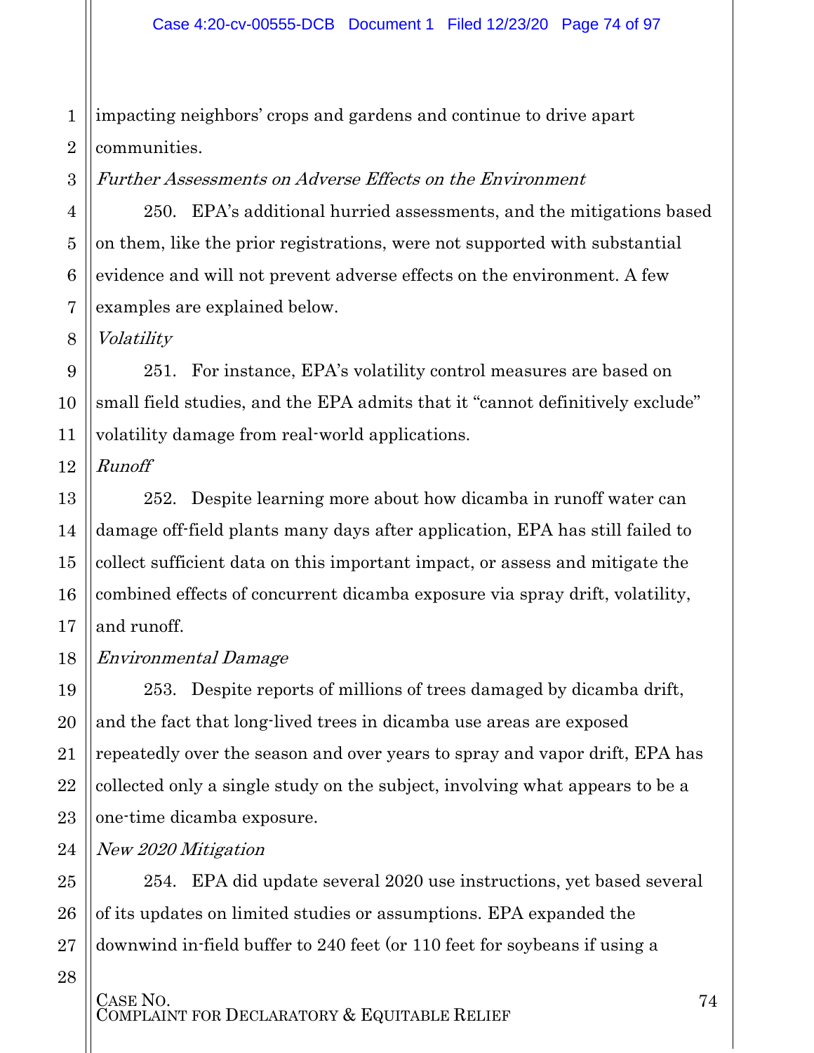impacting neighbors' crops and gardens and continue to drive apart communities.

*Further Assessments on Adverse Effects on the Environment*

250. EPA's additional hurried assessments, and the mitigations based on them, like the prior registrations, were not supported with substantial evidence and will not prevent adverse effects on the environment. A few examples are explained below.

*Volatility*

251. For instance, EPA's volatility control measures are based on small field studies, and the EPA admits that it "cannot definitively exclude" volatility damage from real-world applications.

*Runoff*

252. Despite learning more about how dicamba in runoff water can damage off-field plants many days after application, EPA has still failed to collect sufficient data on this important impact, or assess and mitigate the combined effects of concurrent dicamba exposure via spray drift, volatility, and runoff.

*Environmental Damage*

253. Despite reports of millions of trees damaged by dicamba drift, and the fact that long-lived trees in dicamba use areas are exposed repeatedly over the season and over years to spray and vapor drift, EPA has collected only a single study on the subject, involving what appears to be a one-time dicamba exposure.

*New 2020 Mitigation*

254. EPA did update several 2020 use instructions, yet based several of its updates on limited studies or assumptions. EPA expanded the downwind in-field buffer to 240 feet (or 110 feet for soybeans if using a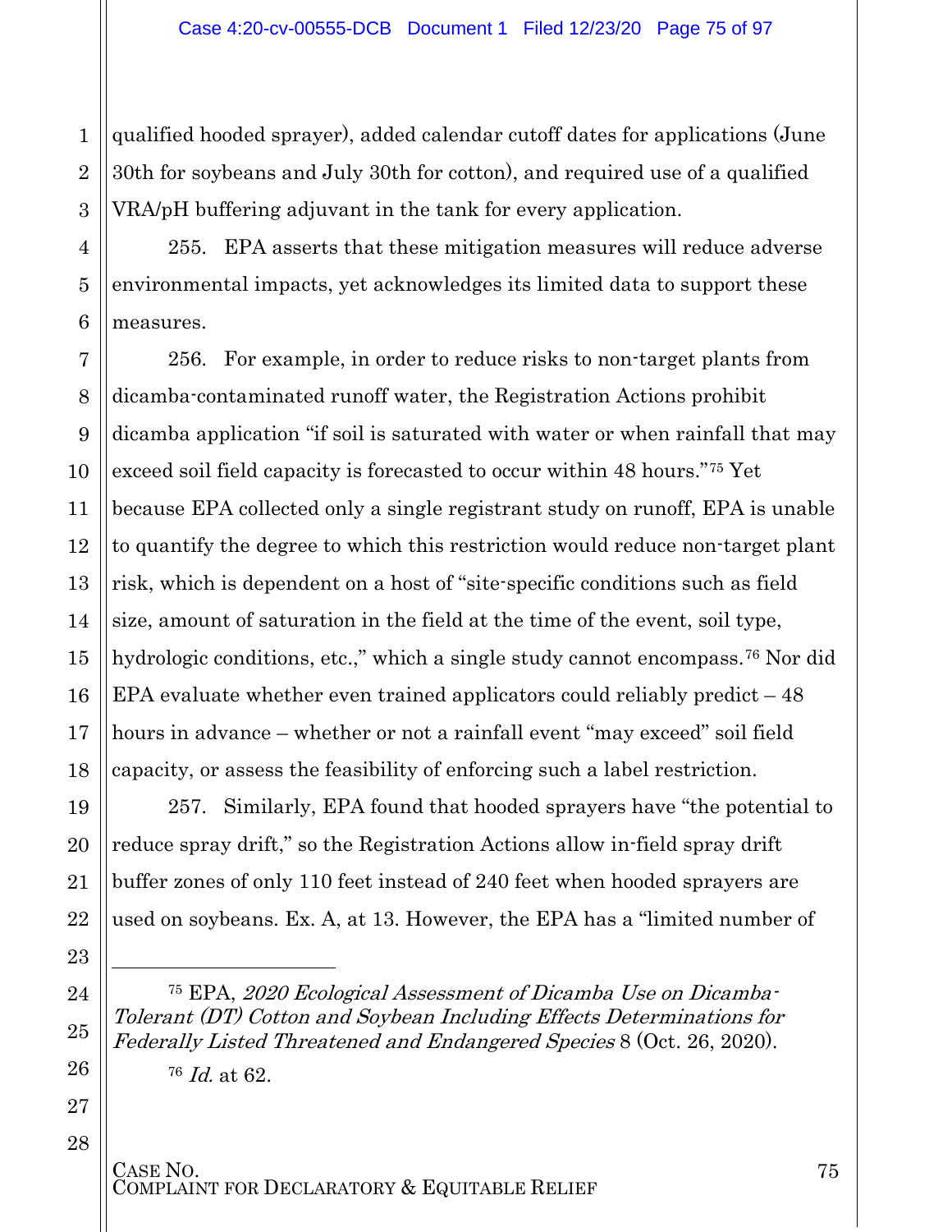qualified hooded sprayer), added calendar cutoff dates for applications (June 30th for soybeans and July 30th for cotton), and required use of a qualified VRA/pH buffering adjuvant in the tank for every application.

255. EPA asserts that these mitigation measures will reduce adverse environmental impacts, yet acknowledges its limited data to support these measures.

256. For example, in order to reduce risks to non-target plants from dicamba-contaminated runoff water, the Registration Actions prohibit dicamba application "if soil is saturated with water or when rainfall that may exceed soil field capacity is forecasted to occur within 48 hours."[75] Yet because EPA collected only a single registrant study on runoff, EPA is unable to quantify the degree to which this restriction would reduce non-target plant risk, which is dependent on a host of "site-specific conditions such as field size, amount of saturation in the field at the time of the event, soil type, hydrologic conditions, etc.," which a single study cannot encompass.[76] Nor did EPA evaluate whether even trained applicators could reliably predict – 48 hours in advance – whether or not a rainfall event "may exceed" soil field capacity, or assess the feasibility of enforcing such a label restriction.

257. Similarly, EPA found that hooded sprayers have "the potential to reduce spray drift," so the Registration Actions allow in-field spray drift buffer zones of only 110 feet instead of 240 feet when hooded sprayers are used on soybeans. Ex. A, at 13. However, the EPA has a "limited number of

---

[75] EPA, *2020 Ecological Assessment of Dicamba Use on Dicamba-Tolerant (DT) Cotton and Soybean Including Effects Determinations for Federally Listed Threatened and Endangered Species* 8 (Oct. 26, 2020).

[76] *Id.* at 62.

CASE NO.
COMPLAINT FOR DECLARATORY & EQUITABLE RELIEF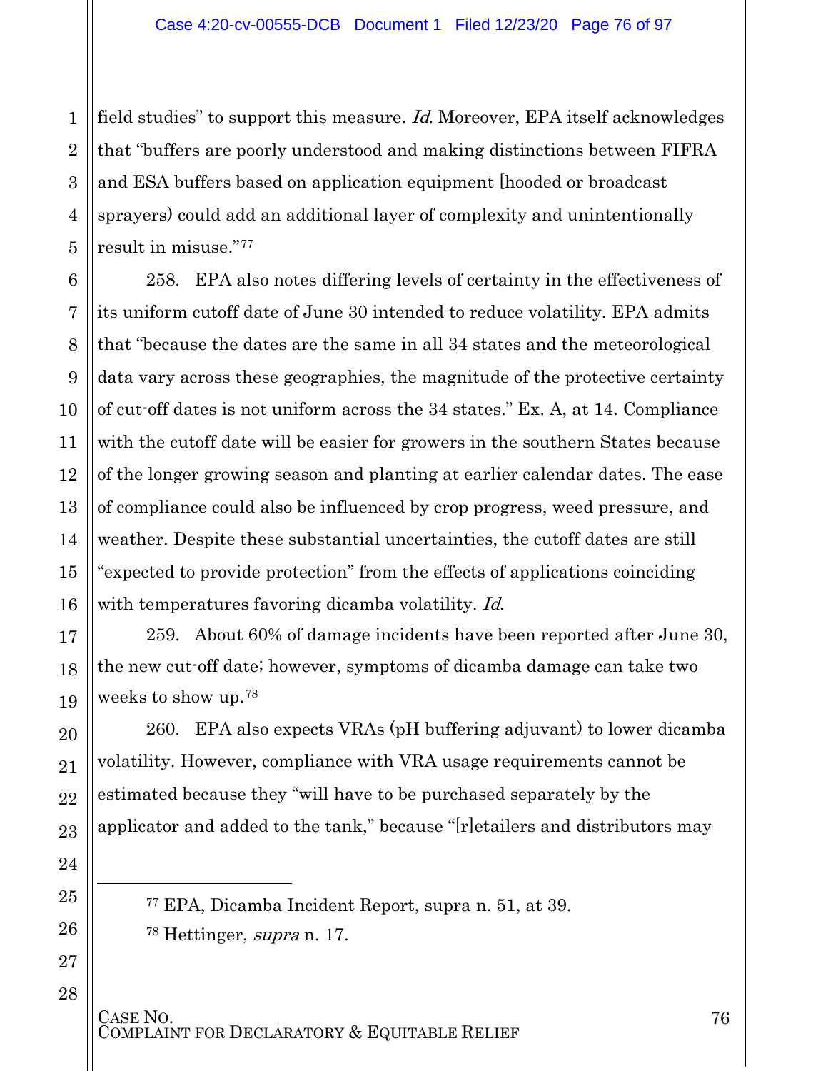field studies" to support this measure. *Id.* Moreover, EPA itself acknowledges that "buffers are poorly understood and making distinctions between FIFRA and ESA buffers based on application equipment [hooded or broadcast sprayers) could add an additional layer of complexity and unintentionally result in misuse."[77]

258. EPA also notes differing levels of certainty in the effectiveness of its uniform cutoff date of June 30 intended to reduce volatility. EPA admits that "because the dates are the same in all 34 states and the meteorological data vary across these geographies, the magnitude of the protective certainty of cut-off dates is not uniform across the 34 states." Ex. A, at 14. Compliance with the cutoff date will be easier for growers in the southern States because of the longer growing season and planting at earlier calendar dates. The ease of compliance could also be influenced by crop progress, weed pressure, and weather. Despite these substantial uncertainties, the cutoff dates are still "expected to provide protection" from the effects of applications coinciding with temperatures favoring dicamba volatility. *Id.*

259. About 60% of damage incidents have been reported after June 30, the new cut-off date; however, symptoms of dicamba damage can take two weeks to show up.[78]

260. EPA also expects VRAs (pH buffering adjuvant) to lower dicamba volatility. However, compliance with VRA usage requirements cannot be estimated because they "will have to be purchased separately by the applicator and added to the tank," because "[r]etailers and distributors may

---

[77] EPA, Dicamba Incident Report, supra n. 51, at 39.

[78] Hettinger, *supra* n. 17.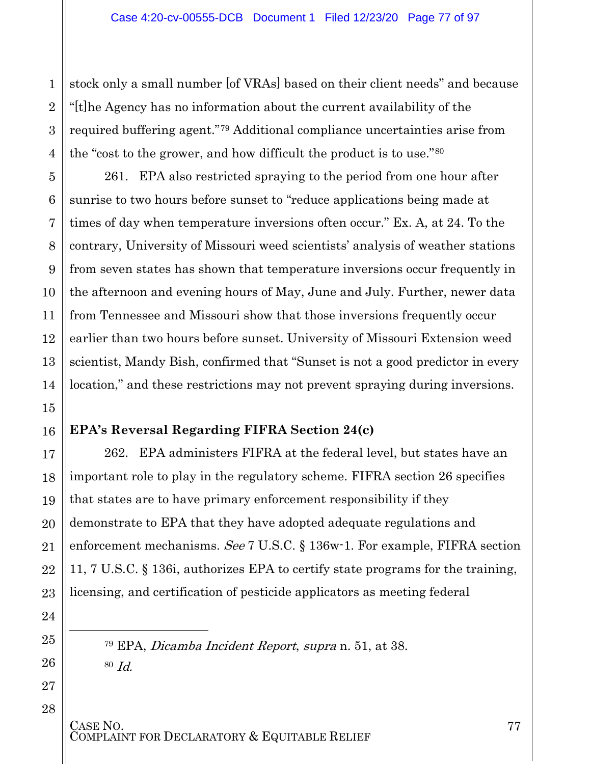stock only a small number [of VRAs] based on their client needs" and because "[t]he Agency has no information about the current availability of the required buffering agent."[79] Additional compliance uncertainties arise from the "cost to the grower, and how difficult the product is to use."[80]

261. EPA also restricted spraying to the period from one hour after sunrise to two hours before sunset to "reduce applications being made at times of day when temperature inversions often occur." Ex. A, at 24. To the contrary, University of Missouri weed scientists' analysis of weather stations from seven states has shown that temperature inversions occur frequently in the afternoon and evening hours of May, June and July. Further, newer data from Tennessee and Missouri show that those inversions frequently occur earlier than two hours before sunset. University of Missouri Extension weed scientist, Mandy Bish, confirmed that "Sunset is not a good predictor in every location," and these restrictions may not prevent spraying during inversions.

**EPA's Reversal Regarding FIFRA Section 24(c)**

262. EPA administers FIFRA at the federal level, but states have an important role to play in the regulatory scheme. FIFRA section 26 specifies that states are to have primary enforcement responsibility if they demonstrate to EPA that they have adopted adequate regulations and enforcement mechanisms. *See* 7 U.S.C. § 136w-1. For example, FIFRA section 11, 7 U.S.C. § 136i, authorizes EPA to certify state programs for the training, licensing, and certification of pesticide applicators as meeting federal

---

[79] EPA, *Dicamba Incident Report*, *supra* n. 51, at 38.

[80] *Id.*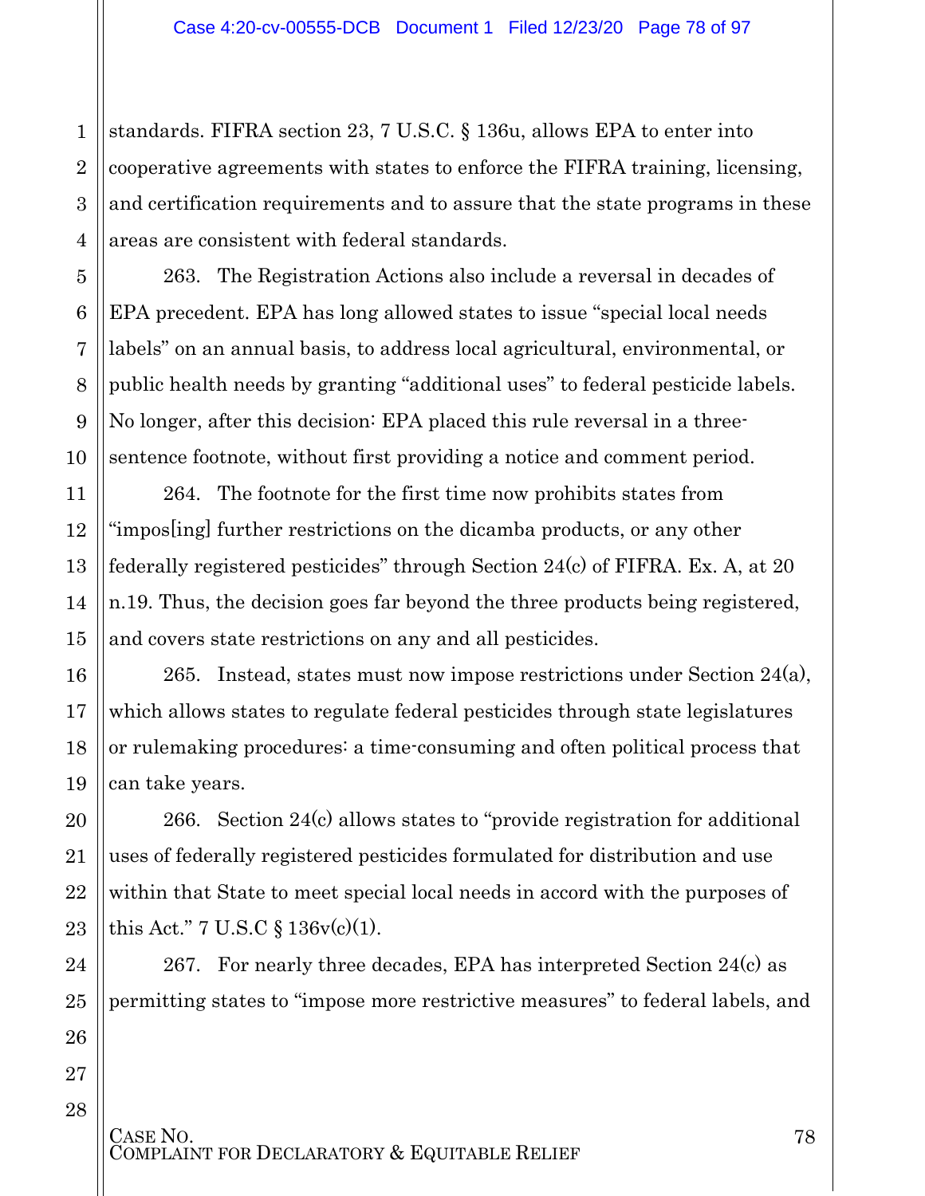standards. FIFRA section 23, 7 U.S.C. § 136u, allows EPA to enter into cooperative agreements with states to enforce the FIFRA training, licensing, and certification requirements and to assure that the state programs in these areas are consistent with federal standards.

263. The Registration Actions also include a reversal in decades of EPA precedent. EPA has long allowed states to issue "special local needs labels" on an annual basis, to address local agricultural, environmental, or public health needs by granting "additional uses" to federal pesticide labels. No longer, after this decision: EPA placed this rule reversal in a three-sentence footnote, without first providing a notice and comment period.

264. The footnote for the first time now prohibits states from "impos[ing] further restrictions on the dicamba products, or any other federally registered pesticides" through Section 24(c) of FIFRA. Ex. A, at 20 n.19. Thus, the decision goes far beyond the three products being registered, and covers state restrictions on any and all pesticides.

265. Instead, states must now impose restrictions under Section 24(a), which allows states to regulate federal pesticides through state legislatures or rulemaking procedures: a time-consuming and often political process that can take years.

266. Section 24(c) allows states to "provide registration for additional uses of federally registered pesticides formulated for distribution and use within that State to meet special local needs in accord with the purposes of this Act." 7 U.S.C § 136v(c)(1).

267. For nearly three decades, EPA has interpreted Section 24(c) as permitting states to "impose more restrictive measures" to federal labels, and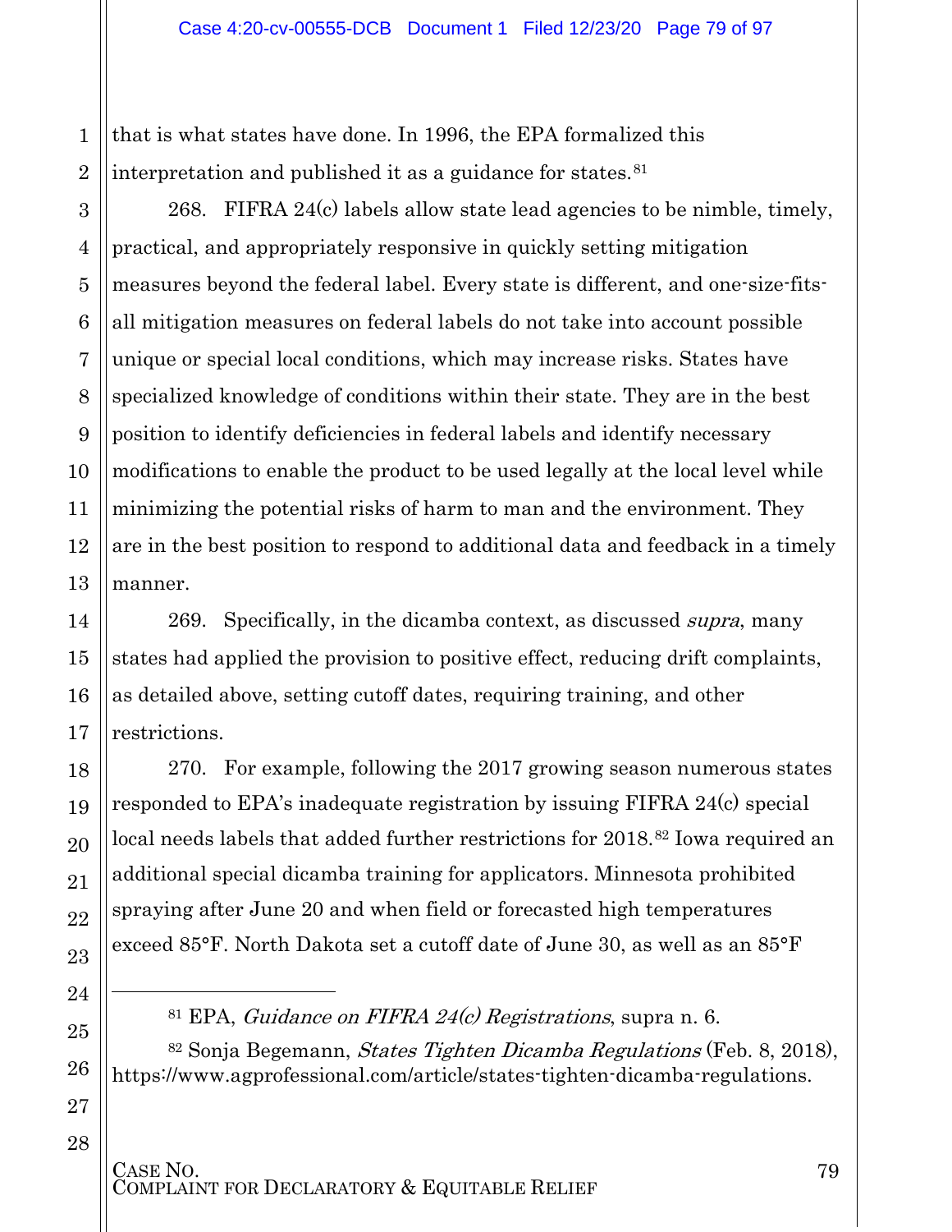that is what states have done. In 1996, the EPA formalized this interpretation and published it as a guidance for states.[81]

268. FIFRA 24(c) labels allow state lead agencies to be nimble, timely, practical, and appropriately responsive in quickly setting mitigation measures beyond the federal label. Every state is different, and one-size-fits-all mitigation measures on federal labels do not take into account possible unique or special local conditions, which may increase risks. States have specialized knowledge of conditions within their state. They are in the best position to identify deficiencies in federal labels and identify necessary modifications to enable the product to be used legally at the local level while minimizing the potential risks of harm to man and the environment. They are in the best position to respond to additional data and feedback in a timely manner.

269. Specifically, in the dicamba context, as discussed *supra*, many states had applied the provision to positive effect, reducing drift complaints, as detailed above, setting cutoff dates, requiring training, and other restrictions.

270. For example, following the 2017 growing season numerous states responded to EPA's inadequate registration by issuing FIFRA 24(c) special local needs labels that added further restrictions for 2018.[82] Iowa required an additional special dicamba training for applicators. Minnesota prohibited spraying after June 20 and when field or forecasted high temperatures exceed 85°F. North Dakota set a cutoff date of June 30, as well as an 85°F

---

[81] EPA, *Guidance on FIFRA 24(c) Registrations*, supra n. 6.

[82] Sonja Begemann, *States Tighten Dicamba Regulations* (Feb. 8, 2018), https://www.agprofessional.com/article/states-tighten-dicamba-regulations.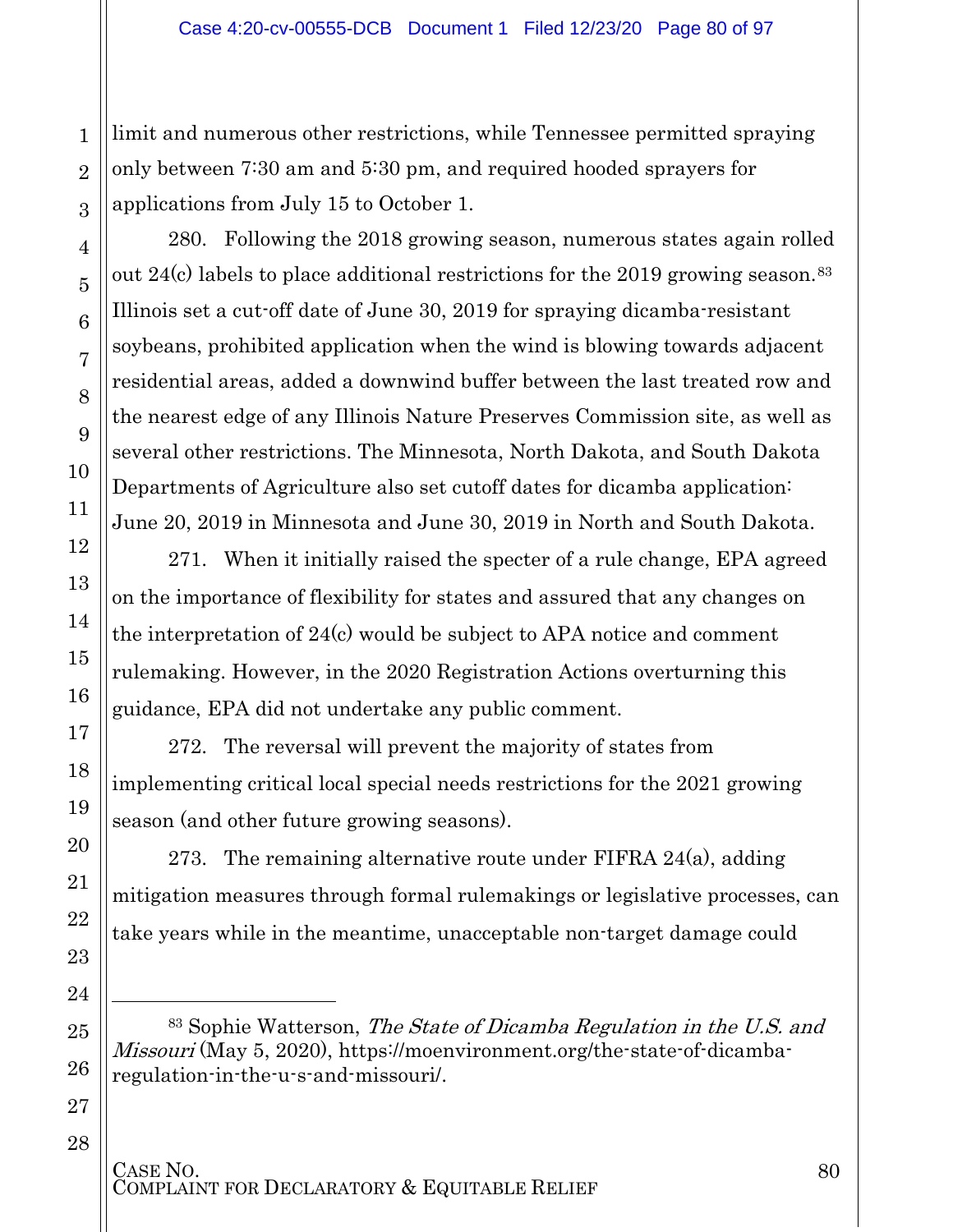limit and numerous other restrictions, while Tennessee permitted spraying only between 7:30 am and 5:30 pm, and required hooded sprayers for applications from July 15 to October 1.

280. Following the 2018 growing season, numerous states again rolled out 24(c) labels to place additional restrictions for the 2019 growing season.[83] Illinois set a cut-off date of June 30, 2019 for spraying dicamba-resistant soybeans, prohibited application when the wind is blowing towards adjacent residential areas, added a downwind buffer between the last treated row and the nearest edge of any Illinois Nature Preserves Commission site, as well as several other restrictions. The Minnesota, North Dakota, and South Dakota Departments of Agriculture also set cutoff dates for dicamba application: June 20, 2019 in Minnesota and June 30, 2019 in North and South Dakota.

271. When it initially raised the specter of a rule change, EPA agreed on the importance of flexibility for states and assured that any changes on the interpretation of 24(c) would be subject to APA notice and comment rulemaking. However, in the 2020 Registration Actions overturning this guidance, EPA did not undertake any public comment.

272. The reversal will prevent the majority of states from implementing critical local special needs restrictions for the 2021 growing season (and other future growing seasons).

273. The remaining alternative route under FIFRA 24(a), adding mitigation measures through formal rulemakings or legislative processes, can take years while in the meantime, unacceptable non-target damage could

---

[83] Sophie Watterson, *The State of Dicamba Regulation in the U.S. and Missouri* (May 5, 2020), https://moenvironment.org/the-state-of-dicamba-regulation-in-the-u-s-and-missouri/.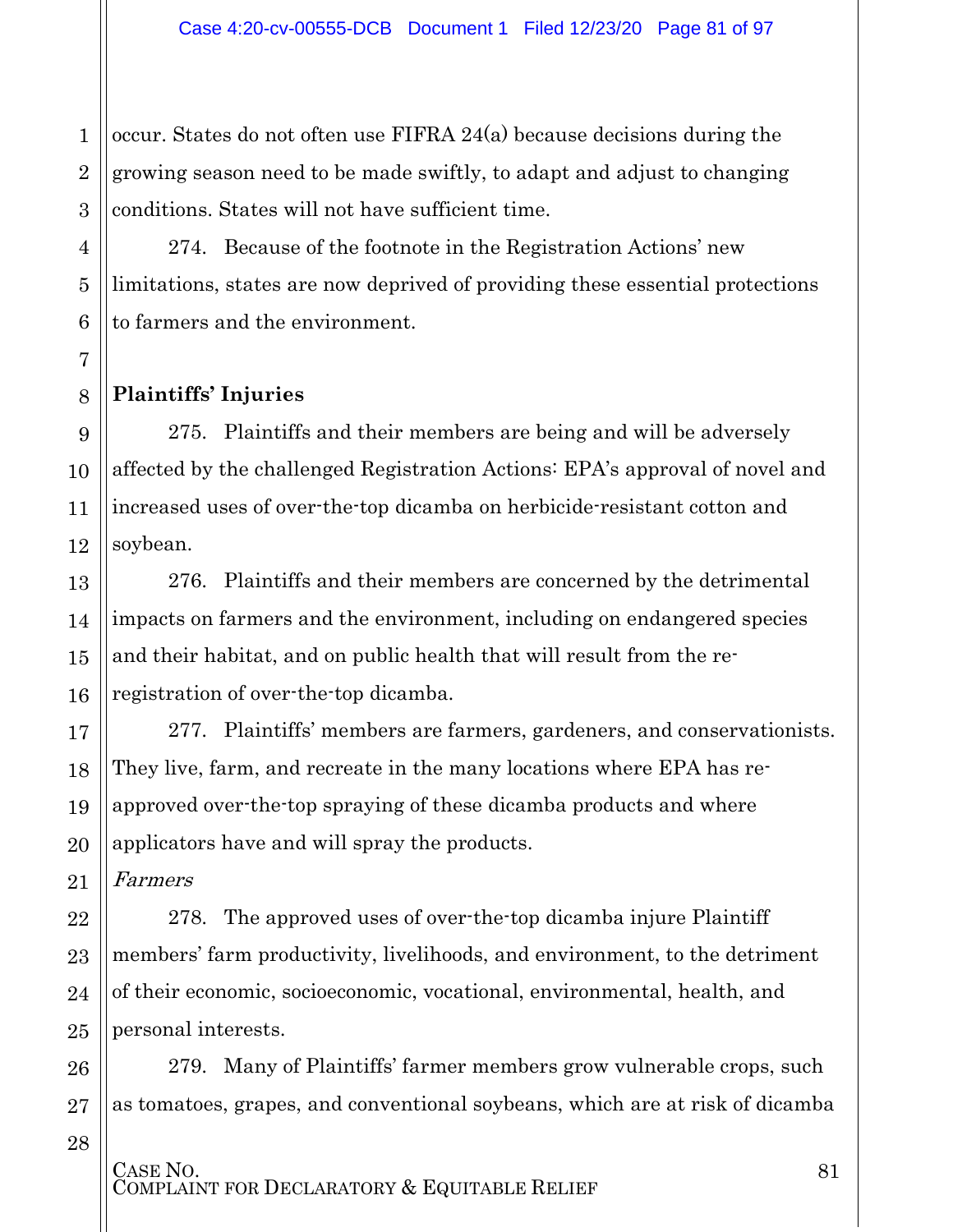occur. States do not often use FIFRA 24(a) because decisions during the growing season need to be made swiftly, to adapt and adjust to changing conditions. States will not have sufficient time.

274. Because of the footnote in the Registration Actions' new limitations, states are now deprived of providing these essential protections to farmers and the environment.

**Plaintiffs' Injuries**

275. Plaintiffs and their members are being and will be adversely affected by the challenged Registration Actions: EPA's approval of novel and increased uses of over-the-top dicamba on herbicide-resistant cotton and soybean.

276. Plaintiffs and their members are concerned by the detrimental impacts on farmers and the environment, including on endangered species and their habitat, and on public health that will result from the re-registration of over-the-top dicamba.

277. Plaintiffs' members are farmers, gardeners, and conservationists. They live, farm, and recreate in the many locations where EPA has re-approved over-the-top spraying of these dicamba products and where applicators have and will spray the products.

*Farmers*

278. The approved uses of over-the-top dicamba injure Plaintiff members' farm productivity, livelihoods, and environment, to the detriment of their economic, socioeconomic, vocational, environmental, health, and personal interests.

279. Many of Plaintiffs' farmer members grow vulnerable crops, such as tomatoes, grapes, and conventional soybeans, which are at risk of dicamba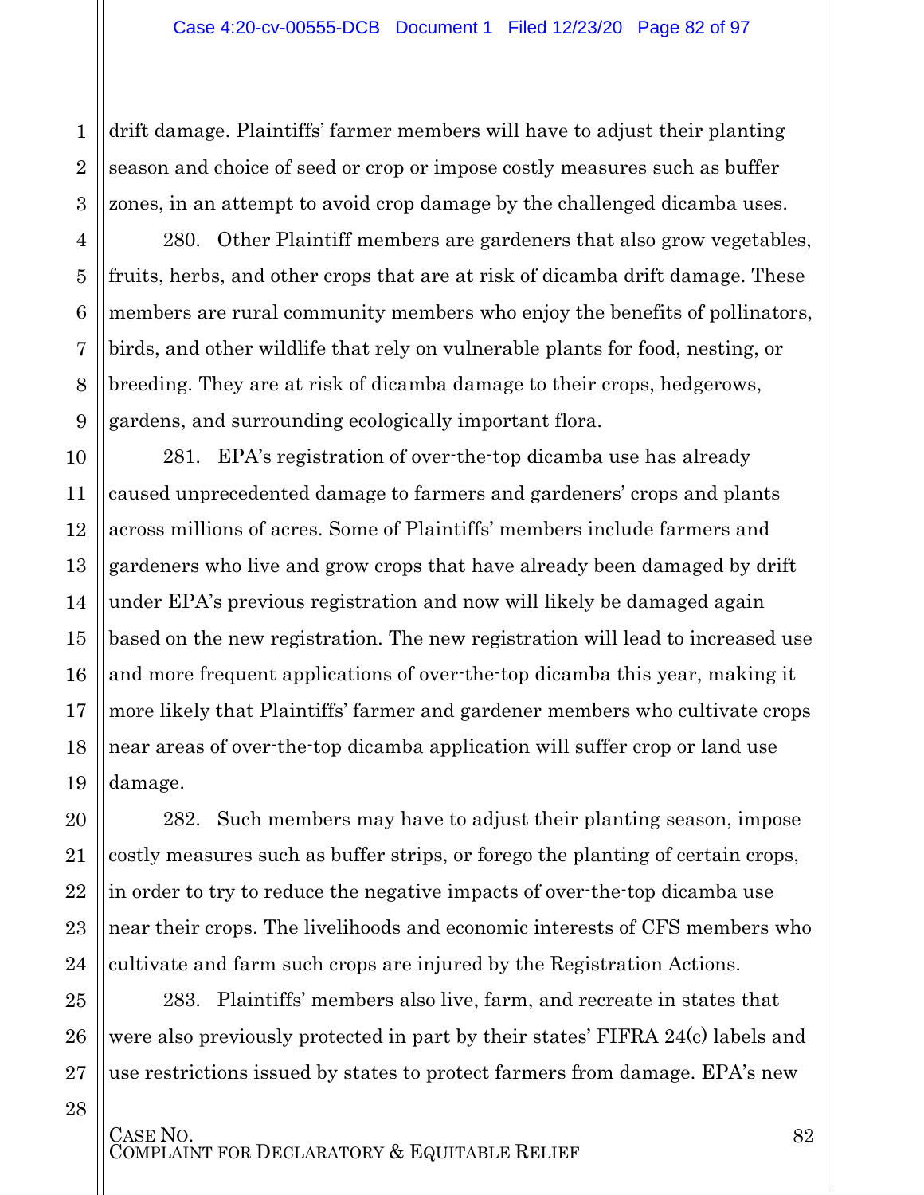drift damage. Plaintiffs' farmer members will have to adjust their planting season and choice of seed or crop or impose costly measures such as buffer zones, in an attempt to avoid crop damage by the challenged dicamba uses.

280. Other Plaintiff members are gardeners that also grow vegetables, fruits, herbs, and other crops that are at risk of dicamba drift damage. These members are rural community members who enjoy the benefits of pollinators, birds, and other wildlife that rely on vulnerable plants for food, nesting, or breeding. They are at risk of dicamba damage to their crops, hedgerows, gardens, and surrounding ecologically important flora.

281. EPA's registration of over-the-top dicamba use has already caused unprecedented damage to farmers and gardeners' crops and plants across millions of acres. Some of Plaintiffs' members include farmers and gardeners who live and grow crops that have already been damaged by drift under EPA's previous registration and now will likely be damaged again based on the new registration. The new registration will lead to increased use and more frequent applications of over-the-top dicamba this year, making it more likely that Plaintiffs' farmer and gardener members who cultivate crops near areas of over-the-top dicamba application will suffer crop or land use damage.

282. Such members may have to adjust their planting season, impose costly measures such as buffer strips, or forego the planting of certain crops, in order to try to reduce the negative impacts of over-the-top dicamba use near their crops. The livelihoods and economic interests of CFS members who cultivate and farm such crops are injured by the Registration Actions.

283. Plaintiffs' members also live, farm, and recreate in states that were also previously protected in part by their states' FIFRA 24(c) labels and use restrictions issued by states to protect farmers from damage. EPA's new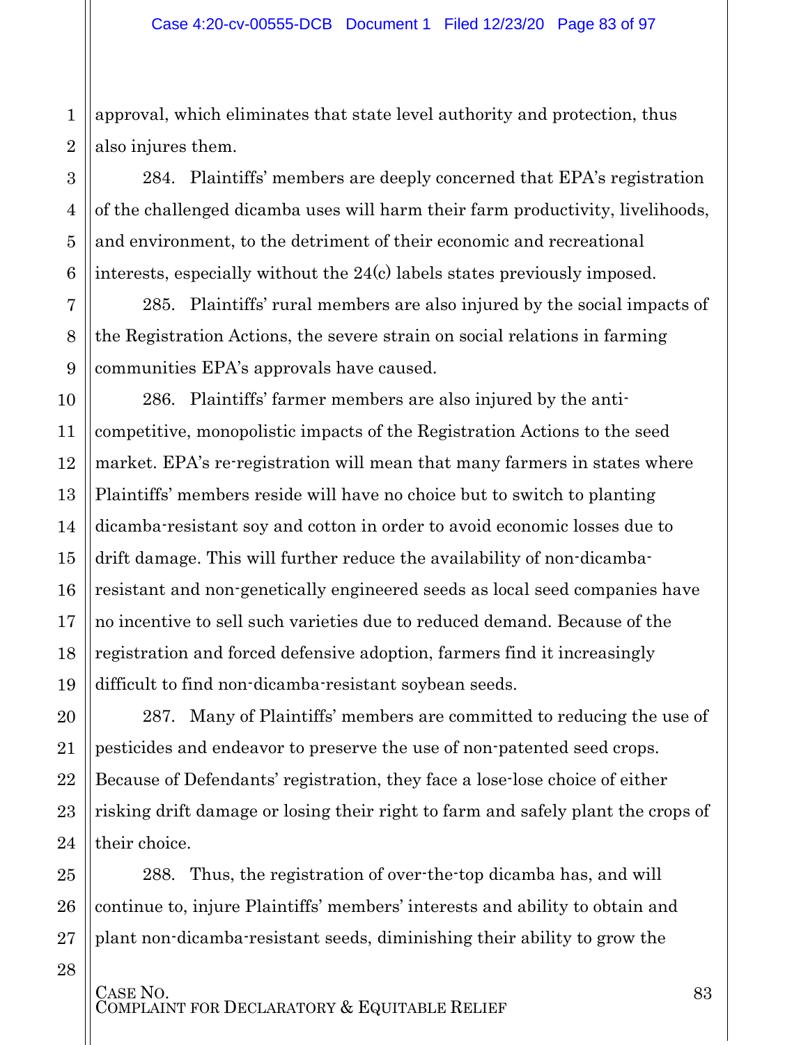approval, which eliminates that state level authority and protection, thus also injures them.

284. Plaintiffs' members are deeply concerned that EPA's registration of the challenged dicamba uses will harm their farm productivity, livelihoods, and environment, to the detriment of their economic and recreational interests, especially without the 24(c) labels states previously imposed.

285. Plaintiffs' rural members are also injured by the social impacts of the Registration Actions, the severe strain on social relations in farming communities EPA's approvals have caused.

286. Plaintiffs' farmer members are also injured by the anti-competitive, monopolistic impacts of the Registration Actions to the seed market. EPA's re-registration will mean that many farmers in states where Plaintiffs' members reside will have no choice but to switch to planting dicamba-resistant soy and cotton in order to avoid economic losses due to drift damage. This will further reduce the availability of non-dicamba-resistant and non-genetically engineered seeds as local seed companies have no incentive to sell such varieties due to reduced demand. Because of the registration and forced defensive adoption, farmers find it increasingly difficult to find non-dicamba-resistant soybean seeds.

287. Many of Plaintiffs' members are committed to reducing the use of pesticides and endeavor to preserve the use of non-patented seed crops. Because of Defendants' registration, they face a lose-lose choice of either risking drift damage or losing their right to farm and safely plant the crops of their choice.

288. Thus, the registration of over-the-top dicamba has, and will continue to, injure Plaintiffs' members' interests and ability to obtain and plant non-dicamba-resistant seeds, diminishing their ability to grow the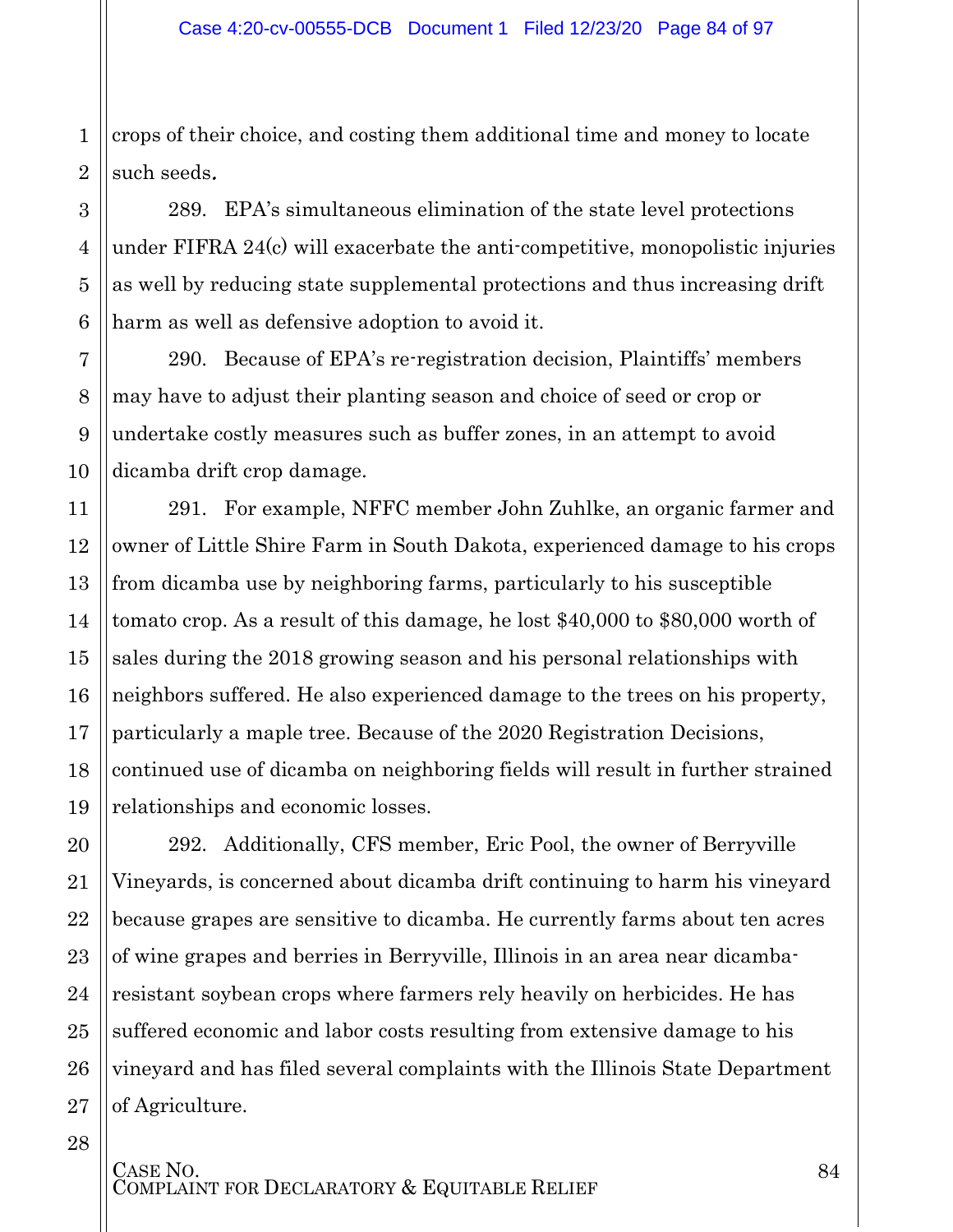crops of their choice, and costing them additional time and money to locate such seeds.

289. EPA's simultaneous elimination of the state level protections under FIFRA 24(c) will exacerbate the anti-competitive, monopolistic injuries as well by reducing state supplemental protections and thus increasing drift harm as well as defensive adoption to avoid it.

290. Because of EPA's re-registration decision, Plaintiffs' members may have to adjust their planting season and choice of seed or crop or undertake costly measures such as buffer zones, in an attempt to avoid dicamba drift crop damage.

291. For example, NFFC member John Zuhlke, an organic farmer and owner of Little Shire Farm in South Dakota, experienced damage to his crops from dicamba use by neighboring farms, particularly to his susceptible tomato crop. As a result of this damage, he lost $40,000 to $80,000 worth of sales during the 2018 growing season and his personal relationships with neighbors suffered. He also experienced damage to the trees on his property, particularly a maple tree. Because of the 2020 Registration Decisions, continued use of dicamba on neighboring fields will result in further strained relationships and economic losses.

292. Additionally, CFS member, Eric Pool, the owner of Berryville Vineyards, is concerned about dicamba drift continuing to harm his vineyard because grapes are sensitive to dicamba. He currently farms about ten acres of wine grapes and berries in Berryville, Illinois in an area near dicamba-resistant soybean crops where farmers rely heavily on herbicides. He has suffered economic and labor costs resulting from extensive damage to his vineyard and has filed several complaints with the Illinois State Department of Agriculture.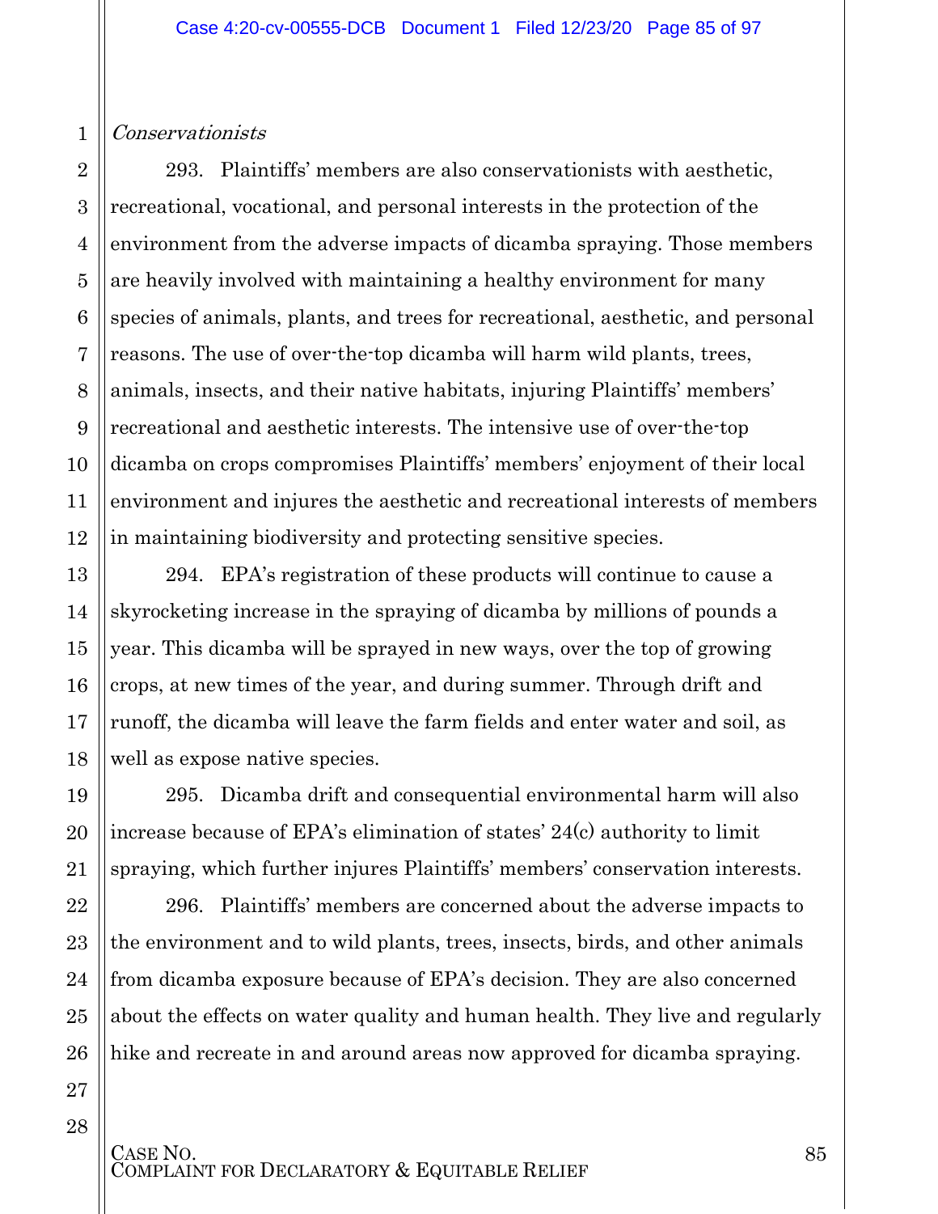*Conservationists*

293. Plaintiffs' members are also conservationists with aesthetic, recreational, vocational, and personal interests in the protection of the environment from the adverse impacts of dicamba spraying. Those members are heavily involved with maintaining a healthy environment for many species of animals, plants, and trees for recreational, aesthetic, and personal reasons. The use of over-the-top dicamba will harm wild plants, trees, animals, insects, and their native habitats, injuring Plaintiffs' members' recreational and aesthetic interests. The intensive use of over-the-top dicamba on crops compromises Plaintiffs' members' enjoyment of their local environment and injures the aesthetic and recreational interests of members in maintaining biodiversity and protecting sensitive species.

294. EPA's registration of these products will continue to cause a skyrocketing increase in the spraying of dicamba by millions of pounds a year. This dicamba will be sprayed in new ways, over the top of growing crops, at new times of the year, and during summer. Through drift and runoff, the dicamba will leave the farm fields and enter water and soil, as well as expose native species.

295. Dicamba drift and consequential environmental harm will also increase because of EPA's elimination of states' 24(c) authority to limit spraying, which further injures Plaintiffs' members' conservation interests.

296. Plaintiffs' members are concerned about the adverse impacts to the environment and to wild plants, trees, insects, birds, and other animals from dicamba exposure because of EPA's decision. They are also concerned about the effects on water quality and human health. They live and regularly hike and recreate in and around areas now approved for dicamba spraying.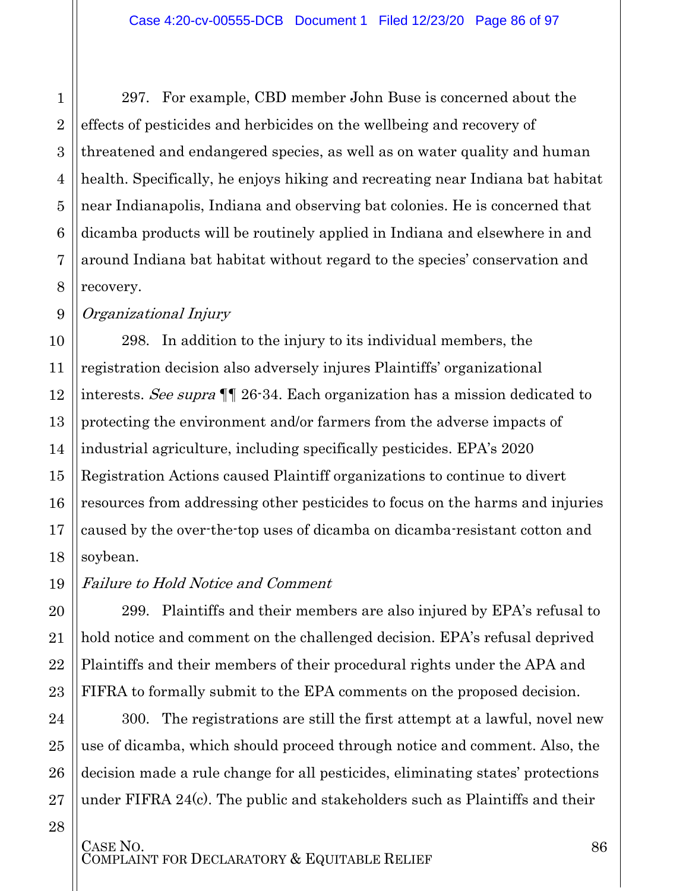297. For example, CBD member John Buse is concerned about the effects of pesticides and herbicides on the wellbeing and recovery of threatened and endangered species, as well as on water quality and human health. Specifically, he enjoys hiking and recreating near Indiana bat habitat near Indianapolis, Indiana and observing bat colonies. He is concerned that dicamba products will be routinely applied in Indiana and elsewhere in and around Indiana bat habitat without regard to the species' conservation and recovery.

*Organizational Injury*

298. In addition to the injury to its individual members, the registration decision also adversely injures Plaintiffs' organizational interests. *See supra* ¶¶ 26-34. Each organization has a mission dedicated to protecting the environment and/or farmers from the adverse impacts of industrial agriculture, including specifically pesticides. EPA's 2020 Registration Actions caused Plaintiff organizations to continue to divert resources from addressing other pesticides to focus on the harms and injuries caused by the over-the-top uses of dicamba on dicamba-resistant cotton and soybean.

*Failure to Hold Notice and Comment*

299. Plaintiffs and their members are also injured by EPA's refusal to hold notice and comment on the challenged decision. EPA's refusal deprived Plaintiffs and their members of their procedural rights under the APA and FIFRA to formally submit to the EPA comments on the proposed decision.

300. The registrations are still the first attempt at a lawful, novel new use of dicamba, which should proceed through notice and comment. Also, the decision made a rule change for all pesticides, eliminating states' protections under FIFRA 24(c). The public and stakeholders such as Plaintiffs and their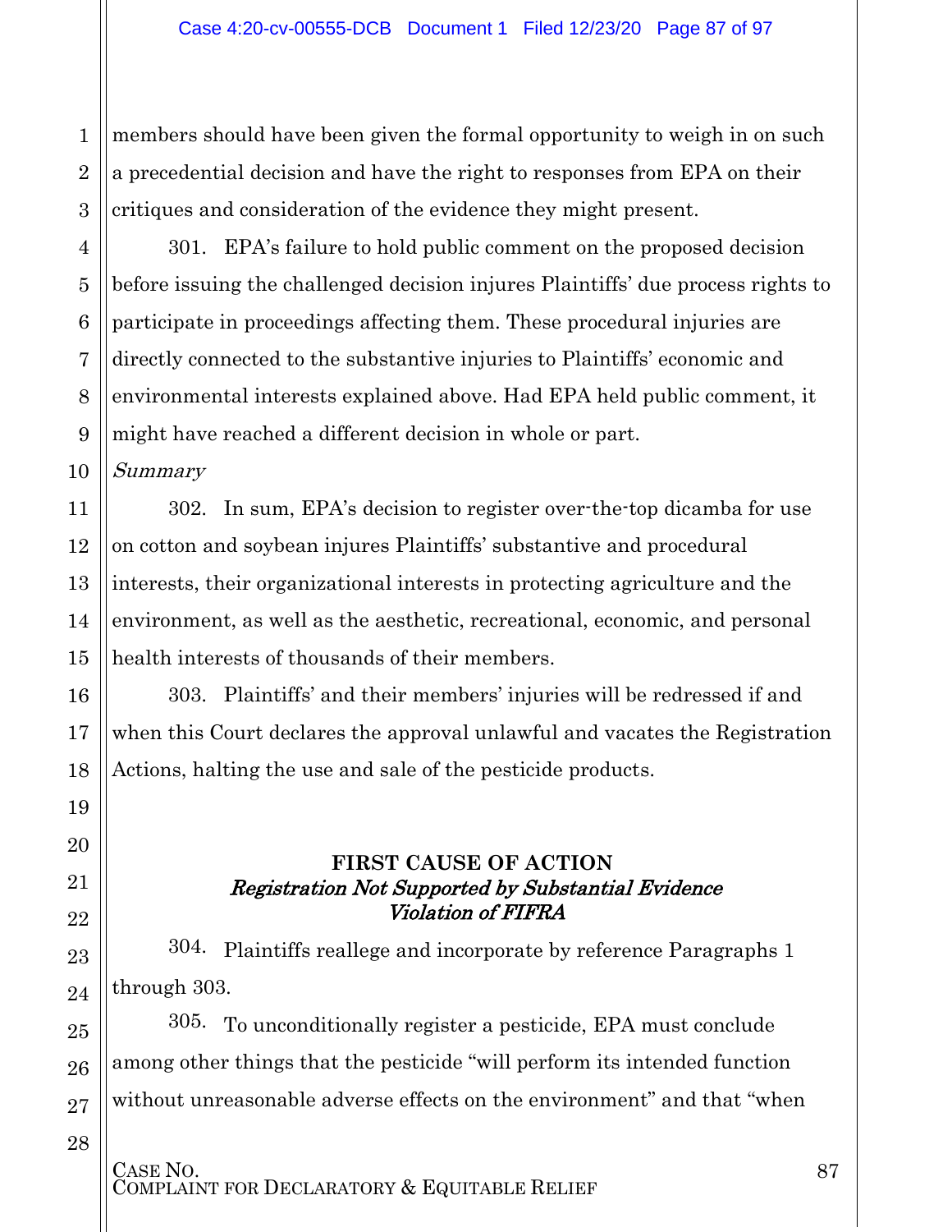members should have been given the formal opportunity to weigh in on such a precedential decision and have the right to responses from EPA on their critiques and consideration of the evidence they might present.

301. EPA's failure to hold public comment on the proposed decision before issuing the challenged decision injures Plaintiffs' due process rights to participate in proceedings affecting them. These procedural injuries are directly connected to the substantive injuries to Plaintiffs' economic and environmental interests explained above. Had EPA held public comment, it might have reached a different decision in whole or part.

*Summary*

302. In sum, EPA's decision to register over-the-top dicamba for use on cotton and soybean injures Plaintiffs' substantive and procedural interests, their organizational interests in protecting agriculture and the environment, as well as the aesthetic, recreational, economic, and personal health interests of thousands of their members.

303. Plaintiffs' and their members' injuries will be redressed if and when this Court declares the approval unlawful and vacates the Registration Actions, halting the use and sale of the pesticide products.

## FIRST CAUSE OF ACTION
### *Registration Not Supported by Substantial Evidence Violation of FIFRA*

304. Plaintiffs reallege and incorporate by reference Paragraphs 1 through 303.

305. To unconditionally register a pesticide, EPA must conclude among other things that the pesticide "will perform its intended function without unreasonable adverse effects on the environment" and that "when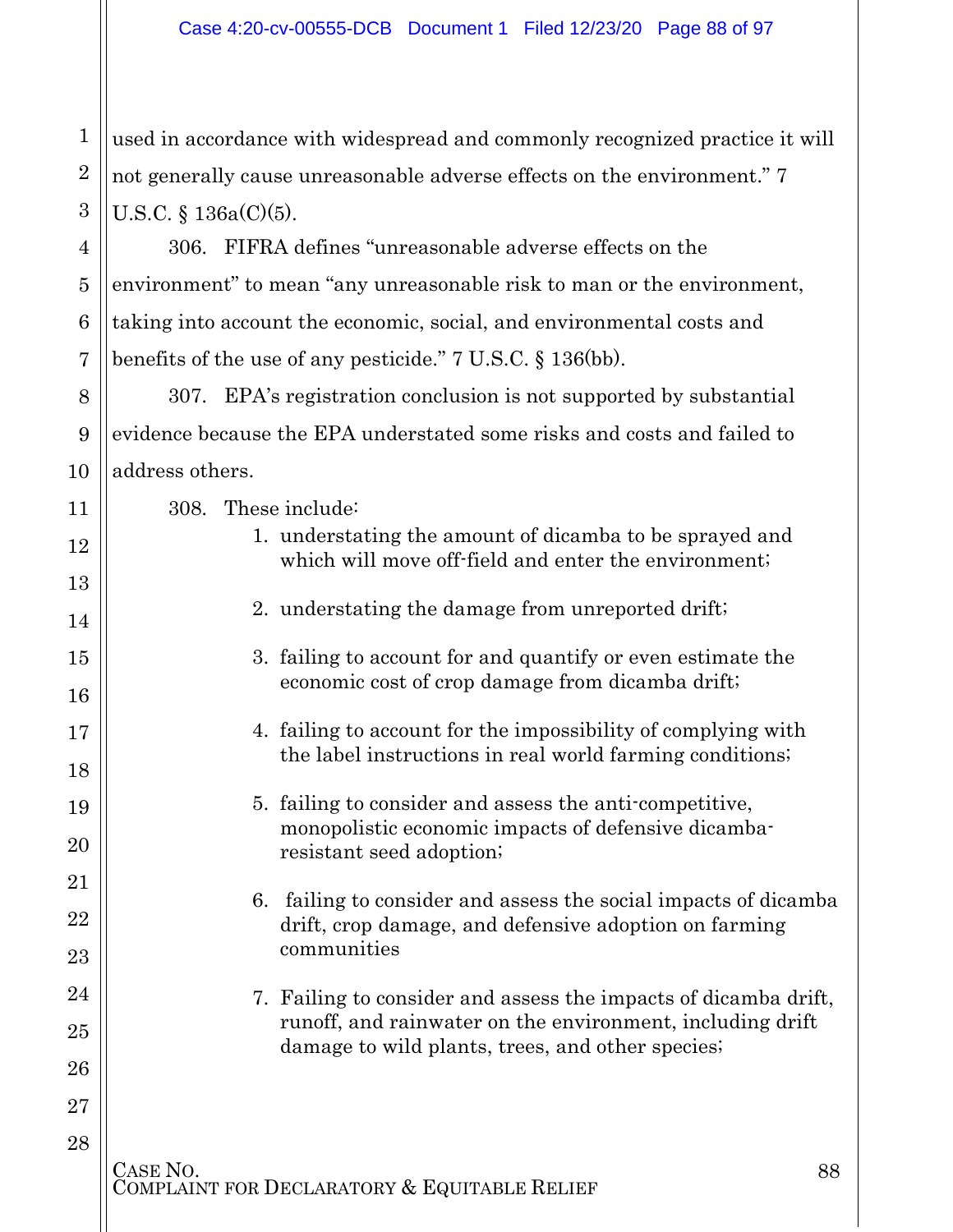used in accordance with widespread and commonly recognized practice it will not generally cause unreasonable adverse effects on the environment." 7 U.S.C. § 136a(C)(5).

306. FIFRA defines "unreasonable adverse effects on the environment" to mean "any unreasonable risk to man or the environment, taking into account the economic, social, and environmental costs and benefits of the use of any pesticide." 7 U.S.C. § 136(bb).

307. EPA's registration conclusion is not supported by substantial evidence because the EPA understated some risks and costs and failed to address others.

308. These include:

1. understating the amount of dicamba to be sprayed and which will move off-field and enter the environment;

2. understating the damage from unreported drift;

3. failing to account for and quantify or even estimate the economic cost of crop damage from dicamba drift;

4. failing to account for the impossibility of complying with the label instructions in real world farming conditions;

5. failing to consider and assess the anti-competitive, monopolistic economic impacts of defensive dicamba-resistant seed adoption;

6. failing to consider and assess the social impacts of dicamba drift, crop damage, and defensive adoption on farming communities

7. Failing to consider and assess the impacts of dicamba drift, runoff, and rainwater on the environment, including drift damage to wild plants, trees, and other species;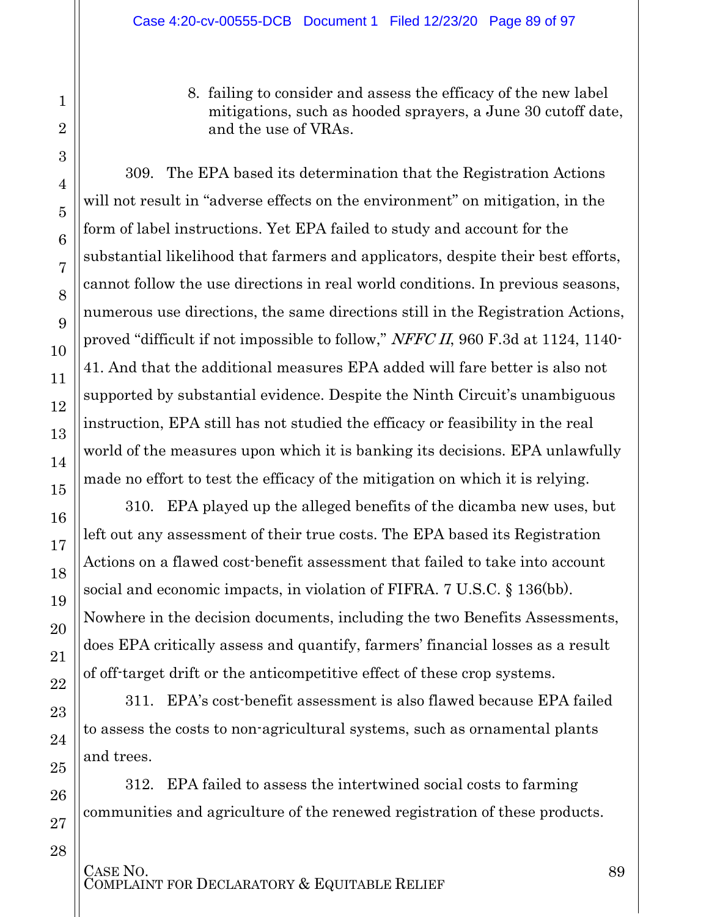8. failing to consider and assess the efficacy of the new label mitigations, such as hooded sprayers, a June 30 cutoff date, and the use of VRAs.

309. The EPA based its determination that the Registration Actions will not result in "adverse effects on the environment" on mitigation, in the form of label instructions. Yet EPA failed to study and account for the substantial likelihood that farmers and applicators, despite their best efforts, cannot follow the use directions in real world conditions. In previous seasons, numerous use directions, the same directions still in the Registration Actions, proved "difficult if not impossible to follow," *NFFC II*, 960 F.3d at 1124, 1140-41. And that the additional measures EPA added will fare better is also not supported by substantial evidence. Despite the Ninth Circuit's unambiguous instruction, EPA still has not studied the efficacy or feasibility in the real world of the measures upon which it is banking its decisions. EPA unlawfully made no effort to test the efficacy of the mitigation on which it is relying.

310. EPA played up the alleged benefits of the dicamba new uses, but left out any assessment of their true costs. The EPA based its Registration Actions on a flawed cost-benefit assessment that failed to take into account social and economic impacts, in violation of FIFRA. 7 U.S.C. § 136(bb). Nowhere in the decision documents, including the two Benefits Assessments, does EPA critically assess and quantify, farmers' financial losses as a result of off-target drift or the anticompetitive effect of these crop systems.

311. EPA's cost-benefit assessment is also flawed because EPA failed to assess the costs to non-agricultural systems, such as ornamental plants and trees.

312. EPA failed to assess the intertwined social costs to farming communities and agriculture of the renewed registration of these products.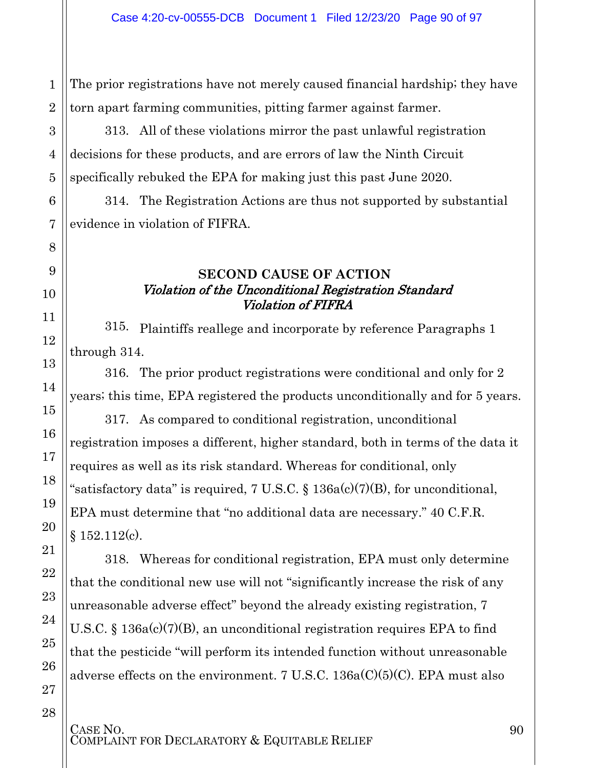The prior registrations have not merely caused financial hardship; they have torn apart farming communities, pitting farmer against farmer.

313. All of these violations mirror the past unlawful registration decisions for these products, and are errors of law the Ninth Circuit specifically rebuked the EPA for making just this past June 2020.

314. The Registration Actions are thus not supported by substantial evidence in violation of FIFRA.

**SECOND CAUSE OF ACTION**
***Violation of the Unconditional Registration Standard***
***Violation of FIFRA***

315. Plaintiffs reallege and incorporate by reference Paragraphs 1 through 314.

316. The prior product registrations were conditional and only for 2 years; this time, EPA registered the products unconditionally and for 5 years.

317. As compared to conditional registration, unconditional registration imposes a different, higher standard, both in terms of the data it requires as well as its risk standard. Whereas for conditional, only "satisfactory data" is required, 7 U.S.C. § 136a(c)(7)(B), for unconditional, EPA must determine that "no additional data are necessary." 40 C.F.R. § 152.112(c).

318. Whereas for conditional registration, EPA must only determine that the conditional new use will not "significantly increase the risk of any unreasonable adverse effect" beyond the already existing registration, 7 U.S.C. § 136a(c)(7)(B), an unconditional registration requires EPA to find that the pesticide "will perform its intended function without unreasonable adverse effects on the environment. 7 U.S.C. 136a(C)(5)(C). EPA must also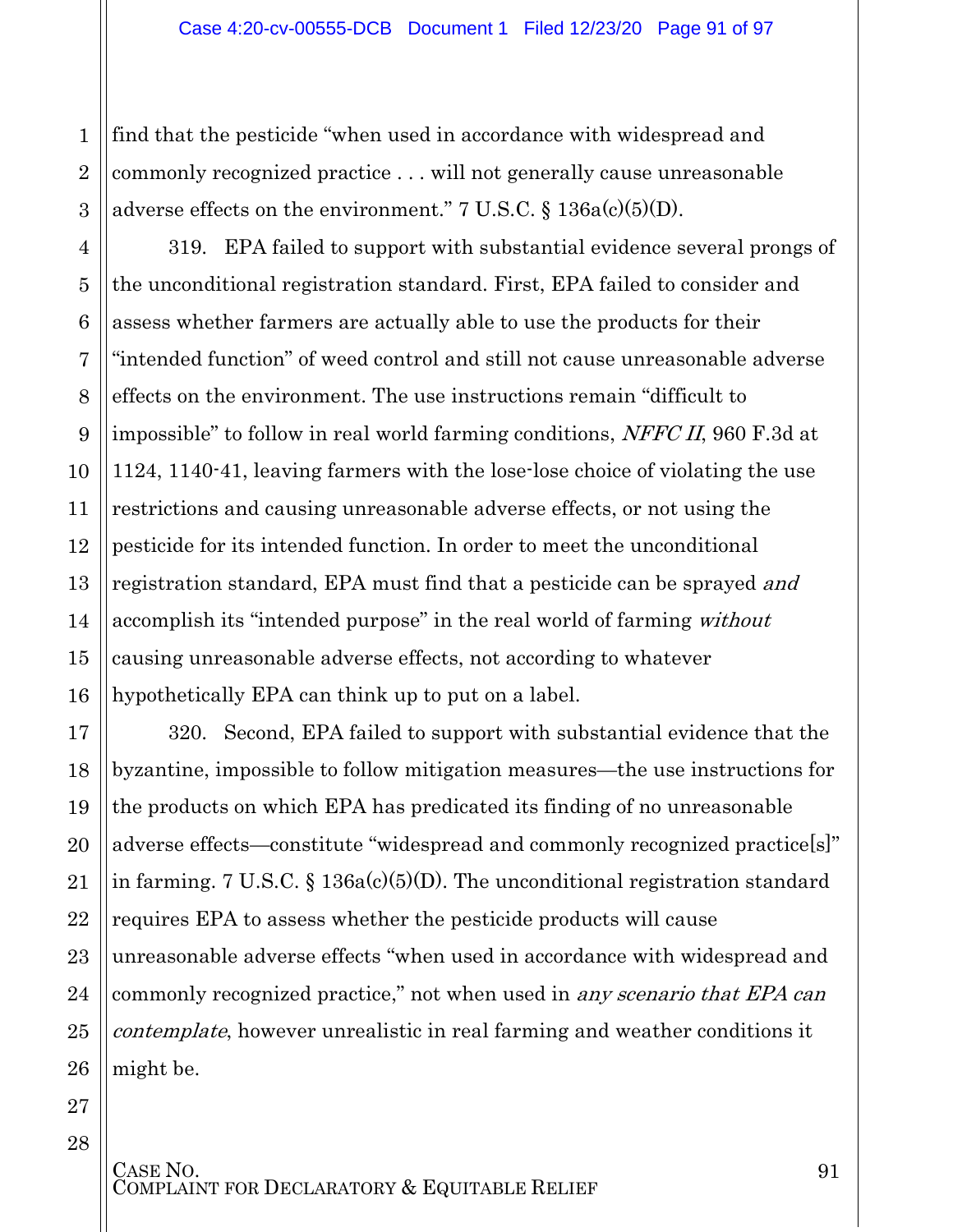find that the pesticide "when used in accordance with widespread and commonly recognized practice . . . will not generally cause unreasonable adverse effects on the environment." 7 U.S.C. § 136a(c)(5)(D).

319. EPA failed to support with substantial evidence several prongs of the unconditional registration standard. First, EPA failed to consider and assess whether farmers are actually able to use the products for their "intended function" of weed control and still not cause unreasonable adverse effects on the environment. The use instructions remain "difficult to impossible" to follow in real world farming conditions, *NFFC II*, 960 F.3d at 1124, 1140-41, leaving farmers with the lose-lose choice of violating the use restrictions and causing unreasonable adverse effects, or not using the pesticide for its intended function. In order to meet the unconditional registration standard, EPA must find that a pesticide can be sprayed *and* accomplish its "intended purpose" in the real world of farming *without* causing unreasonable adverse effects, not according to whatever hypothetically EPA can think up to put on a label.

320. Second, EPA failed to support with substantial evidence that the byzantine, impossible to follow mitigation measures—the use instructions for the products on which EPA has predicated its finding of no unreasonable adverse effects—constitute "widespread and commonly recognized practice[s]" in farming. 7 U.S.C. § 136a(c)(5)(D). The unconditional registration standard requires EPA to assess whether the pesticide products will cause unreasonable adverse effects "when used in accordance with widespread and commonly recognized practice," not when used in *any scenario that EPA can contemplate*, however unrealistic in real farming and weather conditions it might be.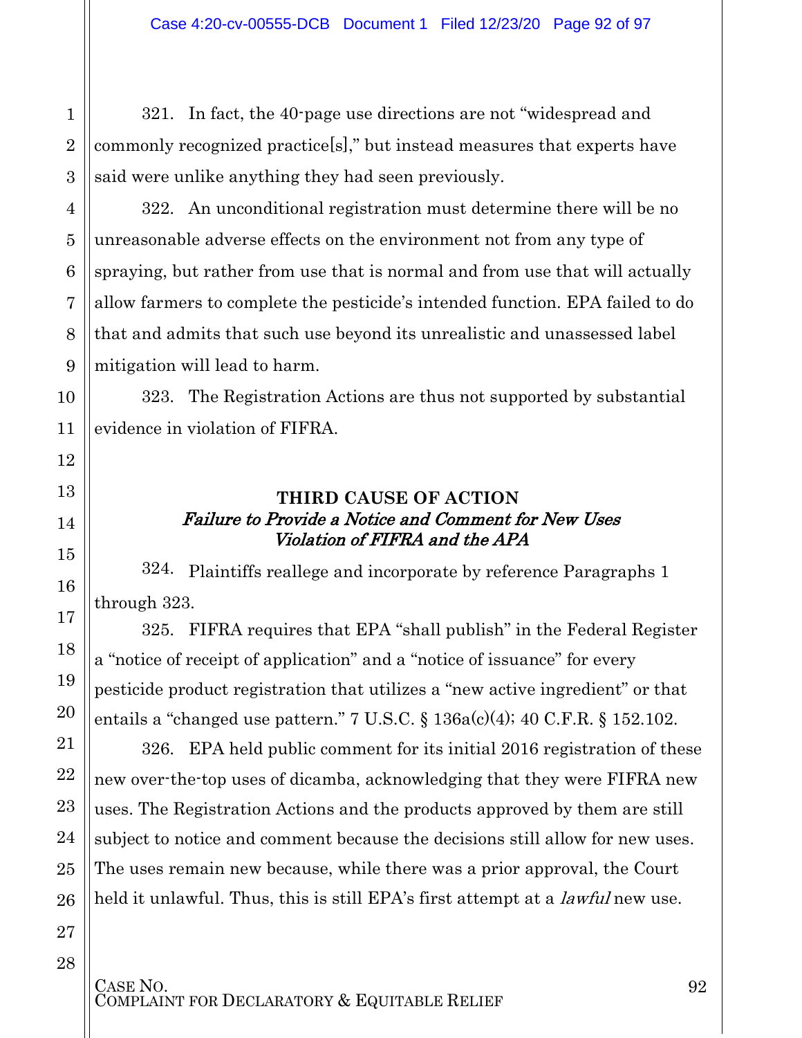321. In fact, the 40-page use directions are not "widespread and commonly recognized practice[s]," but instead measures that experts have said were unlike anything they had seen previously.

322. An unconditional registration must determine there will be no unreasonable adverse effects on the environment not from any type of spraying, but rather from use that is normal and from use that will actually allow farmers to complete the pesticide's intended function. EPA failed to do that and admits that such use beyond its unrealistic and unassessed label mitigation will lead to harm.

323. The Registration Actions are thus not supported by substantial evidence in violation of FIFRA.

**THIRD CAUSE OF ACTION**
***Failure to Provide a Notice and Comment for New Uses***
***Violation of FIFRA and the APA***

324. Plaintiffs reallege and incorporate by reference Paragraphs 1 through 323.

325. FIFRA requires that EPA "shall publish" in the Federal Register a "notice of receipt of application" and a "notice of issuance" for every pesticide product registration that utilizes a "new active ingredient" or that entails a "changed use pattern." 7 U.S.C. § 136a(c)(4); 40 C.F.R. § 152.102.

326. EPA held public comment for its initial 2016 registration of these new over-the-top uses of dicamba, acknowledging that they were FIFRA new uses. The Registration Actions and the products approved by them are still subject to notice and comment because the decisions still allow for new uses. The uses remain new because, while there was a prior approval, the Court held it unlawful. Thus, this is still EPA's first attempt at a *lawful* new use.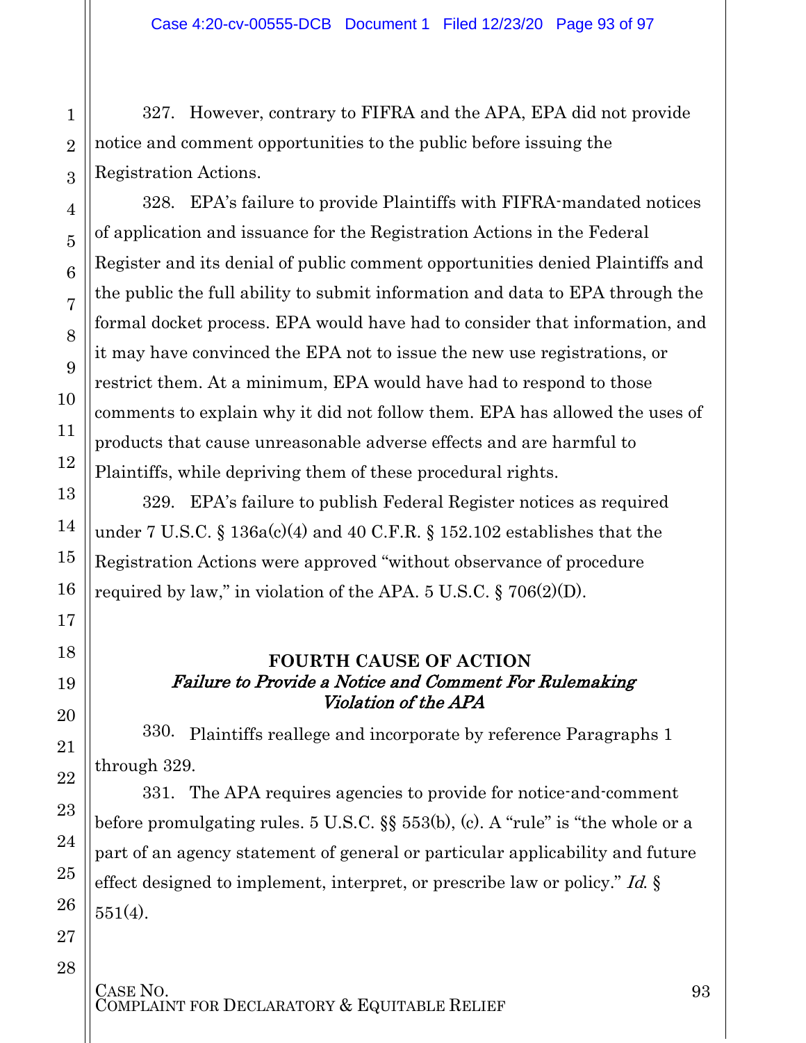327. However, contrary to FIFRA and the APA, EPA did not provide notice and comment opportunities to the public before issuing the Registration Actions.

328. EPA's failure to provide Plaintiffs with FIFRA-mandated notices of application and issuance for the Registration Actions in the Federal Register and its denial of public comment opportunities denied Plaintiffs and the public the full ability to submit information and data to EPA through the formal docket process. EPA would have had to consider that information, and it may have convinced the EPA not to issue the new use registrations, or restrict them. At a minimum, EPA would have had to respond to those comments to explain why it did not follow them. EPA has allowed the uses of products that cause unreasonable adverse effects and are harmful to Plaintiffs, while depriving them of these procedural rights.

329. EPA's failure to publish Federal Register notices as required under 7 U.S.C. § 136a(c)(4) and 40 C.F.R. § 152.102 establishes that the Registration Actions were approved "without observance of procedure required by law," in violation of the APA. 5 U.S.C. § 706(2)(D).

## FOURTH CAUSE OF ACTION
### *Failure to Provide a Notice and Comment For Rulemaking Violation of the APA*

330. Plaintiffs reallege and incorporate by reference Paragraphs 1 through 329.

331. The APA requires agencies to provide for notice-and-comment before promulgating rules. 5 U.S.C. §§ 553(b), (c). A "rule" is "the whole or a part of an agency statement of general or particular applicability and future effect designed to implement, interpret, or prescribe law or policy." *Id.* § 551(4).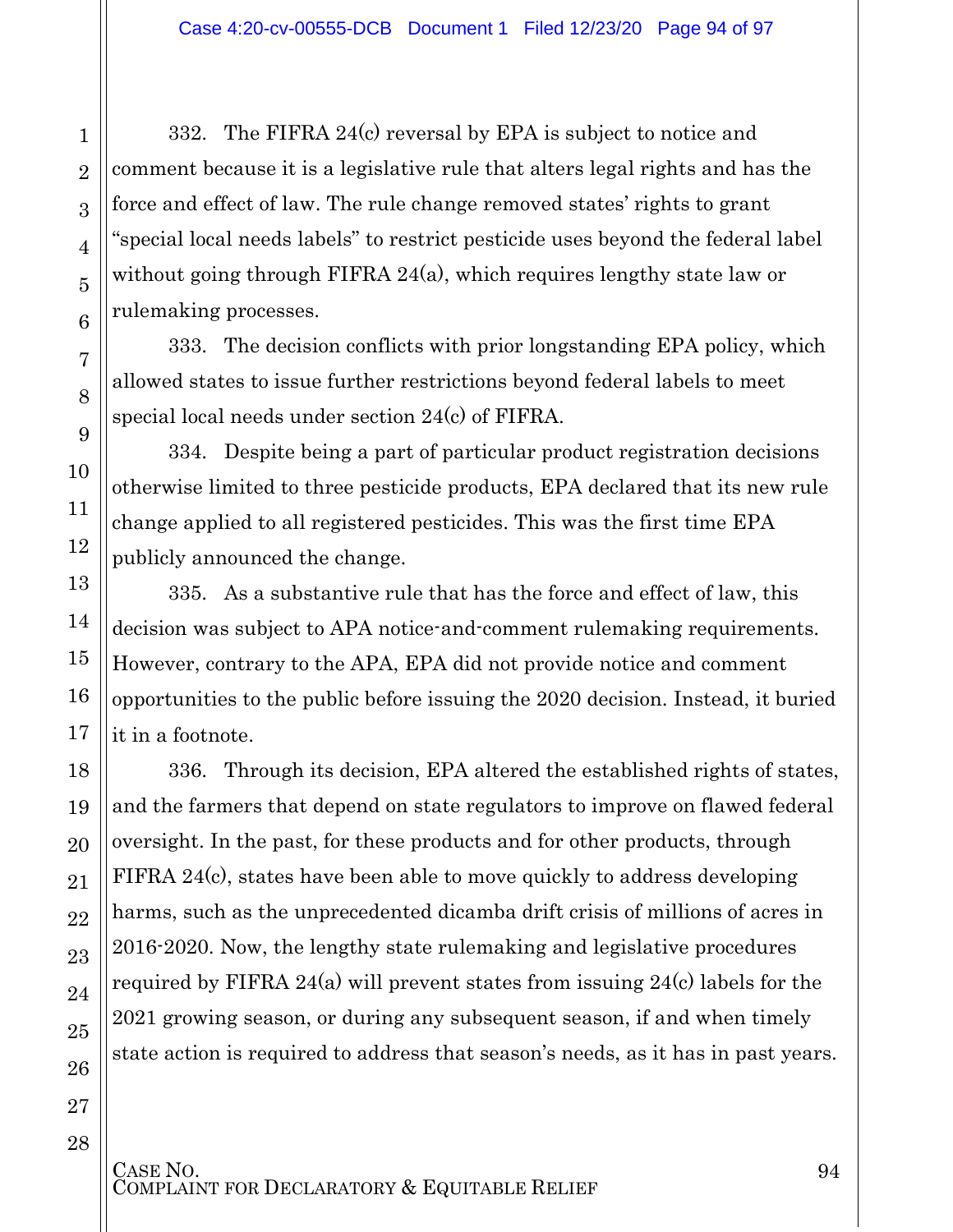332. The FIFRA 24(c) reversal by EPA is subject to notice and comment because it is a legislative rule that alters legal rights and has the force and effect of law. The rule change removed states' rights to grant "special local needs labels" to restrict pesticide uses beyond the federal label without going through FIFRA 24(a), which requires lengthy state law or rulemaking processes.

333. The decision conflicts with prior longstanding EPA policy, which allowed states to issue further restrictions beyond federal labels to meet special local needs under section 24(c) of FIFRA.

334. Despite being a part of particular product registration decisions otherwise limited to three pesticide products, EPA declared that its new rule change applied to all registered pesticides. This was the first time EPA publicly announced the change.

335. As a substantive rule that has the force and effect of law, this decision was subject to APA notice-and-comment rulemaking requirements. However, contrary to the APA, EPA did not provide notice and comment opportunities to the public before issuing the 2020 decision. Instead, it buried it in a footnote.

336. Through its decision, EPA altered the established rights of states, and the farmers that depend on state regulators to improve on flawed federal oversight. In the past, for these products and for other products, through FIFRA 24(c), states have been able to move quickly to address developing harms, such as the unprecedented dicamba drift crisis of millions of acres in 2016-2020. Now, the lengthy state rulemaking and legislative procedures required by FIFRA 24(a) will prevent states from issuing 24(c) labels for the 2021 growing season, or during any subsequent season, if and when timely state action is required to address that season's needs, as it has in past years.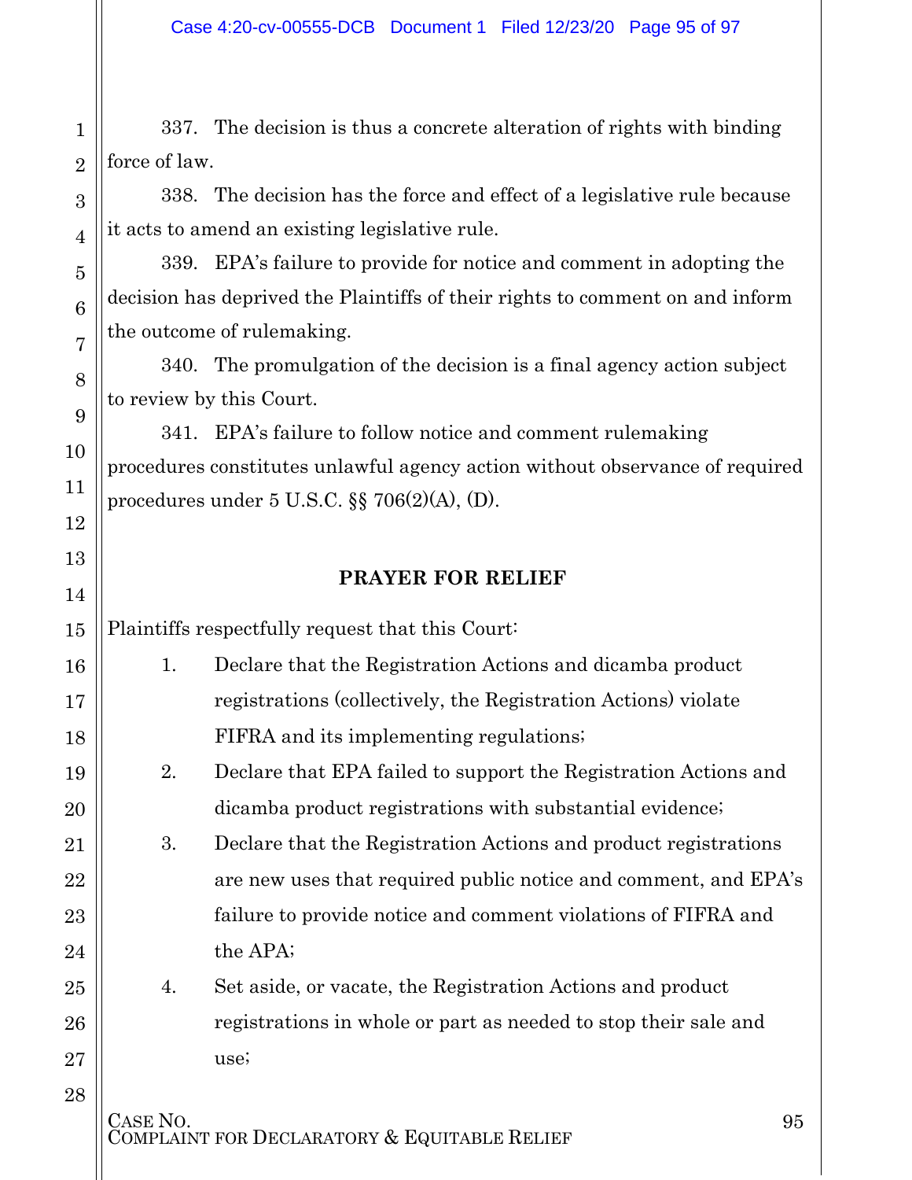337. The decision is thus a concrete alteration of rights with binding force of law.

338. The decision has the force and effect of a legislative rule because it acts to amend an existing legislative rule.

339. EPA's failure to provide for notice and comment in adopting the decision has deprived the Plaintiffs of their rights to comment on and inform the outcome of rulemaking.

340. The promulgation of the decision is a final agency action subject to review by this Court.

341. EPA's failure to follow notice and comment rulemaking procedures constitutes unlawful agency action without observance of required procedures under 5 U.S.C. §§ 706(2)(A), (D).

## PRAYER FOR RELIEF

Plaintiffs respectfully request that this Court:

1. Declare that the Registration Actions and dicamba product registrations (collectively, the Registration Actions) violate FIFRA and its implementing regulations;
2. Declare that EPA failed to support the Registration Actions and dicamba product registrations with substantial evidence;
3. Declare that the Registration Actions and product registrations are new uses that required public notice and comment, and EPA's failure to provide notice and comment violations of FIFRA and the APA;
4. Set aside, or vacate, the Registration Actions and product registrations in whole or part as needed to stop their sale and use;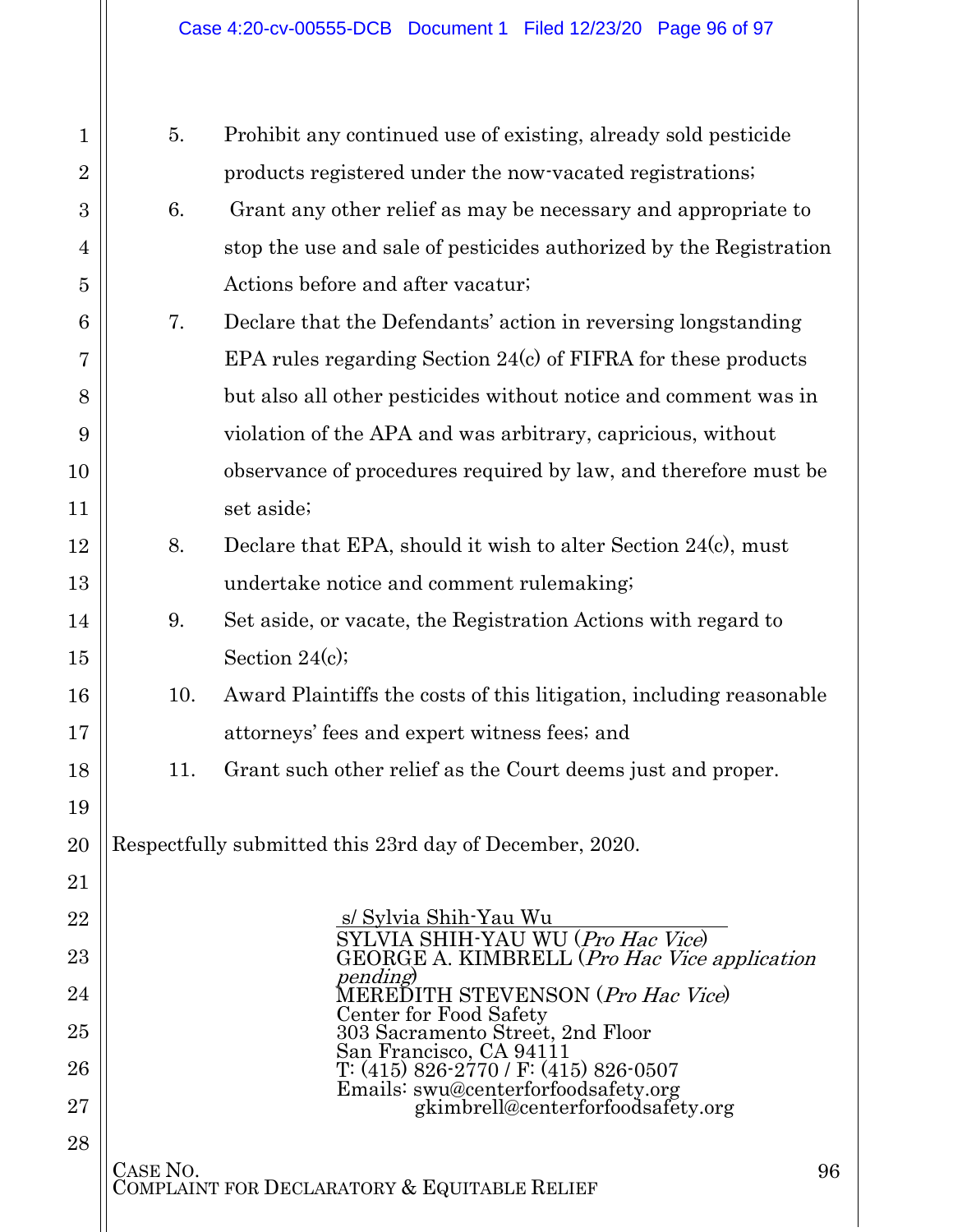5. Prohibit any continued use of existing, already sold pesticide products registered under the now-vacated registrations;
6. Grant any other relief as may be necessary and appropriate to stop the use and sale of pesticides authorized by the Registration Actions before and after vacatur;
7. Declare that the Defendants' action in reversing longstanding EPA rules regarding Section 24(c) of FIFRA for these products but also all other pesticides without notice and comment was in violation of the APA and was arbitrary, capricious, without observance of procedures required by law, and therefore must be set aside;
8. Declare that EPA, should it wish to alter Section 24(c), must undertake notice and comment rulemaking;
9. Set aside, or vacate, the Registration Actions with regard to Section 24(c);
10. Award Plaintiffs the costs of this litigation, including reasonable attorneys' fees and expert witness fees; and
11. Grant such other relief as the Court deems just and proper.

Respectfully submitted this 23rd day of December, 2020.

s/ Sylvia Shih-Yau Wu
SYLVIA SHIH-YAU WU (*Pro Hac Vice*)
GEORGE A. KIMBRELL (*Pro Hac Vice application pending*)
MEREDITH STEVENSON (*Pro Hac Vice*)
Center for Food Safety
303 Sacramento Street, 2nd Floor
San Francisco, CA 94111
T: (415) 826-2770 / F: (415) 826-0507
Emails: swu@centerforfoodsafety.org
gkimbrell@centerforfoodsafety.org

CASE NO.
COMPLAINT FOR DECLARATORY & EQUITABLE RELIEF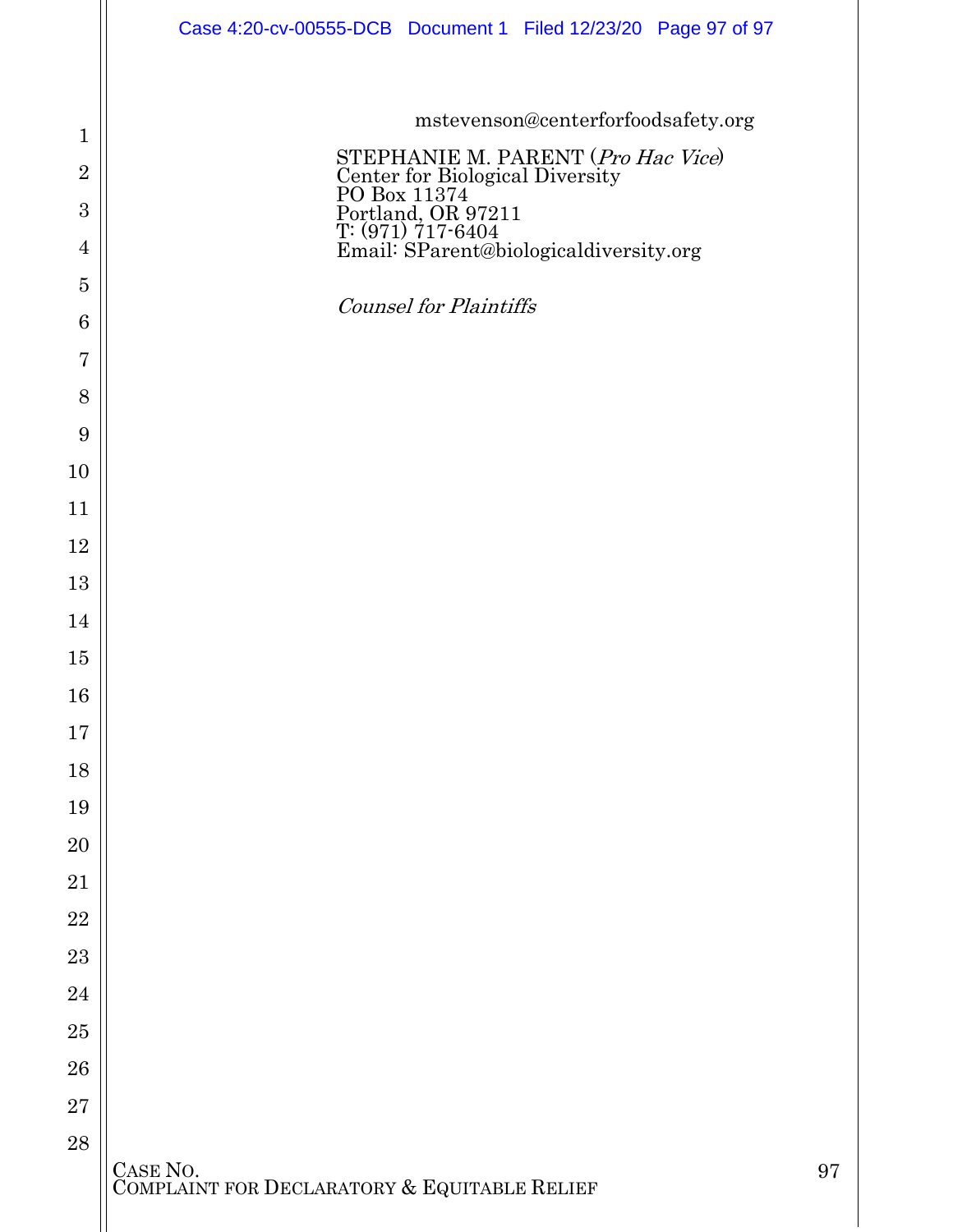mstevenson@centerforfoodsafety.org

STEPHANIE M. PARENT (*Pro Hac Vice*)
Center for Biological Diversity
PO Box 11374
Portland, OR 97211
T: (971) 717-6404
Email: SParent@biologicaldiversity.org

*Counsel for Plaintiffs*